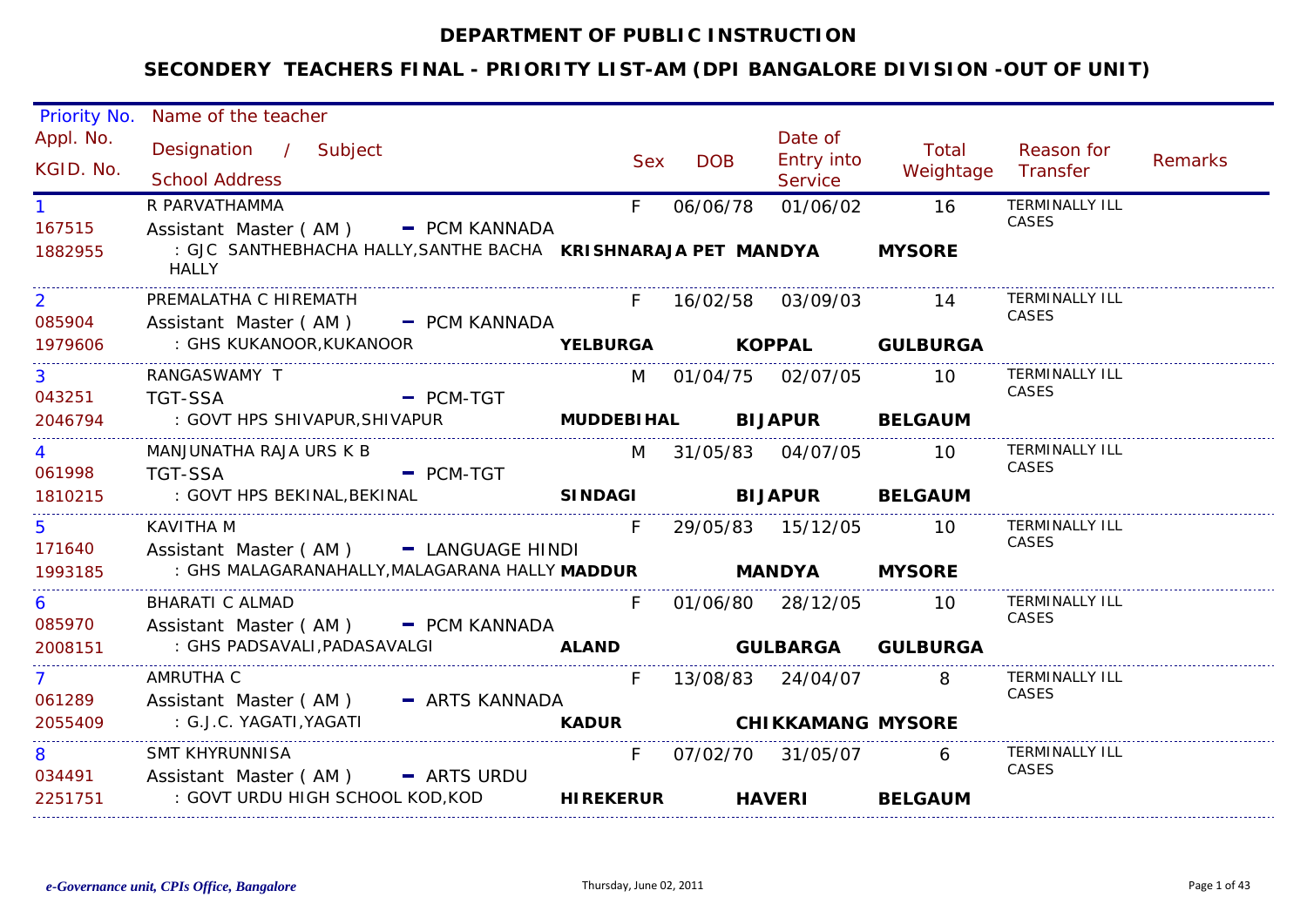# DEPARTMENT OF PUBLIC INSTRUCTION

## SECONDERY TEACHERS FINAL - PRIORITY LIST-AM (DPI BANGALORE DIVISION -OUT OF UNIT)

| Priority No. / Appl. No. / KGID. No. | Name of the teacher / Designation / Subject / School Address | Sex | DOB | Date of Entry into Service | Total Weightage | Reason for Transfer | Remarks |
|---|---|---|---|---|---|---|---|
| 1<br>167515<br>1882955 | R PARVATHAMMA<br>Assistant Master ( AM ) - PCM KANNADA<br>: GJC SANTHEBHACHA HALLY,SANTHE BACHA HALLY **KRISHNARAJA PET MANDYA MYSORE** | F | 06/06/78 | 01/06/02 | 16 | TERMINALLY ILL CASES | |
| 2<br>085904<br>1979606 | PREMALATHA C HIREMATH<br>Assistant Master ( AM ) - PCM KANNADA<br>: GHS KUKANOOR,KUKANOOR **YELBURGA KOPPAL GULBURGA** | F | 16/02/58 | 03/09/03 | 14 | TERMINALLY ILL CASES | |
| 3<br>043251<br>2046794 | RANGASWAMY T<br>TGT-SSA - PCM-TGT<br>: GOVT HPS SHIVAPUR,SHIVAPUR **MUDDEBIHAL BIJAPUR BELGAUM** | M | 01/04/75 | 02/07/05 | 10 | TERMINALLY ILL CASES | |
| 4<br>061998<br>1810215 | MANJUNATHA RAJA URS K B<br>TGT-SSA - PCM-TGT<br>: GOVT HPS BEKINAL,BEKINAL **SINDAGI BIJAPUR BELGAUM** | M | 31/05/83 | 04/07/05 | 10 | TERMINALLY ILL CASES | |
| 5<br>171640<br>1993185 | KAVITHA M<br>Assistant Master ( AM ) - LANGUAGE HINDI<br>: GHS MALAGARANAHALLY,MALAGARANA HALLY **MADDUR MANDYA MYSORE** | F | 29/05/83 | 15/12/05 | 10 | TERMINALLY ILL CASES | |
| 6<br>085970<br>2008151 | BHARATI C ALMAD<br>Assistant Master ( AM ) - PCM KANNADA<br>: GHS PADSAVALI,PADASAVALGI **ALAND GULBARGA GULBURGA** | F | 01/06/80 | 28/12/05 | 10 | TERMINALLY ILL CASES | |
| 7<br>061289<br>2055409 | AMRUTHA C<br>Assistant Master ( AM ) - ARTS KANNADA<br>: G.J.C. YAGATI,YAGATI **KADUR CHIKKAMANG MYSORE** | F | 13/08/83 | 24/04/07 | 8 | TERMINALLY ILL CASES | |
| 8<br>034491<br>2251751 | SMT KHYRUNNISA<br>Assistant Master ( AM ) - ARTS URDU<br>: GOVT URDU HIGH SCHOOL KOD,KOD **HIREKERUR HAVERI BELGAUM** | F | 07/02/70 | 31/05/07 | 6 | TERMINALLY ILL CASES | |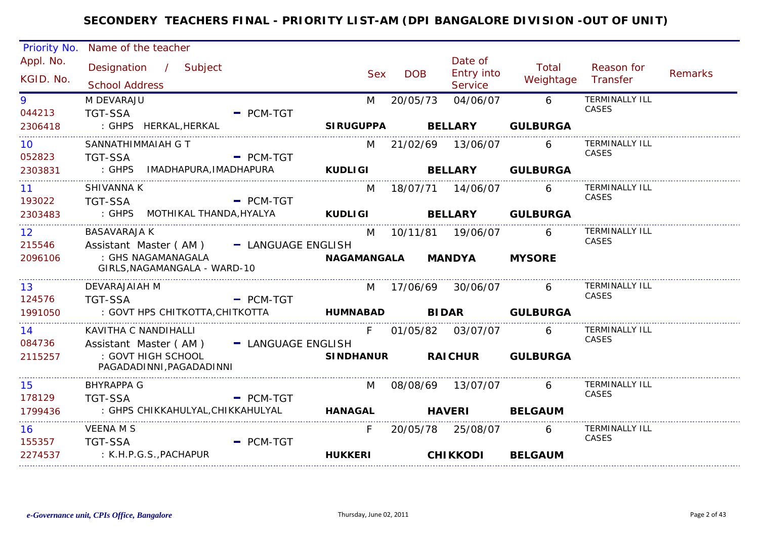# SECONDERY TEACHERS FINAL - PRIORITY LIST-AM (DPI BANGALORE DIVISION -OUT OF UNIT)

| Priority No. / Appl. No. / KGID. No. | Name of the teacher / Designation / Subject / School Address | Sex | DOB | Date of Entry into Service | Total Weightage | Reason for Transfer | Remarks |
|---|---|---|---|---|---|---|---|
| 9<br>044213<br>2306418 | M DEVARAJU<br>TGT-SSA - PCM-TGT<br>: GHPS HERKAL,HERKAL **SIRUGUPPA BELLARY GULBURGA** | M | 20/05/73 | 04/06/07 | 6 | TERMINALLY ILL CASES | |
| 10<br>052823<br>2303831 | SANNATHIMMAIAH G T<br>TGT-SSA - PCM-TGT<br>: GHPS IMADHAPURA,IMADHAPURA **KUDLIGI BELLARY GULBURGA** | M | 21/02/69 | 13/06/07 | 6 | TERMINALLY ILL CASES | |
| 11<br>193022<br>2303483 | SHIVANNA K<br>TGT-SSA - PCM-TGT<br>: GHPS MOTHIKAL THANDA,HYALYA **KUDLIGI BELLARY GULBURGA** | M | 18/07/71 | 14/06/07 | 6 | TERMINALLY ILL CASES | |
| 12<br>215546<br>2096106 | BASAVARAJA K<br>Assistant Master ( AM ) - LANGUAGE ENGLISH<br>: GHS NAGAMANAGALA GIRLS,NAGAMANGALA - WARD-10 **NAGAMANGALA MANDYA MYSORE** | M | 10/11/81 | 19/06/07 | 6 | TERMINALLY ILL CASES | |
| 13<br>124576<br>1991050 | DEVARAJAIAH M<br>TGT-SSA - PCM-TGT<br>: GOVT HPS CHITKOTTA,CHITKOTTA **HUMNABAD BIDAR GULBURGA** | M | 17/06/69 | 30/06/07 | 6 | TERMINALLY ILL CASES | |
| 14<br>084736<br>2115257 | KAVITHA C NANDIHALLI<br>Assistant Master ( AM ) - LANGUAGE ENGLISH<br>: GOVT HIGH SCHOOL PAGADADINNI,PAGADADINNI **SINDHANUR RAICHUR GULBURGA** | F | 01/05/82 | 03/07/07 | 6 | TERMINALLY ILL CASES | |
| 15<br>178129<br>1799436 | BHYRAPPA G<br>TGT-SSA - PCM-TGT<br>: GHPS CHIKKAHULYAL,CHIKKAHULYAL **HANAGAL HAVERI BELGAUM** | M | 08/08/69 | 13/07/07 | 6 | TERMINALLY ILL CASES | |
| 16<br>155357<br>2274537 | VEENA M S<br>TGT-SSA - PCM-TGT<br>: K.H.P.G.S.,PACHAPUR **HUKKERI CHIKKODI BELGAUM** | F | 20/05/78 | 25/08/07 | 6 | TERMINALLY ILL CASES | |

*e-Governance unit, CPIs Office, Bangalore* Thursday, June 02, 2011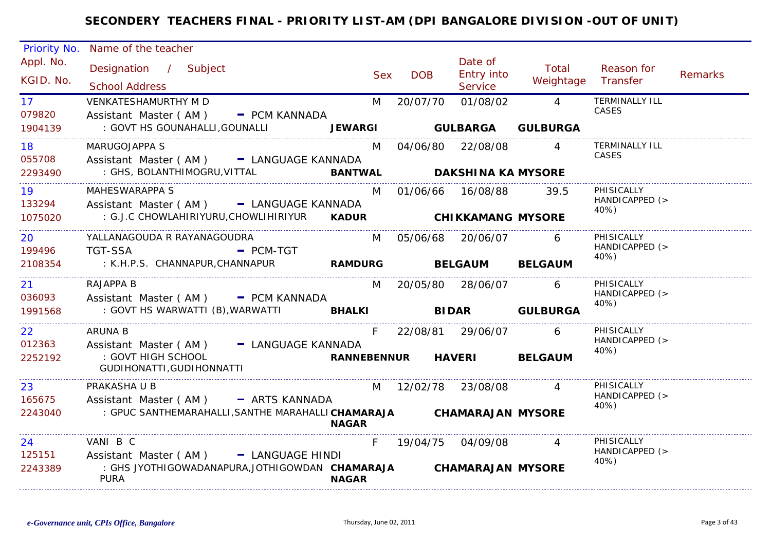# SECONDERY TEACHERS FINAL - PRIORITY LIST-AM (DPI BANGALORE DIVISION -OUT OF UNIT)

| Priority No. / Appl. No. / KGID. No. | Name of the teacher / Designation / Subject / School Address | Sex | DOB | Date of Entry into Service | Total Weightage | Reason for Transfer | Remarks |
|---|---|---|---|---|---|---|---|
| 17 / 079820 / 1904139 | VENKATESHAMURTHY M D / Assistant Master ( AM ) - PCM KANNADA / : GOVT HS GOUNAHALLI,GOUNALLI **JEWARGI** **GULBARGA** **GULBURGA** | M | 20/07/70 | 01/08/02 | 4 | TERMINALLY ILL CASES | |
| 18 / 055708 / 2293490 | MARUGOJAPPA S / Assistant Master ( AM ) - LANGUAGE KANNADA / : GHS, BOLANTHIMOGRU,VITTAL **BANTWAL** **DAKSHINA KA** **MYSORE** | M | 04/06/80 | 22/08/08 | 4 | TERMINALLY ILL CASES | |
| 19 / 133294 / 1075020 | MAHESWARAPPA S / Assistant Master ( AM ) - LANGUAGE KANNADA / : G.J.C CHOWLAHIRIYURU,CHOWLIHIRIYUR **KADUR** **CHIKKAMANG** **MYSORE** | M | 01/06/66 | 16/08/88 | 39.5 | PHISICALLY HANDICAPPED (> 40%) | |
| 20 / 199496 / 2108354 | YALLANAGOUDA R RAYANAGOUDRA / TGT-SSA - PCM-TGT / : K.H.P.S. CHANNAPUR,CHANNAPUR **RAMDURG** **BELGAUM** **BELGAUM** | M | 05/06/68 | 20/06/07 | 6 | PHISICALLY HANDICAPPED (> 40%) | |
| 21 / 036093 / 1991568 | RAJAPPA B / Assistant Master ( AM ) - PCM KANNADA / : GOVT HS WARWATTI (B),WARWATTI **BHALKI** **BIDAR** **GULBURGA** | M | 20/05/80 | 28/06/07 | 6 | PHISICALLY HANDICAPPED (> 40%) | |
| 22 / 012363 / 2252192 | ARUNA B / Assistant Master ( AM ) - LANGUAGE KANNADA / : GOVT HIGH SCHOOL GUDIHONATTI,GUDIHONNATTI **RANNEBENNUR** **HAVERI** **BELGAUM** | F | 22/08/81 | 29/06/07 | 6 | PHISICALLY HANDICAPPED (> 40%) | |
| 23 / 165675 / 2243040 | PRAKASHA U B / Assistant Master ( AM ) - ARTS KANNADA / : GPUC SANTHEMARAHALLI,SANTHE MARAHALLI **CHAMARAJA NAGAR** **CHAMARAJAN** **MYSORE** | M | 12/02/78 | 23/08/08 | 4 | PHISICALLY HANDICAPPED (> 40%) | |
| 24 / 125151 / 2243389 | VANI B C / Assistant Master ( AM ) - LANGUAGE HINDI / : GHS JYOTHIGOWADANAPURA,JOTHIGOWDAN PURA **CHAMARAJA NAGAR** **CHAMARAJAN** **MYSORE** | F | 19/04/75 | 04/09/08 | 4 | PHISICALLY HANDICAPPED (> 40%) | |

*e-Governance unit, CPIs Office, Bangalore* Thursday, June 02, 2011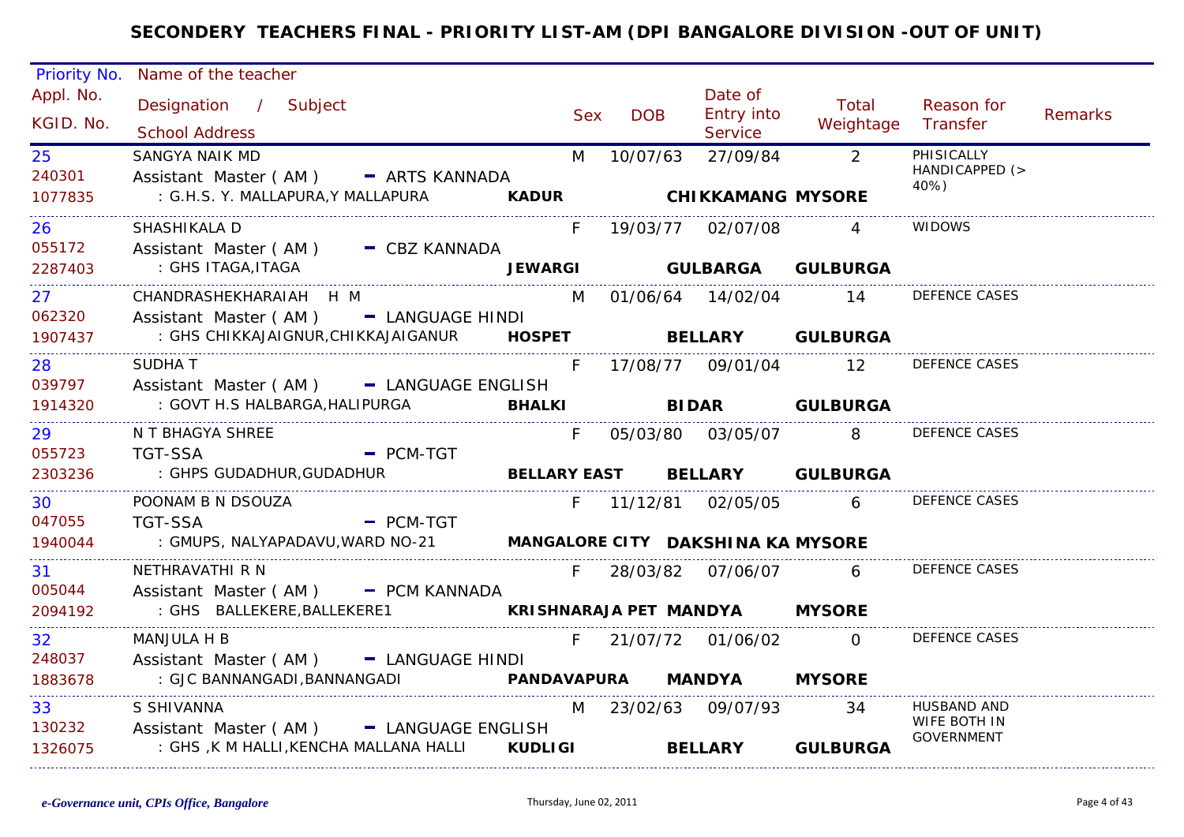# SECONDERY TEACHERS FINAL - PRIORITY LIST-AM (DPI BANGALORE DIVISION -OUT OF UNIT)

| Priority No. / Appl. No. / KGID. No. | Name of the teacher / Designation / Subject / School Address | | Sex | DOB | Date of Entry into Service | Total Weightage | Reason for Transfer | Remarks |
|---|---|---|---|---|---|---|---|---|
| 25 / 240301 / 1077835 | SANGYA NAIK MD / Assistant Master ( AM ) - ARTS KANNADA / : G.H.S. Y. MALLAPURA,Y MALLAPURA | **KADUR** **CHIKKAMANG** **MYSORE** | M | 10/07/63 | 27/09/84 | 2 | PHISICALLY HANDICAPPED (> 40%) | |
| 26 / 055172 / 2287403 | SHASHIKALA D / Assistant Master ( AM ) - CBZ KANNADA / : GHS ITAGA,ITAGA | **JEWARGI** **GULBARGA** **GULBURGA** | F | 19/03/77 | 02/07/08 | 4 | WIDOWS | |
| 27 / 062320 / 1907437 | CHANDRASHEKHARAIAH H M / Assistant Master ( AM ) - LANGUAGE HINDI / : GHS CHIKKAJAIGNUR,CHIKKAJAIGANUR | **HOSPET** **BELLARY** **GULBURGA** | M | 01/06/64 | 14/02/04 | 14 | DEFENCE CASES | |
| 28 / 039797 / 1914320 | SUDHA T / Assistant Master ( AM ) - LANGUAGE ENGLISH / : GOVT H.S HALBARGA,HALIPURGA | **BHALKI** **BIDAR** **GULBURGA** | F | 17/08/77 | 09/01/04 | 12 | DEFENCE CASES | |
| 29 / 055723 / 2303236 | N T BHAGYA SHREE / TGT-SSA - PCM-TGT / : GHPS GUDADHUR,GUDADHUR | **BELLARY EAST** **BELLARY** **GULBURGA** | F | 05/03/80 | 03/05/07 | 8 | DEFENCE CASES | |
| 30 / 047055 / 1940044 | POONAM B N DSOUZA / TGT-SSA - PCM-TGT / : GMUPS, NALYAPADAVU,WARD NO-21 | **MANGALORE CITY** **DAKSHINA KA** **MYSORE** | F | 11/12/81 | 02/05/05 | 6 | DEFENCE CASES | |
| 31 / 005044 / 2094192 | NETHRAVATHI R N / Assistant Master ( AM ) - PCM KANNADA / : GHS BALLEKERE,BALLEKERE1 | **KRISHNARAJA PET** **MANDYA** **MYSORE** | F | 28/03/82 | 07/06/07 | 6 | DEFENCE CASES | |
| 32 / 248037 / 1883678 | MANJULA H B / Assistant Master ( AM ) - LANGUAGE HINDI / : GJC BANNANGADI,BANNANGADI | **PANDAVAPURA** **MANDYA** **MYSORE** | F | 21/07/72 | 01/06/02 | 0 | DEFENCE CASES | |
| 33 / 130232 / 1326075 | S SHIVANNA / Assistant Master ( AM ) - LANGUAGE ENGLISH / : GHS ,K M HALLI,KENCHA MALLANA HALLI | **KUDLIGI** **BELLARY** **GULBURGA** | M | 23/02/63 | 09/07/93 | 34 | HUSBAND AND WIFE BOTH IN GOVERNMENT | |

*e-Governance unit, CPIs Office, Bangalore*

Thursday, June 02, 2011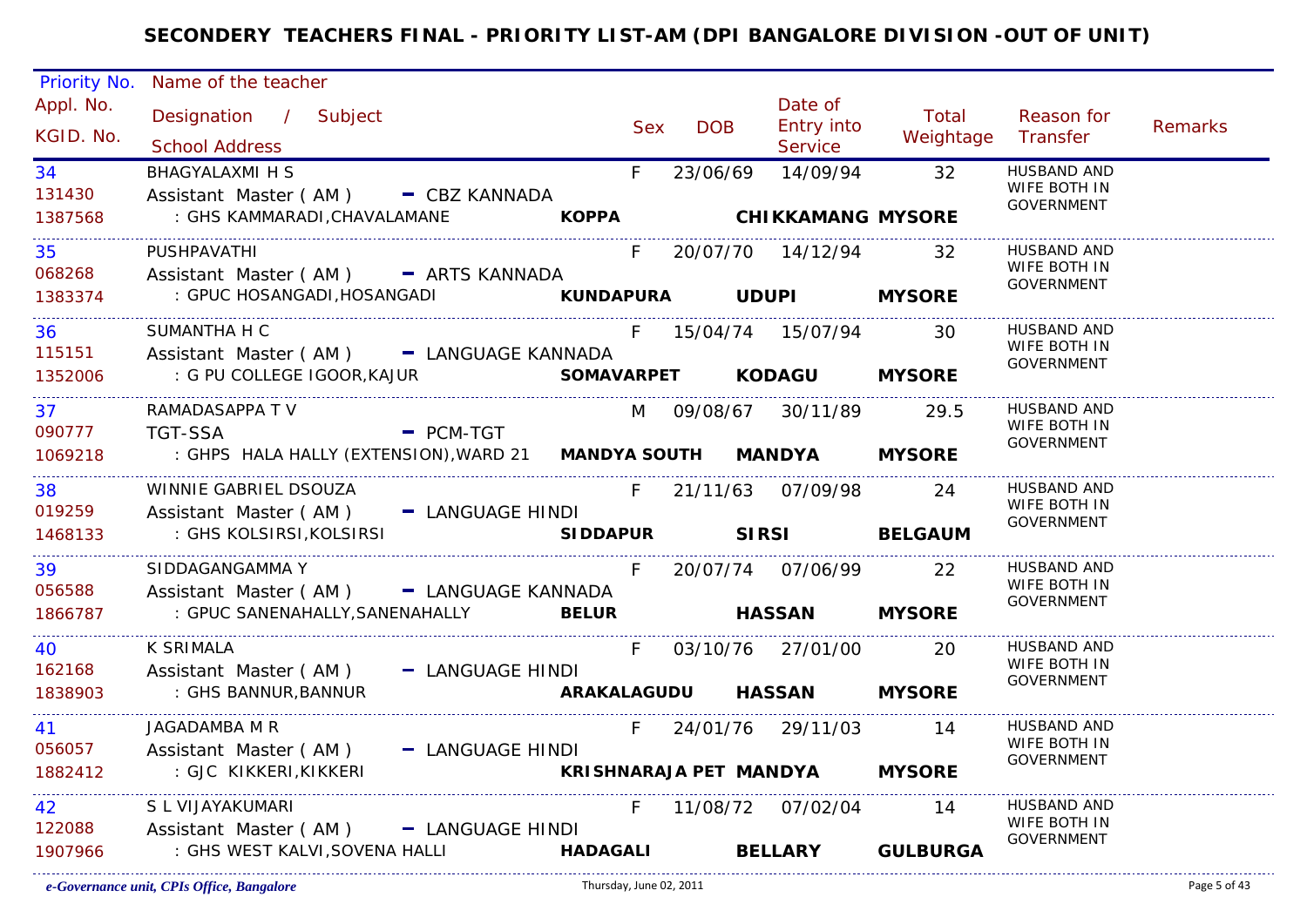# SECONDERY TEACHERS FINAL - PRIORITY LIST-AM (DPI BANGALORE DIVISION -OUT OF UNIT)

| Priority No. / Appl. No. / KGID. No. | Name of the teacher / Designation / Subject / School Address | Sex | DOB | Date of Entry into Service | Total Weightage | Reason for Transfer | Remarks |
|---|---|---|---|---|---|---|---|
| 34 / 131430 / 1387568 | BHAGYALAXMI H S / Assistant Master ( AM ) - CBZ KANNADA / : GHS KAMMARADI,CHAVALAMANE **KOPPA CHIKKAMANG MYSORE** | F | 23/06/69 | 14/09/94 | 32 | HUSBAND AND WIFE BOTH IN GOVERNMENT | |
| 35 / 068268 / 1383374 | PUSHPAVATHI / Assistant Master ( AM ) - ARTS KANNADA / : GPUC HOSANGADI,HOSANGADI **KUNDAPURA UDUPI MYSORE** | F | 20/07/70 | 14/12/94 | 32 | HUSBAND AND WIFE BOTH IN GOVERNMENT | |
| 36 / 115151 / 1352006 | SUMANTHA H C / Assistant Master ( AM ) - LANGUAGE KANNADA / : G PU COLLEGE IGOOR,KAJUR **SOMAVARPET KODAGU MYSORE** | F | 15/04/74 | 15/07/94 | 30 | HUSBAND AND WIFE BOTH IN GOVERNMENT | |
| 37 / 090777 / 1069218 | RAMADASAPPA T V / TGT-SSA - PCM-TGT / : GHPS HALA HALLY (EXTENSION),WARD 21 **MANDYA SOUTH MANDYA MYSORE** | M | 09/08/67 | 30/11/89 | 29.5 | HUSBAND AND WIFE BOTH IN GOVERNMENT | |
| 38 / 019259 / 1468133 | WINNIE GABRIEL DSOUZA / Assistant Master ( AM ) - LANGUAGE HINDI / : GHS KOLSIRSI,KOLSIRSI **SIDDAPUR SIRSI BELGAUM** | F | 21/11/63 | 07/09/98 | 24 | HUSBAND AND WIFE BOTH IN GOVERNMENT | |
| 39 / 056588 / 1866787 | SIDDAGANGAMMA Y / Assistant Master ( AM ) - LANGUAGE KANNADA / : GPUC SANENAHALLY,SANENAHALLY **BELUR HASSAN MYSORE** | F | 20/07/74 | 07/06/99 | 22 | HUSBAND AND WIFE BOTH IN GOVERNMENT | |
| 40 / 162168 / 1838903 | K SRIMALA / Assistant Master ( AM ) - LANGUAGE HINDI / : GHS BANNUR,BANNUR **ARAKALAGUDU HASSAN MYSORE** | F | 03/10/76 | 27/01/00 | 20 | HUSBAND AND WIFE BOTH IN GOVERNMENT | |
| 41 / 056057 / 1882412 | JAGADAMBA M R / Assistant Master ( AM ) - LANGUAGE HINDI / : GJC KIKKERI,KIKKERI **KRISHNARAJA PET MANDYA MYSORE** | F | 24/01/76 | 29/11/03 | 14 | HUSBAND AND WIFE BOTH IN GOVERNMENT | |
| 42 / 122088 / 1907966 | S L VIJAYAKUMARI / Assistant Master ( AM ) - LANGUAGE HINDI / : GHS WEST KALVI,SOVENA HALLI **HADAGALI BELLARY GULBURGA** | F | 11/08/72 | 07/02/04 | 14 | HUSBAND AND WIFE BOTH IN GOVERNMENT | |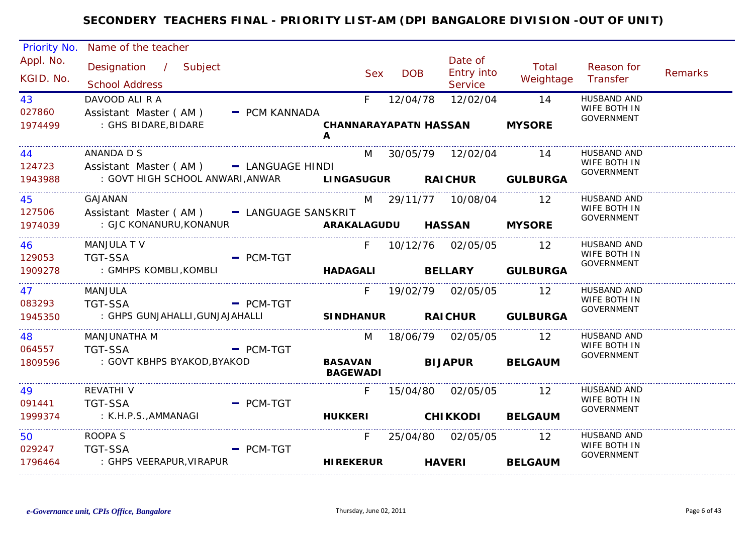# SECONDERY TEACHERS FINAL - PRIORITY LIST-AM (DPI BANGALORE DIVISION -OUT OF UNIT)

| Priority No. / Appl. No. / KGID. No. | Name of the teacher / Designation / Subject / School Address | Sex | DOB | Date of Entry into Service | Total Weightage | Reason for Transfer | Remarks |
|---|---|---|---|---|---|---|---|
| 43 / 027860 / 1974499 | DAVOOD ALI R A / Assistant Master ( AM ) - PCM KANNADA / : GHS BIDARE,BIDARE / **CHANNARAYAPATNA HASSAN MYSORE** | F | 12/04/78 | 12/02/04 | 14 | HUSBAND AND WIFE BOTH IN GOVERNMENT | |
| 44 / 124723 / 1943988 | ANANDA D S / Assistant Master ( AM ) - LANGUAGE HINDI / : GOVT HIGH SCHOOL ANWARI,ANWAR / **LINGASUGUR RAICHUR GULBURGA** | M | 30/05/79 | 12/02/04 | 14 | HUSBAND AND WIFE BOTH IN GOVERNMENT | |
| 45 / 127506 / 1974039 | GAJANAN / Assistant Master ( AM ) - LANGUAGE SANSKRIT / : GJC KONANURU,KONANUR / **ARAKALAGUDU HASSAN MYSORE** | M | 29/11/77 | 10/08/04 | 12 | HUSBAND AND WIFE BOTH IN GOVERNMENT | |
| 46 / 129053 / 1909278 | MANJULA T V / TGT-SSA - PCM-TGT / : GMHPS KOMBLI,KOMBLI / **HADAGALI BELLARY GULBURGA** | F | 10/12/76 | 02/05/05 | 12 | HUSBAND AND WIFE BOTH IN GOVERNMENT | |
| 47 / 083293 / 1945350 | MANJULA / TGT-SSA - PCM-TGT / : GHPS GUNJAHALLI,GUNJAJAHALLI / **SINDHANUR RAICHUR GULBURGA** | F | 19/02/79 | 02/05/05 | 12 | HUSBAND AND WIFE BOTH IN GOVERNMENT | |
| 48 / 064557 / 1809596 | MANJUNATHA M / TGT-SSA - PCM-TGT / : GOVT KBHPS BYAKOD,BYAKOD / **BASAVAN BAGEWADI BIJAPUR BELGAUM** | M | 18/06/79 | 02/05/05 | 12 | HUSBAND AND WIFE BOTH IN GOVERNMENT | |
| 49 / 091441 / 1999374 | REVATHI V / TGT-SSA - PCM-TGT / : K.H.P.S.,AMMANAGI / **HUKKERI CHIKKODI BELGAUM** | F | 15/04/80 | 02/05/05 | 12 | HUSBAND AND WIFE BOTH IN GOVERNMENT | |
| 50 / 029247 / 1796464 | ROOPA S / TGT-SSA - PCM-TGT / : GHPS VEERAPUR,VIRAPUR / **HIREKERUR HAVERI BELGAUM** | F | 25/04/80 | 02/05/05 | 12 | HUSBAND AND WIFE BOTH IN GOVERNMENT | |

*e-Governance unit, CPIs Office, Bangalore* Thursday, June 02, 2011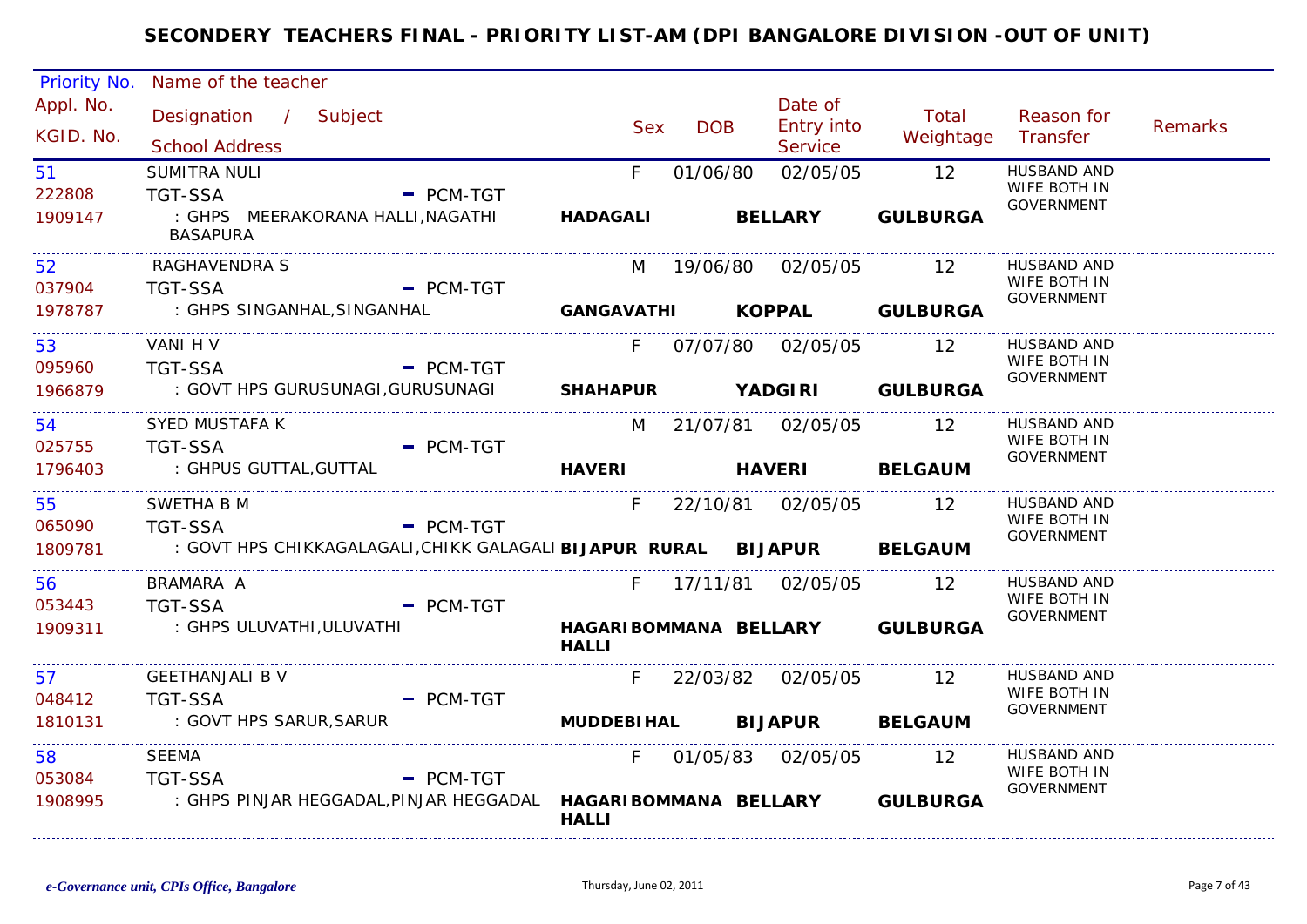# SECONDERY TEACHERS FINAL - PRIORITY LIST-AM (DPI BANGALORE DIVISION -OUT OF UNIT)

| Priority No. / Appl. No. / KGID. No. | Name of the teacher / Designation / Subject / School Address | | Sex | DOB | Date of Entry into Service | Total Weightage | Reason for Transfer | Remarks |
|---|---|---|---|---|---|---|---|---|
| 51<br>222808<br>1909147 | SUMITRA NULI<br>TGT-SSA - PCM-TGT<br>: GHPS MEERAKORANA HALLI,NAGATHI BASAPURA | **HADAGALI** | F | 01/06/80 | 02/05/05<br>**BELLARY** | 12<br>**GULBURGA** | HUSBAND AND WIFE BOTH IN GOVERNMENT | |
| 52<br>037904<br>1978787 | RAGHAVENDRA S<br>TGT-SSA - PCM-TGT<br>: GHPS SINGANHAL,SINGANHAL | **GANGAVATHI** | M | 19/06/80 | 02/05/05<br>**KOPPAL** | 12<br>**GULBURGA** | HUSBAND AND WIFE BOTH IN GOVERNMENT | |
| 53<br>095960<br>1966879 | VANI H V<br>TGT-SSA - PCM-TGT<br>: GOVT HPS GURUSUNAGI,GURUSUNAGI | **SHAHAPUR** | F | 07/07/80 | 02/05/05<br>**YADGIRI** | 12<br>**GULBURGA** | HUSBAND AND WIFE BOTH IN GOVERNMENT | |
| 54<br>025755<br>1796403 | SYED MUSTAFA K<br>TGT-SSA - PCM-TGT<br>: GHPUS GUTTAL,GUTTAL | **HAVERI** | M | 21/07/81 | 02/05/05<br>**HAVERI** | 12<br>**BELGAUM** | HUSBAND AND WIFE BOTH IN GOVERNMENT | |
| 55<br>065090<br>1809781 | SWETHA B M<br>TGT-SSA - PCM-TGT<br>: GOVT HPS CHIKKAGALAGALI,CHIKK GALAGALI | **BIJAPUR RURAL** | F | 22/10/81 | 02/05/05<br>**BIJAPUR** | 12<br>**BELGAUM** | HUSBAND AND WIFE BOTH IN GOVERNMENT | |
| 56<br>053443<br>1909311 | BRAMARA A<br>TGT-SSA - PCM-TGT<br>: GHPS ULUVATHI,ULUVATHI | **HAGARIBOMMANA HALLI** | F | 17/11/81 | 02/05/05<br>**BELLARY** | 12<br>**GULBURGA** | HUSBAND AND WIFE BOTH IN GOVERNMENT | |
| 57<br>048412<br>1810131 | GEETHANJALI B V<br>TGT-SSA - PCM-TGT<br>: GOVT HPS SARUR,SARUR | **MUDDEBIHAL** | F | 22/03/82 | 02/05/05<br>**BIJAPUR** | 12<br>**BELGAUM** | HUSBAND AND WIFE BOTH IN GOVERNMENT | |
| 58<br>053084<br>1908995 | SEEMA<br>TGT-SSA - PCM-TGT<br>: GHPS PINJAR HEGGADAL,PINJAR HEGGADAL | **HAGARIBOMMANA HALLI** | F | 01/05/83 | 02/05/05<br>**BELLARY** | 12<br>**GULBURGA** | HUSBAND AND WIFE BOTH IN GOVERNMENT | |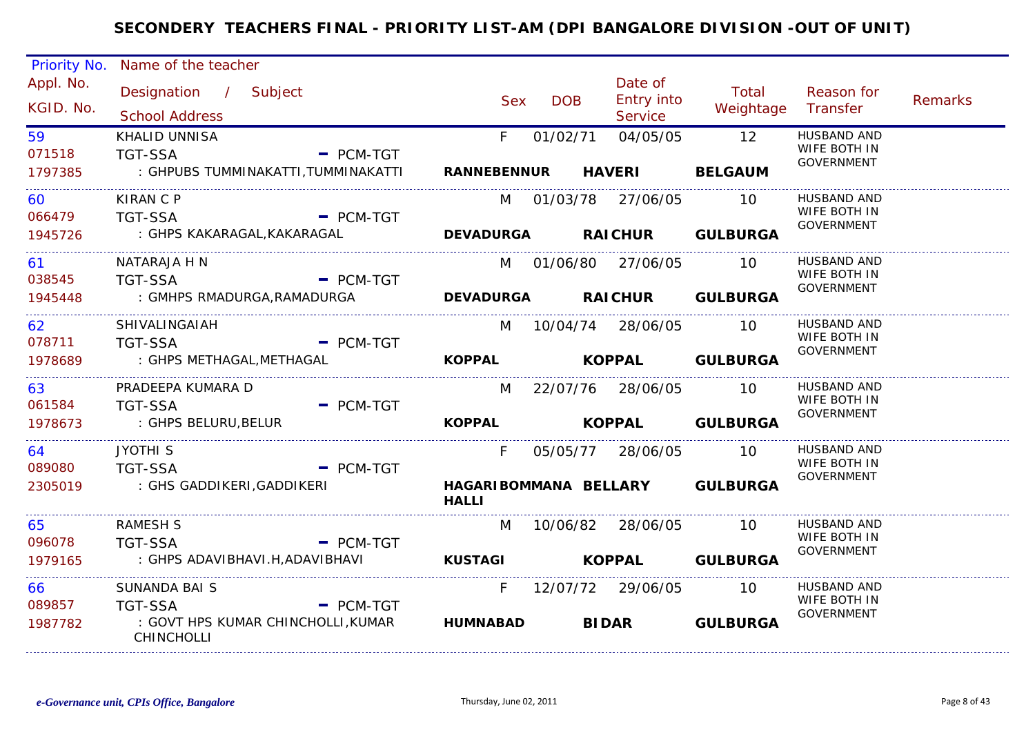# SECONDERY TEACHERS FINAL - PRIORITY LIST-AM (DPI BANGALORE DIVISION -OUT OF UNIT)

| Priority No. / Appl. No. / KGID. No. | Name of the teacher / Designation / Subject / School Address | Sex | DOB | Date of Entry into Service | Total Weightage | Reason for Transfer | Remarks |
|---|---|---|---|---|---|---|---|
| 59 / 071518 / 1797385 | KHALID UNNISA / TGT-SSA - PCM-TGT / : GHPUBS TUMMINAKATTI,TUMMINAKATTI / RANNEBENNUR HAVERI BELGAUM | F | 01/02/71 | 04/05/05 | 12 | HUSBAND AND WIFE BOTH IN GOVERNMENT | |
| 60 / 066479 / 1945726 | KIRAN C P / TGT-SSA - PCM-TGT / : GHPS KAKARAGAL,KAKARAGAL / DEVADURGA RAICHUR GULBURGA | M | 01/03/78 | 27/06/05 | 10 | HUSBAND AND WIFE BOTH IN GOVERNMENT | |
| 61 / 038545 / 1945448 | NATARAJA H N / TGT-SSA - PCM-TGT / : GMHPS RMADURGA,RAMADURGA / DEVADURGA RAICHUR GULBURGA | M | 01/06/80 | 27/06/05 | 10 | HUSBAND AND WIFE BOTH IN GOVERNMENT | |
| 62 / 078711 / 1978689 | SHIVALINGAIAH / TGT-SSA - PCM-TGT / : GHPS METHAGAL,METHAGAL / KOPPAL KOPPAL GULBURGA | M | 10/04/74 | 28/06/05 | 10 | HUSBAND AND WIFE BOTH IN GOVERNMENT | |
| 63 / 061584 / 1978673 | PRADEEPA KUMARA D / TGT-SSA - PCM-TGT / : GHPS BELURU,BELUR / KOPPAL KOPPAL GULBURGA | M | 22/07/76 | 28/06/05 | 10 | HUSBAND AND WIFE BOTH IN GOVERNMENT | |
| 64 / 089080 / 2305019 | JYOTHI S / TGT-SSA - PCM-TGT / : GHS GADDIKERI,GADDIKERI / HAGARIBOMMANA HALLI BELLARY GULBURGA | F | 05/05/77 | 28/06/05 | 10 | HUSBAND AND WIFE BOTH IN GOVERNMENT | |
| 65 / 096078 / 1979165 | RAMESH S / TGT-SSA - PCM-TGT / : GHPS ADAVIBHAVI.H,ADAVIBHAVI / KUSTAGI KOPPAL GULBURGA | M | 10/06/82 | 28/06/05 | 10 | HUSBAND AND WIFE BOTH IN GOVERNMENT | |
| 66 / 089857 / 1987782 | SUNANDA BAI S / TGT-SSA - PCM-TGT / : GOVT HPS KUMAR CHINCHOLLI,KUMAR CHINCHOLLI / HUMNABAD BIDAR GULBURGA | F | 12/07/72 | 29/06/05 | 10 | HUSBAND AND WIFE BOTH IN GOVERNMENT | |

*e-Governance unit, CPIs Office, Bangalore* — Thursday, June 02, 2011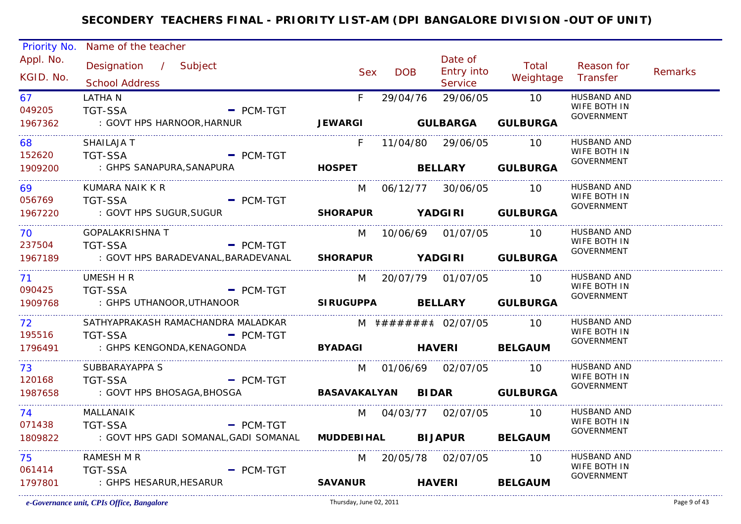# SECONDERY TEACHERS FINAL - PRIORITY LIST-AM (DPI BANGALORE DIVISION -OUT OF UNIT)

| Priority No. / Appl. No. / KGID. No. | Name of the teacher / Designation / Subject / School Address | Sex | DOB | Date of Entry into Service | Total Weightage | Reason for Transfer | Remarks |
|---|---|---|---|---|---|---|---|
| 67 / 049205 / 1967362 | LATHA N / TGT-SSA - PCM-TGT / : GOVT HPS HARNOOR,HARNUR **JEWARGI GULBARGA GULBURGA** | F | 29/04/76 | 29/06/05 | 10 | HUSBAND AND WIFE BOTH IN GOVERNMENT | |
| 68 / 152620 / 1909200 | SHAILAJA T / TGT-SSA - PCM-TGT / : GHPS SANAPURA,SANAPURA **HOSPET BELLARY GULBURGA** | F | 11/04/80 | 29/06/05 | 10 | HUSBAND AND WIFE BOTH IN GOVERNMENT | |
| 69 / 056769 / 1967220 | KUMARA NAIK K R / TGT-SSA - PCM-TGT / : GOVT HPS SUGUR,SUGUR **SHORAPUR YADGIRI GULBURGA** | M | 06/12/77 | 30/06/05 | 10 | HUSBAND AND WIFE BOTH IN GOVERNMENT | |
| 70 / 237504 / 1967189 | GOPALAKRISHNA T / TGT-SSA - PCM-TGT / : GOVT HPS BARADEVANAL,BARADEVANAL **SHORAPUR YADGIRI GULBURGA** | M | 10/06/69 | 01/07/05 | 10 | HUSBAND AND WIFE BOTH IN GOVERNMENT | |
| 71 / 090425 / 1909768 | UMESH H R / TGT-SSA - PCM-TGT / : GHPS UTHANOOR,UTHANOOR **SIRUGUPPA BELLARY GULBURGA** | M | 20/07/79 | 01/07/05 | 10 | HUSBAND AND WIFE BOTH IN GOVERNMENT | |
| 72 / 195516 / 1796491 | SATHYAPRAKASH RAMACHANDRA MALADKAR / TGT-SSA - PCM-TGT / : GHPS KENGONDA,KENAGONDA **BYADAGI HAVERI BELGAUM** | M | ######## | 02/07/05 | 10 | HUSBAND AND WIFE BOTH IN GOVERNMENT | |
| 73 / 120168 / 1987658 | SUBBARAYAPPA S / TGT-SSA - PCM-TGT / : GOVT HPS BHOSAGA,BHOSGA **BASAVAKALYAN BIDAR GULBURGA** | M | 01/06/69 | 02/07/05 | 10 | HUSBAND AND WIFE BOTH IN GOVERNMENT | |
| 74 / 071438 / 1809822 | MALLANAIK / TGT-SSA - PCM-TGT / : GOVT HPS GADI SOMANAL,GADI SOMANAL **MUDDEBIHAL BIJAPUR BELGAUM** | M | 04/03/77 | 02/07/05 | 10 | HUSBAND AND WIFE BOTH IN GOVERNMENT | |
| 75 / 061414 / 1797801 | RAMESH M R / TGT-SSA - PCM-TGT / : GHPS HESARUR,HESARUR **SAVANUR HAVERI BELGAUM** | M | 20/05/78 | 02/07/05 | 10 | HUSBAND AND WIFE BOTH IN GOVERNMENT | |

*e-Governance unit, CPIs Office, Bangalore* Thursday, June 02, 2011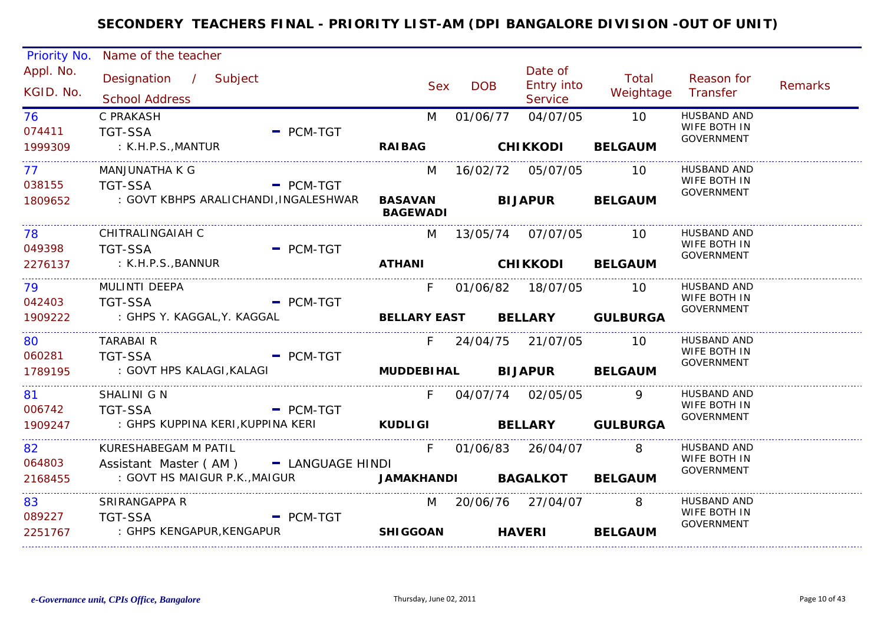## SECONDERY TEACHERS FINAL - PRIORITY LIST-AM (DPI BANGALORE DIVISION -OUT OF UNIT)

| Priority No. / Appl. No. / KGID. No. | Name of the teacher / Designation / Subject / School Address | | Sex | DOB | Date of Entry into Service | Total Weightage | Reason for Transfer | Remarks |
|---|---|---|---|---|---|---|---|---|
| 76<br>074411<br>1999309 | C PRAKASH<br>TGT-SSA - PCM-TGT<br>: K.H.P.S.,MANTUR | **RAIBAG** | M | 01/06/77 | 04/07/05<br>**CHIKKODI** | 10<br>**BELGAUM** | HUSBAND AND WIFE BOTH IN GOVERNMENT | |
| 77<br>038155<br>1809652 | MANJUNATHA K G<br>TGT-SSA - PCM-TGT<br>: GOVT KBHPS ARALICHANDI,INGALESHWAR | **BASAVAN BAGEWADI** | M | 16/02/72 | 05/07/05<br>**BIJAPUR** | 10<br>**BELGAUM** | HUSBAND AND WIFE BOTH IN GOVERNMENT | |
| 78<br>049398<br>2276137 | CHITRALINGAIAH C<br>TGT-SSA - PCM-TGT<br>: K.H.P.S.,BANNUR | **ATHANI** | M | 13/05/74 | 07/07/05<br>**CHIKKODI** | 10<br>**BELGAUM** | HUSBAND AND WIFE BOTH IN GOVERNMENT | |
| 79<br>042403<br>1909222 | MULINTI DEEPA<br>TGT-SSA - PCM-TGT<br>: GHPS Y. KAGGAL,Y. KAGGAL | **BELLARY EAST** | F | 01/06/82 | 18/07/05<br>**BELLARY** | 10<br>**GULBURGA** | HUSBAND AND WIFE BOTH IN GOVERNMENT | |
| 80<br>060281<br>1789195 | TARABAI R<br>TGT-SSA - PCM-TGT<br>: GOVT HPS KALAGI,KALAGI | **MUDDEBIHAL** | F | 24/04/75 | 21/07/05<br>**BIJAPUR** | 10<br>**BELGAUM** | HUSBAND AND WIFE BOTH IN GOVERNMENT | |
| 81<br>006742<br>1909247 | SHALINI G N<br>TGT-SSA - PCM-TGT<br>: GHPS KUPPINA KERI,KUPPINA KERI | **KUDLIGI** | F | 04/07/74 | 02/05/05<br>**BELLARY** | 9<br>**GULBURGA** | HUSBAND AND WIFE BOTH IN GOVERNMENT | |
| 82<br>064803<br>2168455 | KURESHABEGAM M PATIL<br>Assistant Master ( AM ) - LANGUAGE HINDI<br>: GOVT HS MAIGUR P.K.,MAIGUR | **JAMAKHANDI** | F | 01/06/83 | 26/04/07<br>**BAGALKOT** | 8<br>**BELGAUM** | HUSBAND AND WIFE BOTH IN GOVERNMENT | |
| 83<br>089227<br>2251767 | SRIRANGAPPA R<br>TGT-SSA - PCM-TGT<br>: GHPS KENGAPUR,KENGAPUR | **SHIGGOAN** | M | 20/06/76 | 27/04/07<br>**HAVERI** | 8<br>**BELGAUM** | HUSBAND AND WIFE BOTH IN GOVERNMENT | |

*e-Governance unit, CPIs Office, Bangalore* Thursday, June 02, 2011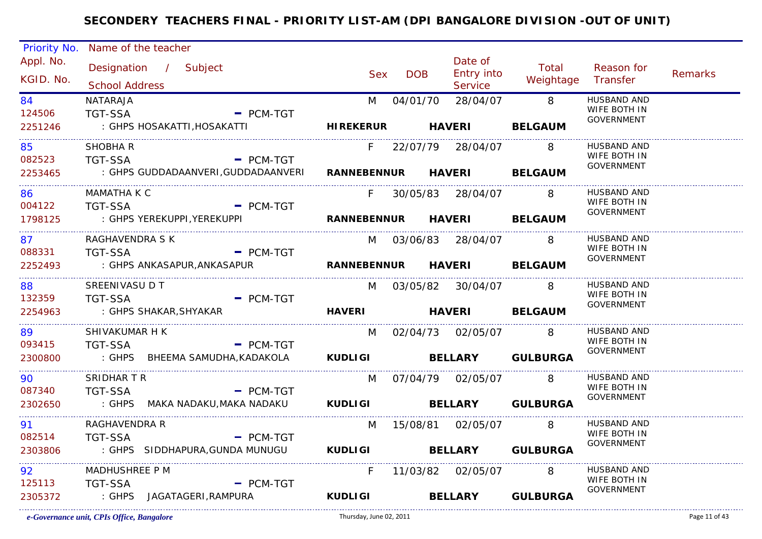# SECONDERY TEACHERS FINAL - PRIORITY LIST-AM (DPI BANGALORE DIVISION -OUT OF UNIT)

| Priority No. / Appl. No. / KGID. No. | Name of the teacher / Designation / Subject / School Address | Sex | DOB | Date of Entry into Service | Total Weightage | Reason for Transfer | Remarks |
|---|---|---|---|---|---|---|---|
| 84 / 124506 / 2251246 | NATARAJA / TGT-SSA - PCM-TGT / : GHPS HOSAKATTI,HOSAKATTI **HIREKERUR HAVERI BELGAUM** | M | 04/01/70 | 28/04/07 | 8 | HUSBAND AND WIFE BOTH IN GOVERNMENT | |
| 85 / 082523 / 2253465 | SHOBHA R / TGT-SSA - PCM-TGT / : GHPS GUDDADAANVERI,GUDDADAANVERI **RANNEBENNUR HAVERI BELGAUM** | F | 22/07/79 | 28/04/07 | 8 | HUSBAND AND WIFE BOTH IN GOVERNMENT | |
| 86 / 004122 / 1798125 | MAMATHA K C / TGT-SSA - PCM-TGT / : GHPS YEREKUPPI,YEREKUPPI **RANNEBENNUR HAVERI BELGAUM** | F | 30/05/83 | 28/04/07 | 8 | HUSBAND AND WIFE BOTH IN GOVERNMENT | |
| 87 / 088331 / 2252493 | RAGHAVENDRA S K / TGT-SSA - PCM-TGT / : GHPS ANKASAPUR,ANKASAPUR **RANNEBENNUR HAVERI BELGAUM** | M | 03/06/83 | 28/04/07 | 8 | HUSBAND AND WIFE BOTH IN GOVERNMENT | |
| 88 / 132359 / 2254963 | SREENIVASU D T / TGT-SSA - PCM-TGT / : GHPS SHAKAR,SHYAKAR **HAVERI HAVERI BELGAUM** | M | 03/05/82 | 30/04/07 | 8 | HUSBAND AND WIFE BOTH IN GOVERNMENT | |
| 89 / 093415 / 2300800 | SHIVAKUMAR H K / TGT-SSA - PCM-TGT / : GHPS BHEEMA SAMUDHA,KADAKOLA **KUDLIGI BELLARY GULBURGA** | M | 02/04/73 | 02/05/07 | 8 | HUSBAND AND WIFE BOTH IN GOVERNMENT | |
| 90 / 087340 / 2302650 | SRIDHAR T R / TGT-SSA - PCM-TGT / : GHPS MAKA NADAKU,MAKA NADAKU **KUDLIGI BELLARY GULBURGA** | M | 07/04/79 | 02/05/07 | 8 | HUSBAND AND WIFE BOTH IN GOVERNMENT | |
| 91 / 082514 / 2303806 | RAGHAVENDRA R / TGT-SSA - PCM-TGT / : GHPS SIDDHAPURA,GUNDA MUNUGU **KUDLIGI BELLARY GULBURGA** | M | 15/08/81 | 02/05/07 | 8 | HUSBAND AND WIFE BOTH IN GOVERNMENT | |
| 92 / 125113 / 2305372 | MADHUSHREE P M / TGT-SSA - PCM-TGT / : GHPS JAGATAGERI,RAMPURA **KUDLIGI BELLARY GULBURGA** | F | 11/03/82 | 02/05/07 | 8 | HUSBAND AND WIFE BOTH IN GOVERNMENT | |

*e-Governance unit, CPIs Office, Bangalore* Thursday, June 02, 2011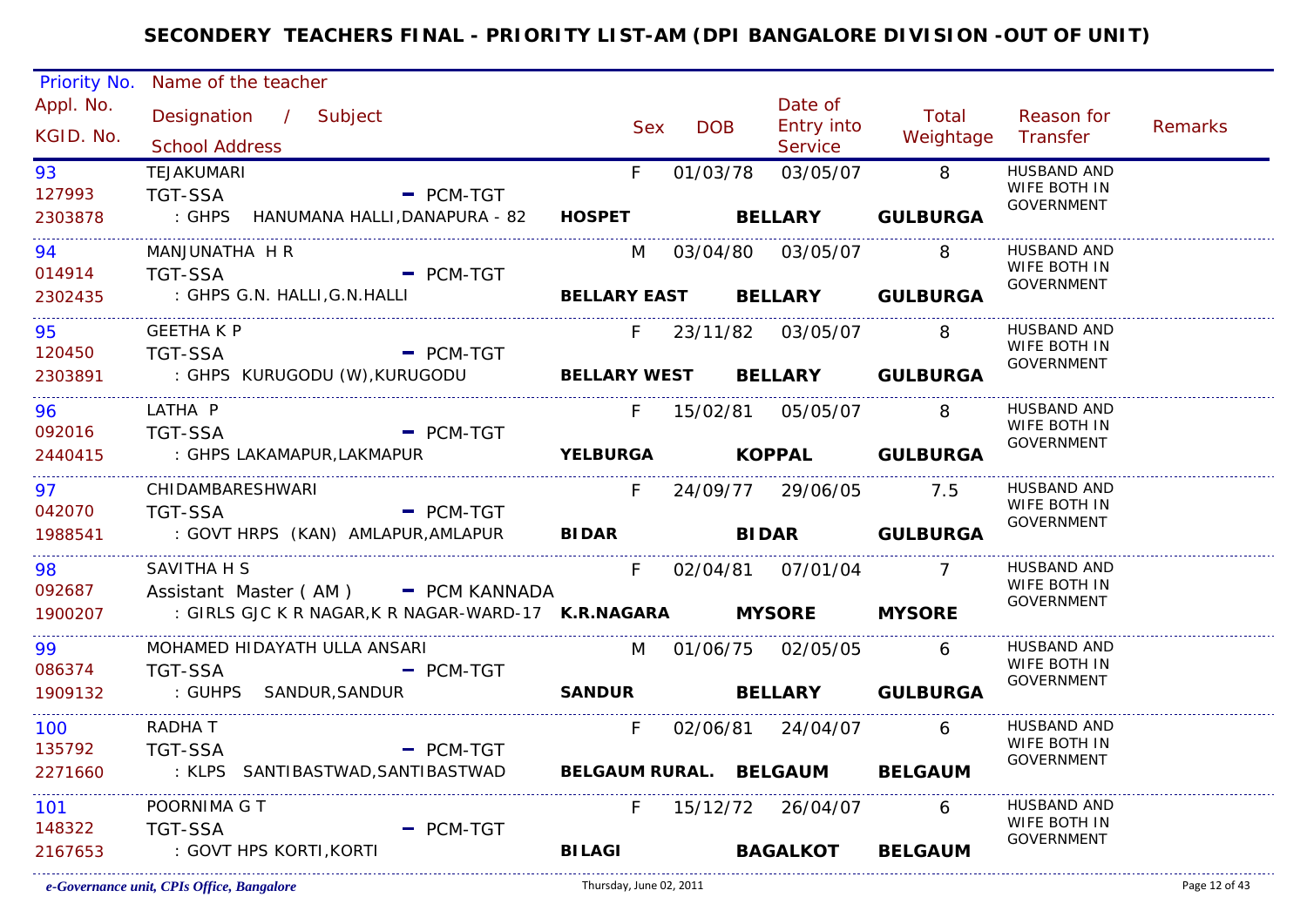# SECONDERY TEACHERS FINAL - PRIORITY LIST-AM (DPI BANGALORE DIVISION -OUT OF UNIT)

| Priority No. / Appl. No. / KGID. No. | Name of the teacher / Designation / Subject / School Address | Sex | DOB | Date of Entry into Service | Total Weightage | Reason for Transfer | Remarks |
|---|---|---|---|---|---|---|---|
| 93 / 127993 / 2303878 | TEJAKUMARI / TGT-SSA - PCM-TGT / : GHPS HANUMANA HALLI,DANAPURA - 82 **HOSPET** **BELLARY** **GULBURGA** | F | 01/03/78 | 03/05/07 | 8 | HUSBAND AND WIFE BOTH IN GOVERNMENT | |
| 94 / 014914 / 2302435 | MANJUNATHA H R / TGT-SSA - PCM-TGT / : GHPS G.N. HALLI,G.N.HALLI **BELLARY EAST** **BELLARY** **GULBURGA** | M | 03/04/80 | 03/05/07 | 8 | HUSBAND AND WIFE BOTH IN GOVERNMENT | |
| 95 / 120450 / 2303891 | GEETHA K P / TGT-SSA - PCM-TGT / : GHPS KURUGODU (W),KURUGODU **BELLARY WEST** **BELLARY** **GULBURGA** | F | 23/11/82 | 03/05/07 | 8 | HUSBAND AND WIFE BOTH IN GOVERNMENT | |
| 96 / 092016 / 2440415 | LATHA P / TGT-SSA - PCM-TGT / : GHPS LAKAMAPUR,LAKMAPUR **YELBURGA** **KOPPAL** **GULBURGA** | F | 15/02/81 | 05/05/07 | 8 | HUSBAND AND WIFE BOTH IN GOVERNMENT | |
| 97 / 042070 / 1988541 | CHIDAMBARESHWARI / TGT-SSA - PCM-TGT / : GOVT HRPS (KAN) AMLAPUR,AMLAPUR **BIDAR** **BIDAR** **GULBURGA** | F | 24/09/77 | 29/06/05 | 7.5 | HUSBAND AND WIFE BOTH IN GOVERNMENT | |
| 98 / 092687 / 1900207 | SAVITHA H S / Assistant Master ( AM ) - PCM KANNADA / : GIRLS GJC K R NAGAR,K R NAGAR-WARD-17 **K.R.NAGARA** **MYSORE** **MYSORE** | F | 02/04/81 | 07/01/04 | 7 | HUSBAND AND WIFE BOTH IN GOVERNMENT | |
| 99 / 086374 / 1909132 | MOHAMED HIDAYATH ULLA ANSARI / TGT-SSA - PCM-TGT / : GUHPS SANDUR,SANDUR **SANDUR** **BELLARY** **GULBURGA** | M | 01/06/75 | 02/05/05 | 6 | HUSBAND AND WIFE BOTH IN GOVERNMENT | |
| 100 / 135792 / 2271660 | RADHA T / TGT-SSA - PCM-TGT / : KLPS SANTIBASTWAD,SANTIBASTWAD **BELGAUM RURAL.** **BELGAUM** **BELGAUM** | F | 02/06/81 | 24/04/07 | 6 | HUSBAND AND WIFE BOTH IN GOVERNMENT | |
| 101 / 148322 / 2167653 | POORNIMA G T / TGT-SSA - PCM-TGT / : GOVT HPS KORTI,KORTI **BILAGI** **BAGALKOT** **BELGAUM** | F | 15/12/72 | 26/04/07 | 6 | HUSBAND AND WIFE BOTH IN GOVERNMENT | |

*e-Governance unit, CPIs Office, Bangalore* Thursday, June 02, 2011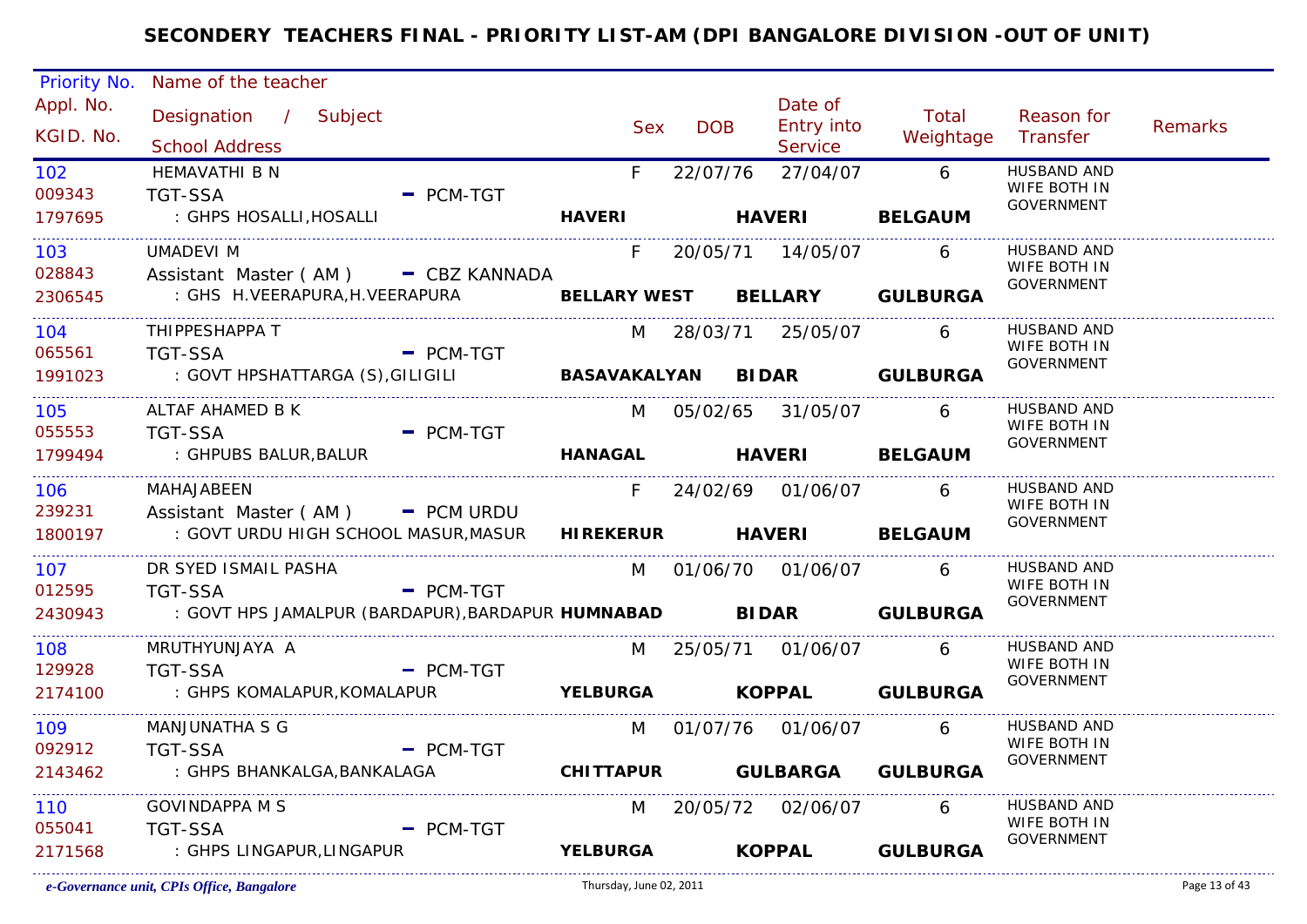# SECONDERY TEACHERS FINAL - PRIORITY LIST-AM (DPI BANGALORE DIVISION -OUT OF UNIT)

| Priority No. / Appl. No. / KGID. No. | Name of the teacher / Designation / Subject / School Address | Sex | DOB | Date of Entry into Service | Total Weightage | Reason for Transfer | Remarks |
|---|---|---|---|---|---|---|---|
| 102 / 009343 / 1797695 | HEMAVATHI B N / TGT-SSA - PCM-TGT / : GHPS HOSALLI,HOSALLI / HAVERI / HAVERI / BELGAUM | F | 22/07/76 | 27/04/07 | 6 | HUSBAND AND WIFE BOTH IN GOVERNMENT | |
| 103 / 028843 / 2306545 | UMADEVI M / Assistant Master ( AM ) - CBZ KANNADA / : GHS H.VEERAPURA,H.VEERAPURA / BELLARY WEST / BELLARY / GULBURGA | F | 20/05/71 | 14/05/07 | 6 | HUSBAND AND WIFE BOTH IN GOVERNMENT | |
| 104 / 065561 / 1991023 | THIPPESHAPPA T / TGT-SSA - PCM-TGT / : GOVT HPSHATTARGA (S),GILIGILI / BASAVAKALYAN / BIDAR / GULBURGA | M | 28/03/71 | 25/05/07 | 6 | HUSBAND AND WIFE BOTH IN GOVERNMENT | |
| 105 / 055553 / 1799494 | ALTAF AHAMED B K / TGT-SSA - PCM-TGT / : GHPUBS BALUR,BALUR / HANAGAL / HAVERI / BELGAUM | M | 05/02/65 | 31/05/07 | 6 | HUSBAND AND WIFE BOTH IN GOVERNMENT | |
| 106 / 239231 / 1800197 | MAHAJABEEN / Assistant Master ( AM ) - PCM URDU / : GOVT URDU HIGH SCHOOL MASUR,MASUR / HIREKERUR / HAVERI / BELGAUM | F | 24/02/69 | 01/06/07 | 6 | HUSBAND AND WIFE BOTH IN GOVERNMENT | |
| 107 / 012595 / 2430943 | DR SYED ISMAIL PASHA / TGT-SSA - PCM-TGT / : GOVT HPS JAMALPUR (BARDAPUR),BARDAPUR / HUMNABAD / BIDAR / GULBURGA | M | 01/06/70 | 01/06/07 | 6 | HUSBAND AND WIFE BOTH IN GOVERNMENT | |
| 108 / 129928 / 2174100 | MRUTHYUNJAYA A / TGT-SSA - PCM-TGT / : GHPS KOMALAPUR,KOMALAPUR / YELBURGA / KOPPAL / GULBURGA | M | 25/05/71 | 01/06/07 | 6 | HUSBAND AND WIFE BOTH IN GOVERNMENT | |
| 109 / 092912 / 2143462 | MANJUNATHA S G / TGT-SSA - PCM-TGT / : GHPS BHANKALGA,BANKALAGA / CHITTAPUR / GULBARGA / GULBURGA | M | 01/07/76 | 01/06/07 | 6 | HUSBAND AND WIFE BOTH IN GOVERNMENT | |
| 110 / 055041 / 2171568 | GOVINDAPPA M S / TGT-SSA - PCM-TGT / : GHPS LINGAPUR,LINGAPUR / YELBURGA / KOPPAL / GULBURGA | M | 20/05/72 | 02/06/07 | 6 | HUSBAND AND WIFE BOTH IN GOVERNMENT | |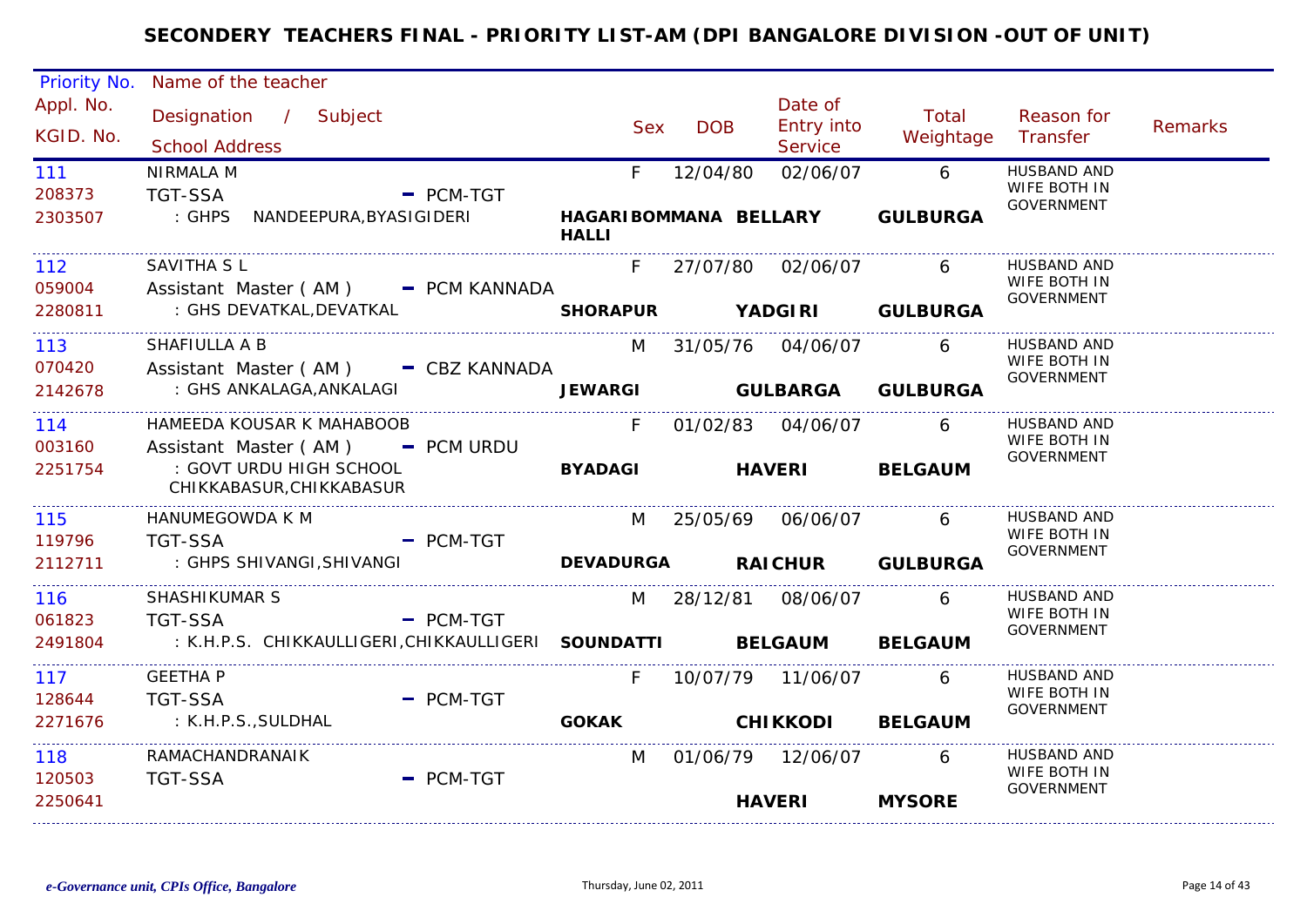# SECONDERY TEACHERS FINAL - PRIORITY LIST-AM (DPI BANGALORE DIVISION -OUT OF UNIT)

| Priority No. / Appl. No. / KGID. No. | Name of the teacher / Designation / Subject / School Address | | Sex | DOB | Date of Entry into Service | Total Weightage | Reason for Transfer | Remarks |
|---|---|---|---|---|---|---|---|---|
| 111<br>208373<br>2303507 | NIRMALA M<br>TGT-SSA - PCM-TGT<br>: GHPS NANDEEPURA,BYASIGIDERI | **HAGARIBOMMANA HALLI** | F | 12/04/80 | 02/06/07<br>**BELLARY** | 6<br>**GULBURGA** | HUSBAND AND WIFE BOTH IN GOVERNMENT | |
| 112<br>059004<br>2280811 | SAVITHA S L<br>Assistant Master ( AM ) - PCM KANNADA<br>: GHS DEVATKAL,DEVATKAL | **SHORAPUR** | F | 27/07/80 | 02/06/07<br>**YADGIRI** | 6<br>**GULBURGA** | HUSBAND AND WIFE BOTH IN GOVERNMENT | |
| 113<br>070420<br>2142678 | SHAFIULLA A B<br>Assistant Master ( AM ) - CBZ KANNADA<br>: GHS ANKALAGA,ANKALAGI | **JEWARGI** | M | 31/05/76 | 04/06/07<br>**GULBARGA** | 6<br>**GULBURGA** | HUSBAND AND WIFE BOTH IN GOVERNMENT | |
| 114<br>003160<br>2251754 | HAMEEDA KOUSAR K MAHABOOB<br>Assistant Master ( AM ) - PCM URDU<br>: GOVT URDU HIGH SCHOOL CHIKKABASUR,CHIKKABASUR | **BYADAGI** | F | 01/02/83 | 04/06/07<br>**HAVERI** | 6<br>**BELGAUM** | HUSBAND AND WIFE BOTH IN GOVERNMENT | |
| 115<br>119796<br>2112711 | HANUMEGOWDA K M<br>TGT-SSA - PCM-TGT<br>: GHPS SHIVANGI,SHIVANGI | **DEVADURGA** | M | 25/05/69 | 06/06/07<br>**RAICHUR** | 6<br>**GULBURGA** | HUSBAND AND WIFE BOTH IN GOVERNMENT | |
| 116<br>061823<br>2491804 | SHASHIKUMAR S<br>TGT-SSA - PCM-TGT<br>: K.H.P.S. CHIKKAULLIGERI,CHIKKAULLIGERI | **SOUNDATTI** | M | 28/12/81 | 08/06/07<br>**BELGAUM** | 6<br>**BELGAUM** | HUSBAND AND WIFE BOTH IN GOVERNMENT | |
| 117<br>128644<br>2271676 | GEETHA P<br>TGT-SSA - PCM-TGT<br>: K.H.P.S.,SULDHAL | **GOKAK** | F | 10/07/79 | 11/06/07<br>**CHIKKODI** | 6<br>**BELGAUM** | HUSBAND AND WIFE BOTH IN GOVERNMENT | |
| 118<br>120503<br>2250641 | RAMACHANDRANAIK<br>TGT-SSA - PCM-TGT | | M | 01/06/79 | 12/06/07<br>**HAVERI** | 6<br>**MYSORE** | HUSBAND AND WIFE BOTH IN GOVERNMENT | |

*e-Governance unit, CPIs Office, Bangalore* Thursday, June 02, 2011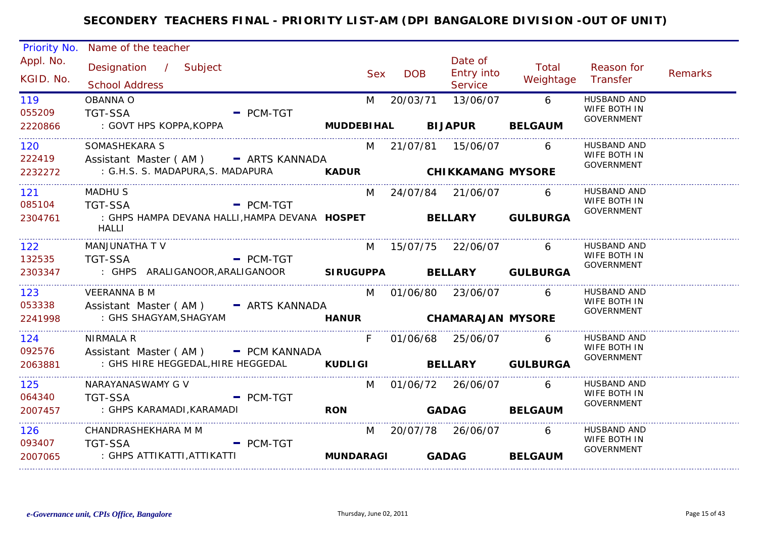# SECONDERY TEACHERS FINAL - PRIORITY LIST-AM (DPI BANGALORE DIVISION -OUT OF UNIT)

| Priority No. / Appl. No. / KGID. No. | Name of the teacher / Designation / Subject / School Address | Sex | DOB | Date of Entry into Service | Total Weightage | Reason for Transfer | Remarks |
|---|---|---|---|---|---|---|---|
| 119 / 055209 / 2220866 | OBANNA O / TGT-SSA - PCM-TGT / : GOVT HPS KOPPA,KOPPA **MUDDEBIHAL BIJAPUR BELGAUM** | M | 20/03/71 | 13/06/07 | 6 | HUSBAND AND WIFE BOTH IN GOVERNMENT | |
| 120 / 222419 / 2232272 | SOMASHEKARA S / Assistant Master ( AM ) - ARTS KANNADA / : G.H.S. S. MADAPURA,S. MADAPURA **KADUR CHIKKAMANG MYSORE** | M | 21/07/81 | 15/06/07 | 6 | HUSBAND AND WIFE BOTH IN GOVERNMENT | |
| 121 / 085104 / 2304761 | MADHU S / TGT-SSA - PCM-TGT / : GHPS HAMPA DEVANA HALLI,HAMPA DEVANA HALLI **HOSPET BELLARY GULBURGA** | M | 24/07/84 | 21/06/07 | 6 | HUSBAND AND WIFE BOTH IN GOVERNMENT | |
| 122 / 132535 / 2303347 | MANJUNATHA T V / TGT-SSA - PCM-TGT / : GHPS ARALIGANOOR,ARALIGANOOR **SIRUGUPPA BELLARY GULBURGA** | M | 15/07/75 | 22/06/07 | 6 | HUSBAND AND WIFE BOTH IN GOVERNMENT | |
| 123 / 053338 / 2241998 | VEERANNA B M / Assistant Master ( AM ) - ARTS KANNADA / : GHS SHAGYAM,SHAGYAM **HANUR CHAMARAJAN MYSORE** | M | 01/06/80 | 23/06/07 | 6 | HUSBAND AND WIFE BOTH IN GOVERNMENT | |
| 124 / 092576 / 2063881 | NIRMALA R / Assistant Master ( AM ) - PCM KANNADA / : GHS HIRE HEGGEDAL,HIRE HEGGEDAL **KUDLIGI BELLARY GULBURGA** | F | 01/06/68 | 25/06/07 | 6 | HUSBAND AND WIFE BOTH IN GOVERNMENT | |
| 125 / 064340 / 2007457 | NARAYANASWAMY G V / TGT-SSA - PCM-TGT / : GHPS KARAMADI,KARAMADI **RON GADAG BELGAUM** | M | 01/06/72 | 26/06/07 | 6 | HUSBAND AND WIFE BOTH IN GOVERNMENT | |
| 126 / 093407 / 2007065 | CHANDRASHEKHARA M M / TGT-SSA - PCM-TGT / : GHPS ATTIKATTI,ATTIKATTI **MUNDARAGI GADAG BELGAUM** | M | 20/07/78 | 26/06/07 | 6 | HUSBAND AND WIFE BOTH IN GOVERNMENT | |

*e-Governance unit, CPIs Office, Bangalore* Thursday, June 02, 2011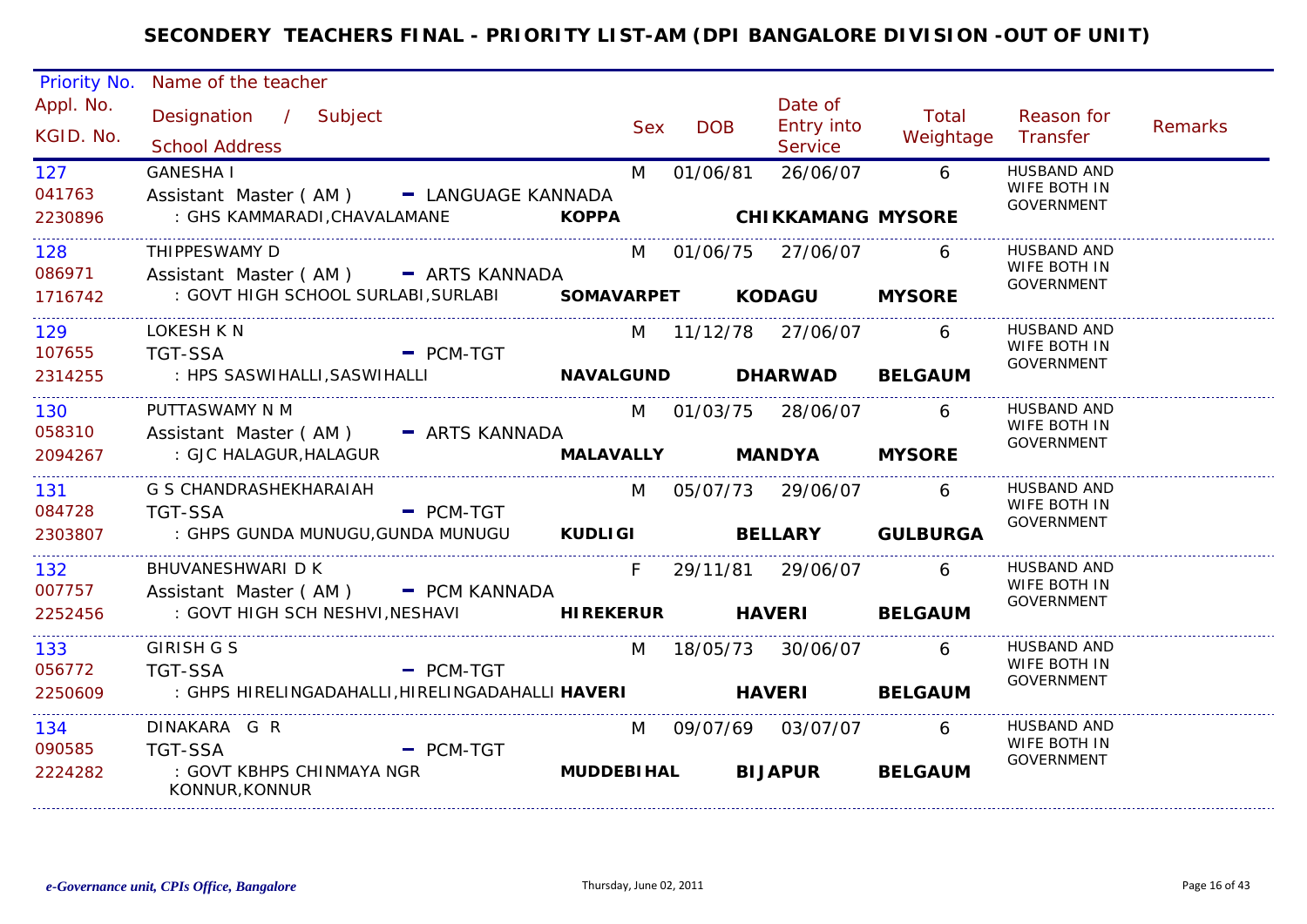# SECONDERY TEACHERS FINAL - PRIORITY LIST-AM (DPI BANGALORE DIVISION -OUT OF UNIT)

| Priority No. / Appl. No. / KGID. No. | Name of the teacher / Designation / Subject / School Address | | | Sex | DOB | Date of Entry into Service | Total Weightage | Reason for Transfer | Remarks |
|---|---|---|---|---|---|---|---|---|---|
| 127 / 041763 / 2230896 | GANESHA I / Assistant Master ( AM ) - LANGUAGE KANNADA / : GHS KAMMARADI,CHAVALAMANE | **KOPPA** | **CHIKKAMANG** **MYSORE** | M | 01/06/81 | 26/06/07 | 6 | HUSBAND AND WIFE BOTH IN GOVERNMENT | |
| 128 / 086971 / 1716742 | THIPPESWAMY D / Assistant Master ( AM ) - ARTS KANNADA / : GOVT HIGH SCHOOL SURLABI,SURLABI | **SOMAVARPET** | **KODAGU** **MYSORE** | M | 01/06/75 | 27/06/07 | 6 | HUSBAND AND WIFE BOTH IN GOVERNMENT | |
| 129 / 107655 / 2314255 | LOKESH K N / TGT-SSA - PCM-TGT / : HPS SASWIHALLI,SASWIHALLI | **NAVALGUND** | **DHARWAD** **BELGAUM** | M | 11/12/78 | 27/06/07 | 6 | HUSBAND AND WIFE BOTH IN GOVERNMENT | |
| 130 / 058310 / 2094267 | PUTTASWAMY N M / Assistant Master ( AM ) - ARTS KANNADA / : GJC HALAGUR,HALAGUR | **MALAVALLY** | **MANDYA** **MYSORE** | M | 01/03/75 | 28/06/07 | 6 | HUSBAND AND WIFE BOTH IN GOVERNMENT | |
| 131 / 084728 / 2303807 | G S CHANDRASHEKHARAIAH / TGT-SSA - PCM-TGT / : GHPS GUNDA MUNUGU,GUNDA MUNUGU | **KUDLIGI** | **BELLARY** **GULBURGA** | M | 05/07/73 | 29/06/07 | 6 | HUSBAND AND WIFE BOTH IN GOVERNMENT | |
| 132 / 007757 / 2252456 | BHUVANESHWARI D K / Assistant Master ( AM ) - PCM KANNADA / : GOVT HIGH SCH NESHVI,NESHAVI | **HIREKERUR** | **HAVERI** **BELGAUM** | F | 29/11/81 | 29/06/07 | 6 | HUSBAND AND WIFE BOTH IN GOVERNMENT | |
| 133 / 056772 / 2250609 | GIRISH G S / TGT-SSA - PCM-TGT / : GHPS HIRELINGADAHALLI,HIRELINGADAHALLI | **HAVERI** | **HAVERI** **BELGAUM** | M | 18/05/73 | 30/06/07 | 6 | HUSBAND AND WIFE BOTH IN GOVERNMENT | |
| 134 / 090585 / 2224282 | DINAKARA G R / TGT-SSA - PCM-TGT / : GOVT KBHPS CHINMAYA NGR KONNUR,KONNUR | **MUDDEBIHAL** | **BIJAPUR** **BELGAUM** | M | 09/07/69 | 03/07/07 | 6 | HUSBAND AND WIFE BOTH IN GOVERNMENT | |

*e-Governance unit, CPIs Office, Bangalore* Thursday, June 02, 2011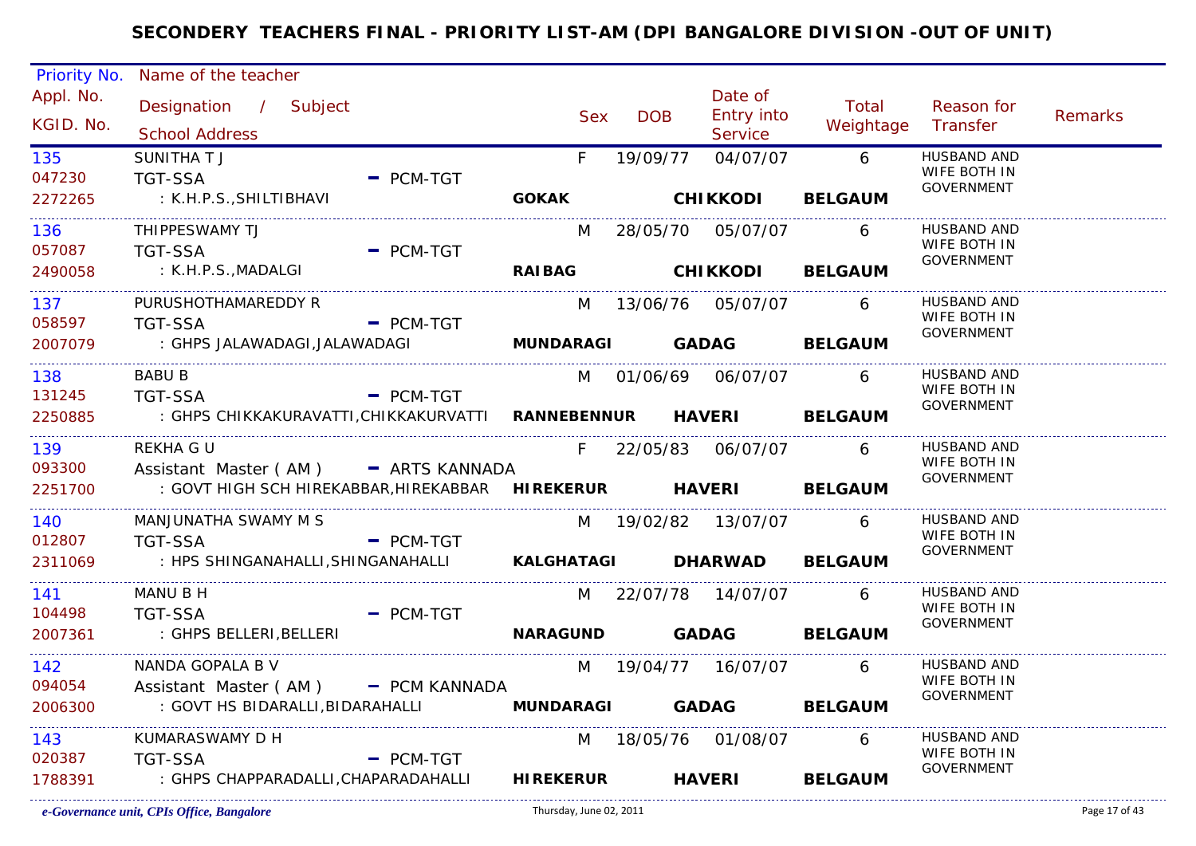# SECONDERY TEACHERS FINAL - PRIORITY LIST-AM (DPI BANGALORE DIVISION -OUT OF UNIT)

| Priority No. / Appl. No. / KGID. No. | Name of the teacher / Designation / Subject / School Address | | Sex | DOB | Date of Entry into Service | Total Weightage | Reason for Transfer | Remarks |
|---|---|---|---|---|---|---|---|---|
| 135<br>047230<br>2272265 | SUNITHA T J<br>TGT-SSA - PCM-TGT<br>: K.H.P.S.,SHILTIBHAVI | GOKAK | F | 19/09/77 | 04/07/07<br>CHIKKODI | 6<br>BELGAUM | HUSBAND AND WIFE BOTH IN GOVERNMENT | |
| 136<br>057087<br>2490058 | THIPPESWAMY TJ<br>TGT-SSA - PCM-TGT<br>: K.H.P.S.,MADALGI | RAIBAG | M | 28/05/70 | 05/07/07<br>CHIKKODI | 6<br>BELGAUM | HUSBAND AND WIFE BOTH IN GOVERNMENT | |
| 137<br>058597<br>2007079 | PURUSHOTHAMAREDDY R<br>TGT-SSA - PCM-TGT<br>: GHPS JALAWADAGI,JALAWADAGI | MUNDARAGI | M | 13/06/76 | 05/07/07<br>GADAG | 6<br>BELGAUM | HUSBAND AND WIFE BOTH IN GOVERNMENT | |
| 138<br>131245<br>2250885 | BABU B<br>TGT-SSA - PCM-TGT<br>: GHPS CHIKKAKURAVATTI,CHIKKAKURVATTI | RANNEBENNUR | M | 01/06/69 | 06/07/07<br>HAVERI | 6<br>BELGAUM | HUSBAND AND WIFE BOTH IN GOVERNMENT | |
| 139<br>093300<br>2251700 | REKHA G U<br>Assistant Master ( AM ) - ARTS KANNADA<br>: GOVT HIGH SCH HIREKABBAR,HIREKABBAR | HIREKERUR | F | 22/05/83 | 06/07/07<br>HAVERI | 6<br>BELGAUM | HUSBAND AND WIFE BOTH IN GOVERNMENT | |
| 140<br>012807<br>2311069 | MANJUNATHA SWAMY M S<br>TGT-SSA - PCM-TGT<br>: HPS SHINGANAHALLI,SHINGANAHALLI | KALGHATAGI | M | 19/02/82 | 13/07/07<br>DHARWAD | 6<br>BELGAUM | HUSBAND AND WIFE BOTH IN GOVERNMENT | |
| 141<br>104498<br>2007361 | MANU B H<br>TGT-SSA - PCM-TGT<br>: GHPS BELLERI,BELLERI | NARAGUND | M | 22/07/78 | 14/07/07<br>GADAG | 6<br>BELGAUM | HUSBAND AND WIFE BOTH IN GOVERNMENT | |
| 142<br>094054<br>2006300 | NANDA GOPALA B V<br>Assistant Master ( AM ) - PCM KANNADA<br>: GOVT HS BIDARALLI,BIDARAHALLI | MUNDARAGI | M | 19/04/77 | 16/07/07<br>GADAG | 6<br>BELGAUM | HUSBAND AND WIFE BOTH IN GOVERNMENT | |
| 143<br>020387<br>1788391 | KUMARASWAMY D H<br>TGT-SSA - PCM-TGT<br>: GHPS CHAPPARADALLI,CHAPARADAHALLI | HIREKERUR | M | 18/05/76 | 01/08/07<br>HAVERI | 6<br>BELGAUM | HUSBAND AND WIFE BOTH IN GOVERNMENT | |

*e-Governance unit, CPIs Office, Bangalore* Thursday, June 02, 2011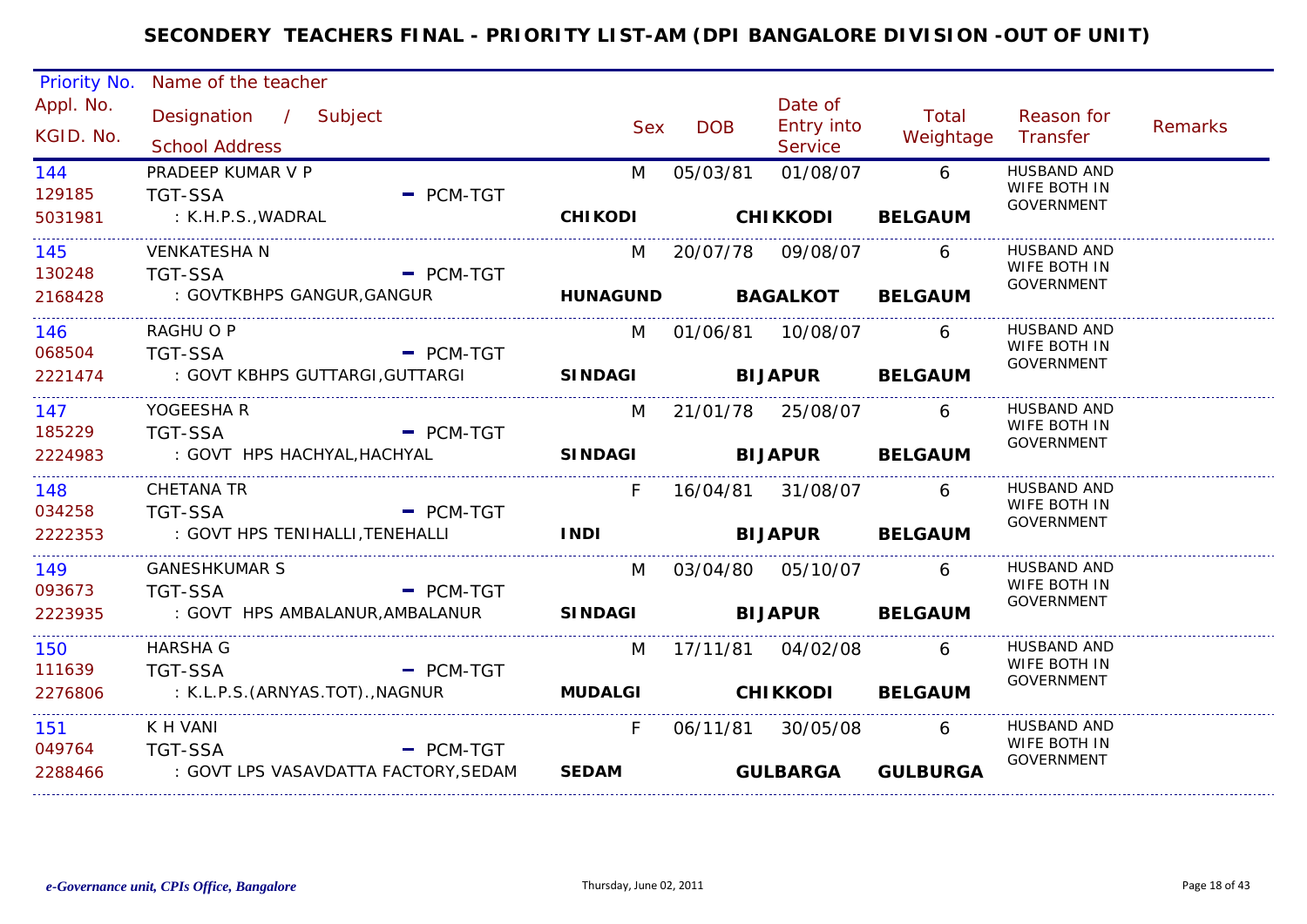# SECONDERY TEACHERS FINAL - PRIORITY LIST-AM (DPI BANGALORE DIVISION -OUT OF UNIT)

| Priority No. / Appl. No. / KGID. No. | Name of the teacher / Designation / Subject / School Address | Sex | DOB | Date of Entry into Service | Total Weightage | Reason for Transfer | Remarks |
|---|---|---|---|---|---|---|---|
| 144 / 129185 / 5031981 | PRADEEP KUMAR V P / TGT-SSA - PCM-TGT / : K.H.P.S.,WADRAL / **CHIKODI** **CHIKKODI** **BELGAUM** | M | 05/03/81 | 01/08/07 | 6 | HUSBAND AND WIFE BOTH IN GOVERNMENT | |
| 145 / 130248 / 2168428 | VENKATESHA N / TGT-SSA - PCM-TGT / : GOVTKBHPS GANGUR,GANGUR / **HUNAGUND** **BAGALKOT** **BELGAUM** | M | 20/07/78 | 09/08/07 | 6 | HUSBAND AND WIFE BOTH IN GOVERNMENT | |
| 146 / 068504 / 2221474 | RAGHU O P / TGT-SSA - PCM-TGT / : GOVT KBHPS GUTTARGI,GUTTARGI / **SINDAGI** **BIJAPUR** **BELGAUM** | M | 01/06/81 | 10/08/07 | 6 | HUSBAND AND WIFE BOTH IN GOVERNMENT | |
| 147 / 185229 / 2224983 | YOGEESHA R / TGT-SSA - PCM-TGT / : GOVT HPS HACHYAL,HACHYAL / **SINDAGI** **BIJAPUR** **BELGAUM** | M | 21/01/78 | 25/08/07 | 6 | HUSBAND AND WIFE BOTH IN GOVERNMENT | |
| 148 / 034258 / 2222353 | CHETANA TR / TGT-SSA - PCM-TGT / : GOVT HPS TENIHALLI,TENEHALLI / **INDI** **BIJAPUR** **BELGAUM** | F | 16/04/81 | 31/08/07 | 6 | HUSBAND AND WIFE BOTH IN GOVERNMENT | |
| 149 / 093673 / 2223935 | GANESHKUMAR S / TGT-SSA - PCM-TGT / : GOVT HPS AMBALANUR,AMBALANUR / **SINDAGI** **BIJAPUR** **BELGAUM** | M | 03/04/80 | 05/10/07 | 6 | HUSBAND AND WIFE BOTH IN GOVERNMENT | |
| 150 / 111639 / 2276806 | HARSHA G / TGT-SSA - PCM-TGT / : K.L.P.S.(ARNYAS.TOT).,NAGNUR / **MUDALGI** **CHIKKODI** **BELGAUM** | M | 17/11/81 | 04/02/08 | 6 | HUSBAND AND WIFE BOTH IN GOVERNMENT | |
| 151 / 049764 / 2288466 | K H VANI / TGT-SSA - PCM-TGT / : GOVT LPS VASAVDATTA FACTORY,SEDAM / **SEDAM** **GULBARGA** **GULBURGA** | F | 06/11/81 | 30/05/08 | 6 | HUSBAND AND WIFE BOTH IN GOVERNMENT | |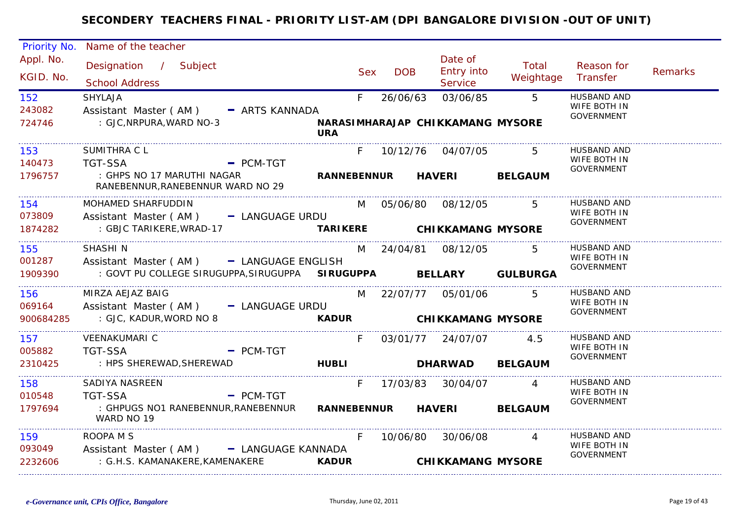# SECONDERY TEACHERS FINAL - PRIORITY LIST-AM (DPI BANGALORE DIVISION -OUT OF UNIT)

| Priority No. / Appl. No. / KGID. No. | Name of the teacher / Designation / Subject / School Address | Sex | DOB | Date of Entry into Service | Total Weightage | Reason for Transfer | Remarks |
|---|---|---|---|---|---|---|---|
| 152 / 243082 / 724746 | SHYLAJA / Assistant Master ( AM ) - ARTS KANNADA / : GJC,NRPURA,WARD NO-3 / NARASIMHARAJAPURA CHIKKAMANG MYSORE | F | 26/06/63 | 03/06/85 | 5 | HUSBAND AND WIFE BOTH IN GOVERNMENT | |
| 153 / 140473 / 1796757 | SUMITHRA C L / TGT-SSA - PCM-TGT / : GHPS NO 17 MARUTHI NAGAR RANEBENNUR,RANEBENNUR WARD NO 29 / RANNEBENNUR HAVERI BELGAUM | F | 10/12/76 | 04/07/05 | 5 | HUSBAND AND WIFE BOTH IN GOVERNMENT | |
| 154 / 073809 / 1874282 | MOHAMED SHARFUDDIN / Assistant Master ( AM ) - LANGUAGE URDU / : GBJC TARIKERE,WRAD-17 / TARIKERE CHIKKAMANG MYSORE | M | 05/06/80 | 08/12/05 | 5 | HUSBAND AND WIFE BOTH IN GOVERNMENT | |
| 155 / 001287 / 1909390 | SHASHI N / Assistant Master ( AM ) - LANGUAGE ENGLISH / : GOVT PU COLLEGE SIRUGUPPA,SIRUGUPPA / SIRUGUPPA BELLARY GULBURGA | M | 24/04/81 | 08/12/05 | 5 | HUSBAND AND WIFE BOTH IN GOVERNMENT | |
| 156 / 069164 / 900684285 | MIRZA AEJAZ BAIG / Assistant Master ( AM ) - LANGUAGE URDU / : GJC, KADUR,WORD NO 8 / KADUR CHIKKAMANG MYSORE | M | 22/07/77 | 05/01/06 | 5 | HUSBAND AND WIFE BOTH IN GOVERNMENT | |
| 157 / 005882 / 2310425 | VEENAKUMARI C / TGT-SSA - PCM-TGT / : HPS SHEREWAD,SHEREWAD / HUBLI DHARWAD BELGAUM | F | 03/01/77 | 24/07/07 | 4.5 | HUSBAND AND WIFE BOTH IN GOVERNMENT | |
| 158 / 010548 / 1797694 | SADIYA NASREEN / TGT-SSA - PCM-TGT / : GHPUGS NO1 RANEBENNUR,RANEBENNUR WARD NO 19 / RANNEBENNUR HAVERI BELGAUM | F | 17/03/83 | 30/04/07 | 4 | HUSBAND AND WIFE BOTH IN GOVERNMENT | |
| 159 / 093049 / 2232606 | ROOPA M S / Assistant Master ( AM ) - LANGUAGE KANNADA / : G.H.S. KAMANAKERE,KAMENAKERE / KADUR CHIKKAMANG MYSORE | F | 10/06/80 | 30/06/08 | 4 | HUSBAND AND WIFE BOTH IN GOVERNMENT | |

*e-Governance unit, CPIs Office, Bangalore* — Thursday, June 02, 2011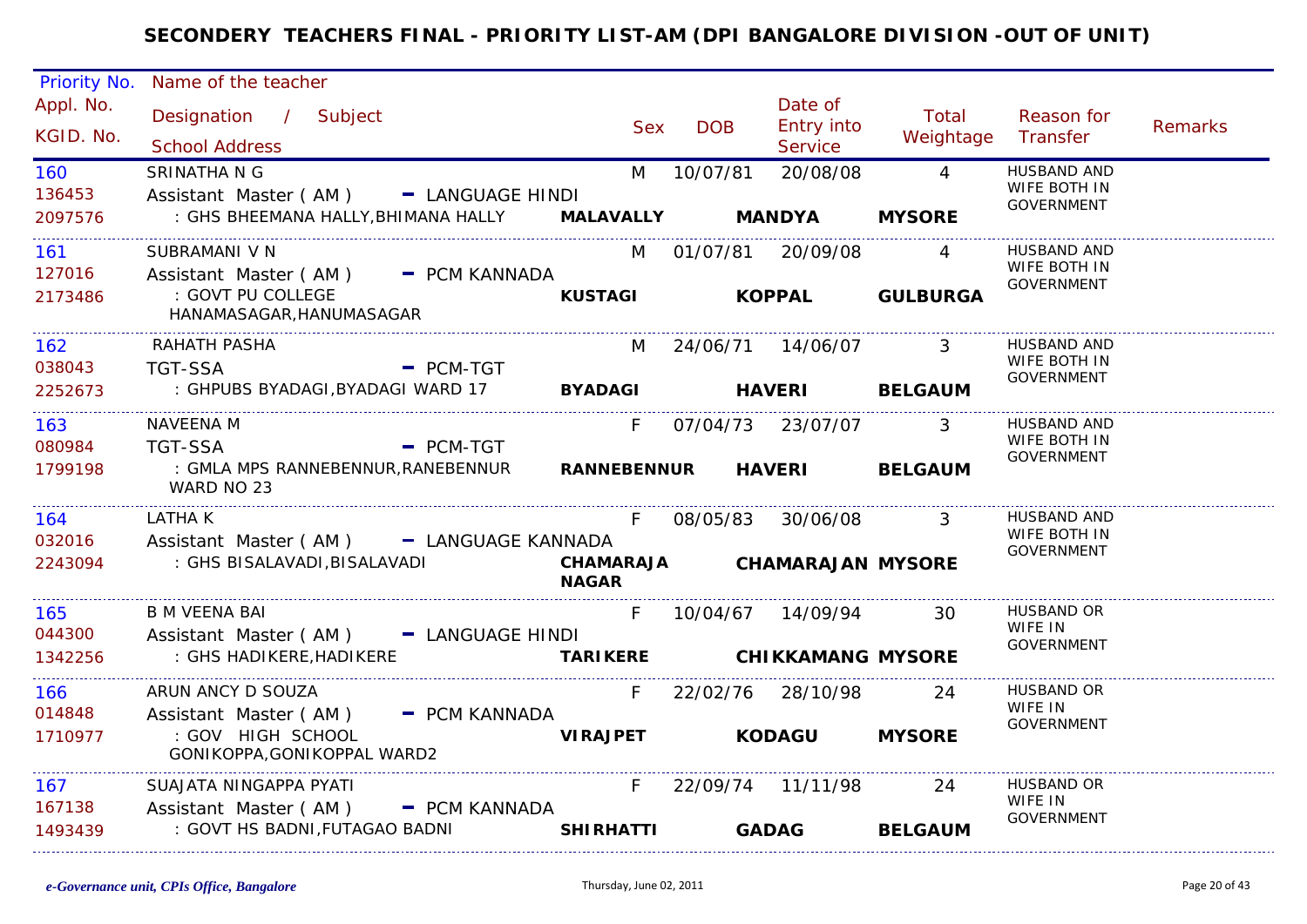# SECONDERY TEACHERS FINAL - PRIORITY LIST-AM (DPI BANGALORE DIVISION -OUT OF UNIT)

| Priority No. / Appl. No. / KGID. No. | Name of the teacher / Designation / Subject / School Address | Sex | DOB | Date of Entry into Service | Total Weightage | Reason for Transfer | Remarks |
|---|---|---|---|---|---|---|---|
| 160 / 136453 / 2097576 | SRINATHA N G / Assistant Master ( AM ) - LANGUAGE HINDI / : GHS BHEEMANA HALLY,BHIMANA HALLY **MALAVALLY** **MANDYA** **MYSORE** | M | 10/07/81 | 20/08/08 | 4 | HUSBAND AND WIFE BOTH IN GOVERNMENT | |
| 161 / 127016 / 2173486 | SUBRAMANI V N / Assistant Master ( AM ) - PCM KANNADA / : GOVT PU COLLEGE HANAMASAGAR,HANUMASAGAR **KUSTAGI** **KOPPAL** **GULBURGA** | M | 01/07/81 | 20/09/08 | 4 | HUSBAND AND WIFE BOTH IN GOVERNMENT | |
| 162 / 038043 / 2252673 | RAHATH PASHA / TGT-SSA - PCM-TGT / : GHPUBS BYADAGI,BYADAGI WARD 17 **BYADAGI** **HAVERI** **BELGAUM** | M | 24/06/71 | 14/06/07 | 3 | HUSBAND AND WIFE BOTH IN GOVERNMENT | |
| 163 / 080984 / 1799198 | NAVEENA M / TGT-SSA - PCM-TGT / : GMLA MPS RANNEBENNUR,RANEBENNUR WARD NO 23 **RANNEBENNUR** **HAVERI** **BELGAUM** | F | 07/04/73 | 23/07/07 | 3 | HUSBAND AND WIFE BOTH IN GOVERNMENT | |
| 164 / 032016 / 2243094 | LATHA K / Assistant Master ( AM ) - LANGUAGE KANNADA / : GHS BISALAVADI,BISALAVADI **CHAMARAJA NAGAR** **CHAMARAJAN** **MYSORE** | F | 08/05/83 | 30/06/08 | 3 | HUSBAND AND WIFE BOTH IN GOVERNMENT | |
| 165 / 044300 / 1342256 | B M VEENA BAI / Assistant Master ( AM ) - LANGUAGE HINDI / : GHS HADIKERE,HADIKERE **TARIKERE** **CHIKKAMANG** **MYSORE** | F | 10/04/67 | 14/09/94 | 30 | HUSBAND OR WIFE IN GOVERNMENT | |
| 166 / 014848 / 1710977 | ARUN ANCY D SOUZA / Assistant Master ( AM ) - PCM KANNADA / : GOV HIGH SCHOOL GONIKOPPA,GONIKOPPAL WARD2 **VIRAJPET** **KODAGU** **MYSORE** | F | 22/02/76 | 28/10/98 | 24 | HUSBAND OR WIFE IN GOVERNMENT | |
| 167 / 167138 / 1493439 | SUAJATA NINGAPPA PYATI / Assistant Master ( AM ) - PCM KANNADA / : GOVT HS BADNI,FUTAGAO BADNI **SHIRHATTI** **GADAG** **BELGAUM** | F | 22/09/74 | 11/11/98 | 24 | HUSBAND OR WIFE IN GOVERNMENT | |

*e-Governance unit, CPIs Office, Bangalore* Thursday, June 02, 2011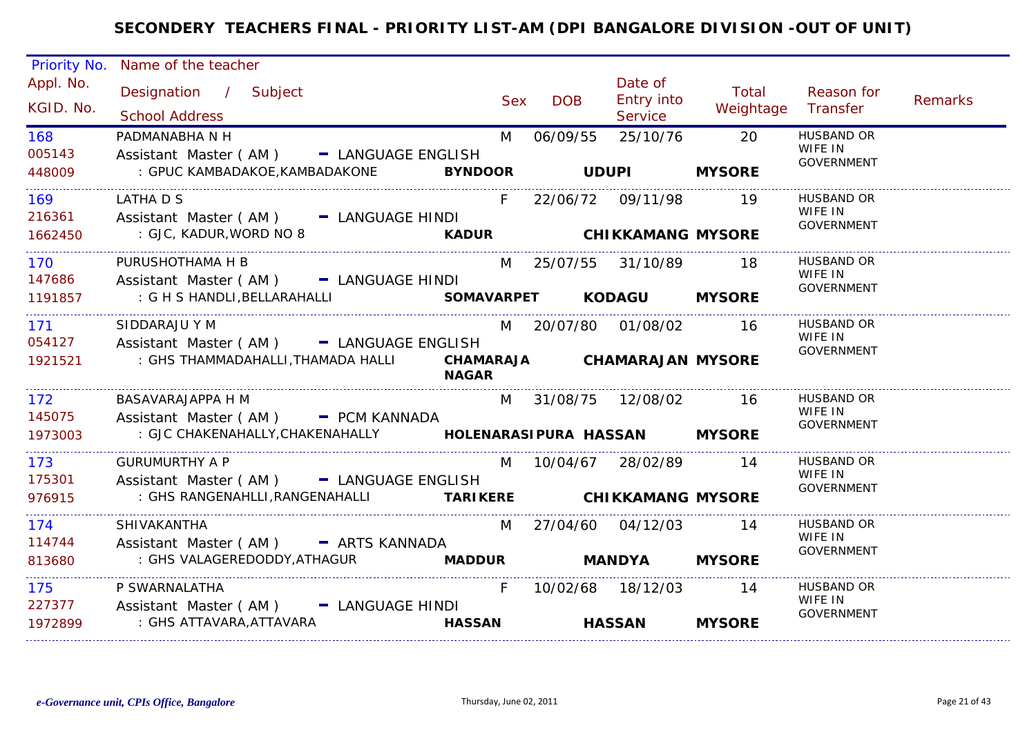# SECONDERY TEACHERS FINAL - PRIORITY LIST-AM (DPI BANGALORE DIVISION -OUT OF UNIT)

| Priority No. / Appl. No. / KGID. No. | Name of the teacher / Designation / Subject / School Address | Sex | DOB | Date of Entry into Service | Total Weightage | Reason for Transfer | Remarks |
|---|---|---|---|---|---|---|---|
| 168<br>005143<br>448009 | PADMANABHA N H<br>Assistant Master ( AM ) - LANGUAGE ENGLISH<br>: GPUC KAMBADAKOE,KAMBADAKONE **BYNDOOR** **UDUPI** **MYSORE** | M | 06/09/55 | 25/10/76 | 20 | HUSBAND OR WIFE IN GOVERNMENT | |
| 169<br>216361<br>1662450 | LATHA D S<br>Assistant Master ( AM ) - LANGUAGE HINDI<br>: GJC, KADUR,WORD NO 8 **KADUR** **CHIKKAMANG** **MYSORE** | F | 22/06/72 | 09/11/98 | 19 | HUSBAND OR WIFE IN GOVERNMENT | |
| 170<br>147686<br>1191857 | PURUSHOTHAMA H B<br>Assistant Master ( AM ) - LANGUAGE HINDI<br>: G H S HANDLI,BELLARAHALLI **SOMAVARPET** **KODAGU** **MYSORE** | M | 25/07/55 | 31/10/89 | 18 | HUSBAND OR WIFE IN GOVERNMENT | |
| 171<br>054127<br>1921521 | SIDDARAJU Y M<br>Assistant Master ( AM ) - LANGUAGE ENGLISH<br>: GHS THAMMADAHALLI,THAMADA HALLI **CHAMARAJA NAGAR** **CHAMARAJAN** **MYSORE** | M | 20/07/80 | 01/08/02 | 16 | HUSBAND OR WIFE IN GOVERNMENT | |
| 172<br>145075<br>1973003 | BASAVARAJAPPA H M<br>Assistant Master ( AM ) - PCM KANNADA<br>: GJC CHAKENAHALLY,CHAKENAHALLY **HOLENARASIPURA** **HASSAN** **MYSORE** | M | 31/08/75 | 12/08/02 | 16 | HUSBAND OR WIFE IN GOVERNMENT | |
| 173<br>175301<br>976915 | GURUMURTHY A P<br>Assistant Master ( AM ) - LANGUAGE ENGLISH<br>: GHS RANGENAHLLI,RANGENAHALLI **TARIKERE** **CHIKKAMANG** **MYSORE** | M | 10/04/67 | 28/02/89 | 14 | HUSBAND OR WIFE IN GOVERNMENT | |
| 174<br>114744<br>813680 | SHIVAKANTHA<br>Assistant Master ( AM ) - ARTS KANNADA<br>: GHS VALAGEREDODDY,ATHAGUR **MADDUR** **MANDYA** **MYSORE** | M | 27/04/60 | 04/12/03 | 14 | HUSBAND OR WIFE IN GOVERNMENT | |
| 175<br>227377<br>1972899 | P SWARNALATHA<br>Assistant Master ( AM ) - LANGUAGE HINDI<br>: GHS ATTAVARA,ATTAVARA **HASSAN** **HASSAN** **MYSORE** | F | 10/02/68 | 18/12/03 | 14 | HUSBAND OR WIFE IN GOVERNMENT | |

*e-Governance unit, CPIs Office, Bangalore* — Thursday, June 02, 2011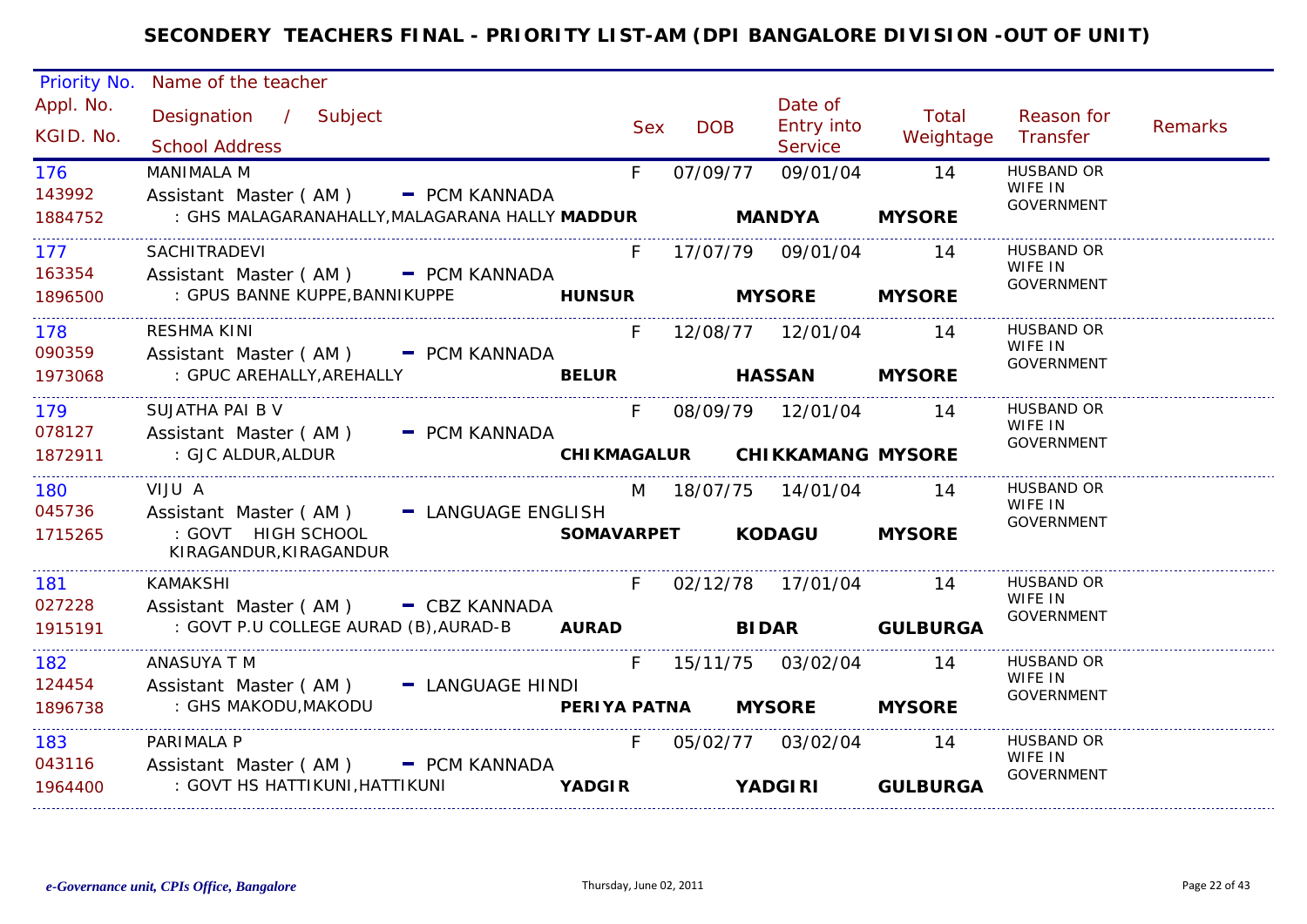# SECONDERY TEACHERS FINAL - PRIORITY LIST-AM (DPI BANGALORE DIVISION -OUT OF UNIT)

| Priority No. / Appl. No. / KGID. No. | Name of the teacher / Designation / Subject / School Address | Sex | DOB | Date of Entry into Service | Total Weightage | Reason for Transfer | Remarks |
|---|---|---|---|---|---|---|---|
| 176 / 143992 / 1884752 | MANIMALA M / Assistant Master ( AM ) - PCM KANNADA / : GHS MALAGARANAHALLY,MALAGARANA HALLY **MADDUR** **MANDYA** **MYSORE** | F | 07/09/77 | 09/01/04 | 14 | HUSBAND OR WIFE IN GOVERNMENT | |
| 177 / 163354 / 1896500 | SACHITRADEVI / Assistant Master ( AM ) - PCM KANNADA / : GPUS BANNE KUPPE,BANNIKUPPE **HUNSUR** **MYSORE** **MYSORE** | F | 17/07/79 | 09/01/04 | 14 | HUSBAND OR WIFE IN GOVERNMENT | |
| 178 / 090359 / 1973068 | RESHMA KINI / Assistant Master ( AM ) - PCM KANNADA / : GPUC AREHALLY,AREHALLY **BELUR** **HASSAN** **MYSORE** | F | 12/08/77 | 12/01/04 | 14 | HUSBAND OR WIFE IN GOVERNMENT | |
| 179 / 078127 / 1872911 | SUJATHA PAI B V / Assistant Master ( AM ) - PCM KANNADA / : GJC ALDUR,ALDUR **CHIKMAGALUR** **CHIKKAMANG** **MYSORE** | F | 08/09/79 | 12/01/04 | 14 | HUSBAND OR WIFE IN GOVERNMENT | |
| 180 / 045736 / 1715265 | VIJU A / Assistant Master ( AM ) - LANGUAGE ENGLISH / : GOVT HIGH SCHOOL KIRAGANDUR,KIRAGANDUR **SOMAVARPET** **KODAGU** **MYSORE** | M | 18/07/75 | 14/01/04 | 14 | HUSBAND OR WIFE IN GOVERNMENT | |
| 181 / 027228 / 1915191 | KAMAKSHI / Assistant Master ( AM ) - CBZ KANNADA / : GOVT P.U COLLEGE AURAD (B),AURAD-B **AURAD** **BIDAR** **GULBURGA** | F | 02/12/78 | 17/01/04 | 14 | HUSBAND OR WIFE IN GOVERNMENT | |
| 182 / 124454 / 1896738 | ANASUYA T M / Assistant Master ( AM ) - LANGUAGE HINDI / : GHS MAKODU,MAKODU **PERIYA PATNA** **MYSORE** **MYSORE** | F | 15/11/75 | 03/02/04 | 14 | HUSBAND OR WIFE IN GOVERNMENT | |
| 183 / 043116 / 1964400 | PARIMALA P / Assistant Master ( AM ) - PCM KANNADA / : GOVT HS HATTIKUNI,HATTIKUNI **YADGIR** **YADGIRI** **GULBURGA** | F | 05/02/77 | 03/02/04 | 14 | HUSBAND OR WIFE IN GOVERNMENT | |

*e-Governance unit, CPIs Office, Bangalore* — Thursday, June 02, 2011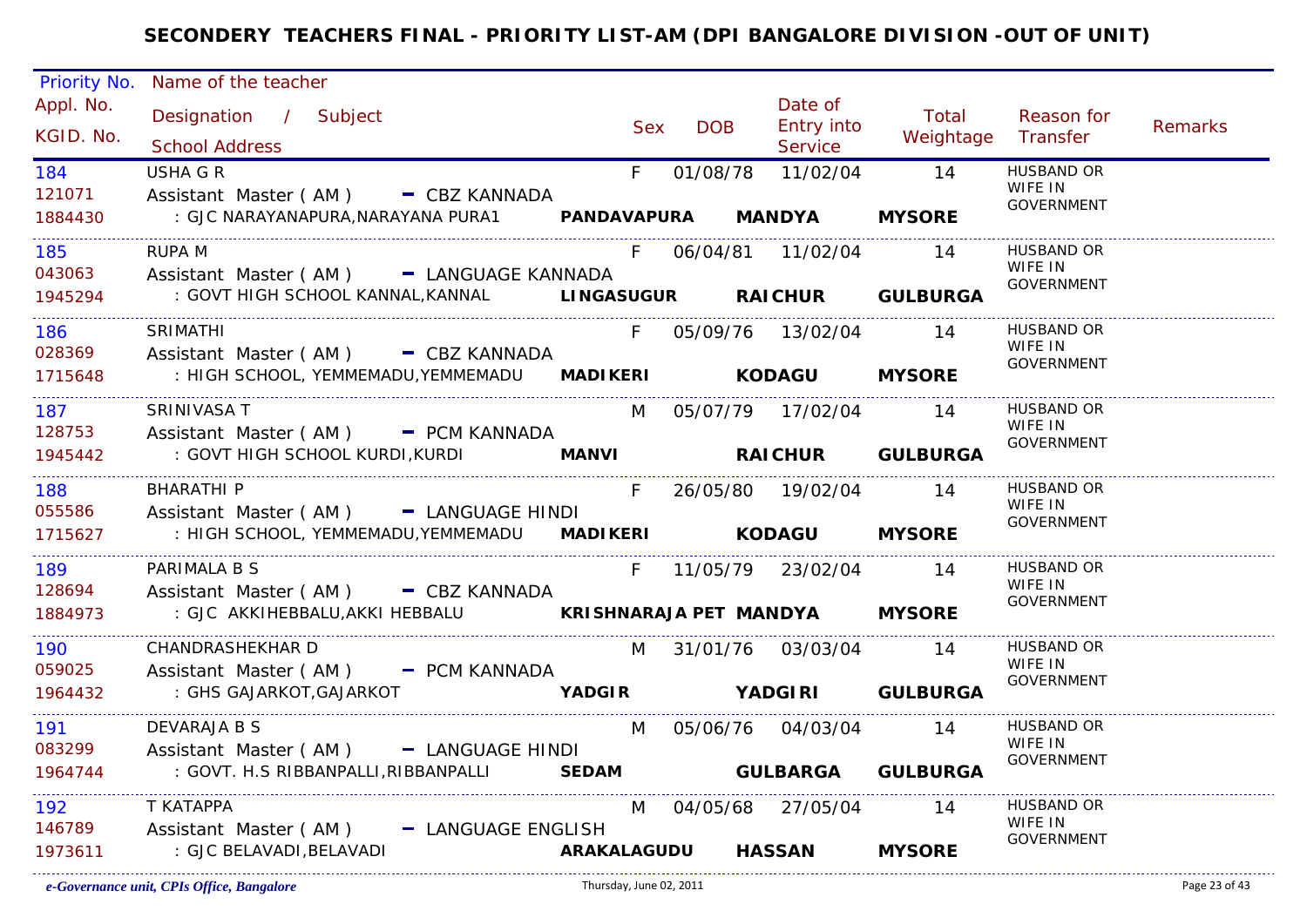# SECONDERY TEACHERS FINAL - PRIORITY LIST-AM (DPI BANGALORE DIVISION -OUT OF UNIT)

| Priority No. / Appl. No. / KGID. No. | Name of the teacher / Designation / Subject / School Address | | | Sex | DOB | Date of Entry into Service | Total Weightage | Reason for Transfer | Remarks |
|---|---|---|---|---|---|---|---|---|---|
| 184 / 121071 / 1884430 | USHA G R / Assistant Master ( AM ) - CBZ KANNADA / : GJC NARAYANAPURA,NARAYANA PURA1 | **PANDAVAPURA** | **MANDYA** / **MYSORE** | F | 01/08/78 | 11/02/04 | 14 | HUSBAND OR WIFE IN GOVERNMENT | |
| 185 / 043063 / 1945294 | RUPA M / Assistant Master ( AM ) - LANGUAGE KANNADA / : GOVT HIGH SCHOOL KANNAL,KANNAL | **LINGASUGUR** | **RAICHUR** / **GULBURGA** | F | 06/04/81 | 11/02/04 | 14 | HUSBAND OR WIFE IN GOVERNMENT | |
| 186 / 028369 / 1715648 | SRIMATHI / Assistant Master ( AM ) - CBZ KANNADA / : HIGH SCHOOL, YEMMEMADU,YEMMEMADU | **MADIKERI** | **KODAGU** / **MYSORE** | F | 05/09/76 | 13/02/04 | 14 | HUSBAND OR WIFE IN GOVERNMENT | |
| 187 / 128753 / 1945442 | SRINIVASA T / Assistant Master ( AM ) - PCM KANNADA / : GOVT HIGH SCHOOL KURDI,KURDI | **MANVI** | **RAICHUR** / **GULBURGA** | M | 05/07/79 | 17/02/04 | 14 | HUSBAND OR WIFE IN GOVERNMENT | |
| 188 / 055586 / 1715627 | BHARATHI P / Assistant Master ( AM ) - LANGUAGE HINDI / : HIGH SCHOOL, YEMMEMADU,YEMMEMADU | **MADIKERI** | **KODAGU** / **MYSORE** | F | 26/05/80 | 19/02/04 | 14 | HUSBAND OR WIFE IN GOVERNMENT | |
| 189 / 128694 / 1884973 | PARIMALA B S / Assistant Master ( AM ) - CBZ KANNADA / : GJC AKKIHEBBALU,AKKI HEBBALU | **KRISHNARAJA PET** | **MANDYA** / **MYSORE** | F | 11/05/79 | 23/02/04 | 14 | HUSBAND OR WIFE IN GOVERNMENT | |
| 190 / 059025 / 1964432 | CHANDRASHEKHAR D / Assistant Master ( AM ) - PCM KANNADA / : GHS GAJARKOT,GAJARKOT | **YADGIR** | **YADGIRI** / **GULBURGA** | M | 31/01/76 | 03/03/04 | 14 | HUSBAND OR WIFE IN GOVERNMENT | |
| 191 / 083299 / 1964744 | DEVARAJA B S / Assistant Master ( AM ) - LANGUAGE HINDI / : GOVT. H.S RIBBANPALLI,RIBBANPALLI | **SEDAM** | **GULBARGA** / **GULBURGA** | M | 05/06/76 | 04/03/04 | 14 | HUSBAND OR WIFE IN GOVERNMENT | |
| 192 / 146789 / 1973611 | T KATAPPA / Assistant Master ( AM ) - LANGUAGE ENGLISH / : GJC BELAVADI,BELAVADI | **ARAKALAGUDU** | **HASSAN** / **MYSORE** | M | 04/05/68 | 27/05/04 | 14 | HUSBAND OR WIFE IN GOVERNMENT | |

*e-Governance unit, CPIs Office, Bangalore* — Thursday, June 02, 2011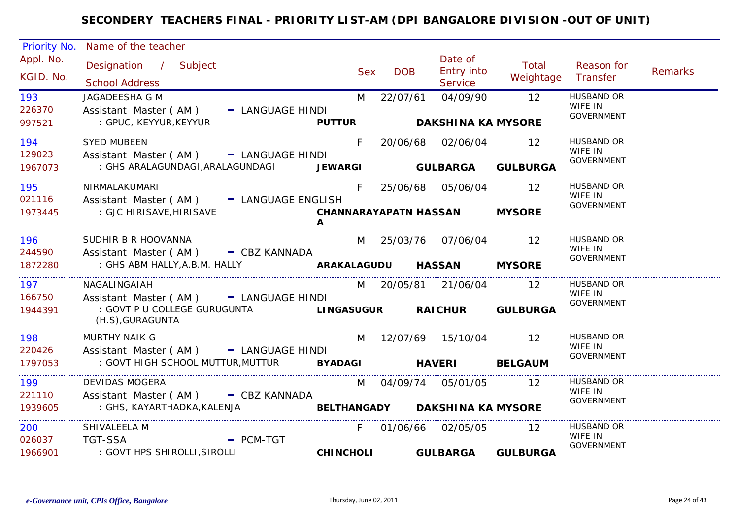# SECONDERY TEACHERS FINAL - PRIORITY LIST-AM (DPI BANGALORE DIVISION -OUT OF UNIT)

| Priority No. / Appl. No. / KGID. No. | Name of the teacher / Designation / Subject / School Address | Sex | DOB | Date of Entry into Service | Total Weightage | Reason for Transfer | Remarks |
|---|---|---|---|---|---|---|---|
| 193<br>226370<br>997521 | JAGADEESHA G M<br>Assistant Master ( AM ) - LANGUAGE HINDI<br>: GPUC, KEYYUR,KEYYUR<br>**PUTTUR** **DAKSHINA KA** **MYSORE** | M | 22/07/61 | 04/09/90 | 12 | HUSBAND OR WIFE IN GOVERNMENT | |
| 194<br>129023<br>1967073 | SYED MUBEEN<br>Assistant Master ( AM ) - LANGUAGE HINDI<br>: GHS ARALAGUNDAGI,ARALAGUNDAGI<br>**JEWARGI** **GULBARGA** **GULBURGA** | F | 20/06/68 | 02/06/04 | 12 | HUSBAND OR WIFE IN GOVERNMENT | |
| 195<br>021116<br>1973445 | NIRMALAKUMARI<br>Assistant Master ( AM ) - LANGUAGE ENGLISH<br>: GJC HIRISAVE,HIRISAVE<br>**CHANNARAYAPATNA** **HASSAN** **MYSORE** | F | 25/06/68 | 05/06/04 | 12 | HUSBAND OR WIFE IN GOVERNMENT | |
| 196<br>244590<br>1872280 | SUDHIR B R HOOVANNA<br>Assistant Master ( AM ) - CBZ KANNADA<br>: GHS ABM HALLY,A.B.M. HALLY<br>**ARAKALAGUDU** **HASSAN** **MYSORE** | M | 25/03/76 | 07/06/04 | 12 | HUSBAND OR WIFE IN GOVERNMENT | |
| 197<br>166750<br>1944391 | NAGALINGAIAH<br>Assistant Master ( AM ) - LANGUAGE HINDI<br>: GOVT P U COLLEGE GURUGUNTA (H.S),GURAGUNTA<br>**LINGASUGUR** **RAICHUR** **GULBURGA** | M | 20/05/81 | 21/06/04 | 12 | HUSBAND OR WIFE IN GOVERNMENT | |
| 198<br>220426<br>1797053 | MURTHY NAIK G<br>Assistant Master ( AM ) - LANGUAGE HINDI<br>: GOVT HIGH SCHOOL MUTTUR,MUTTUR<br>**BYADAGI** **HAVERI** **BELGAUM** | M | 12/07/69 | 15/10/04 | 12 | HUSBAND OR WIFE IN GOVERNMENT | |
| 199<br>221110<br>1939605 | DEVIDAS MOGERA<br>Assistant Master ( AM ) - CBZ KANNADA<br>: GHS, KAYARTHADKA,KALENJA<br>**BELTHANGADY** **DAKSHINA KA** **MYSORE** | M | 04/09/74 | 05/01/05 | 12 | HUSBAND OR WIFE IN GOVERNMENT | |
| 200<br>026037<br>1966901 | SHIVALEELA M<br>TGT-SSA - PCM-TGT<br>: GOVT HPS SHIROLLI,SIROLLI<br>**CHINCHOLI** **GULBARGA** **GULBURGA** | F | 01/06/66 | 02/05/05 | 12 | HUSBAND OR WIFE IN GOVERNMENT | |

*e-Governance unit, CPIs Office, Bangalore* Thursday, June 02, 2011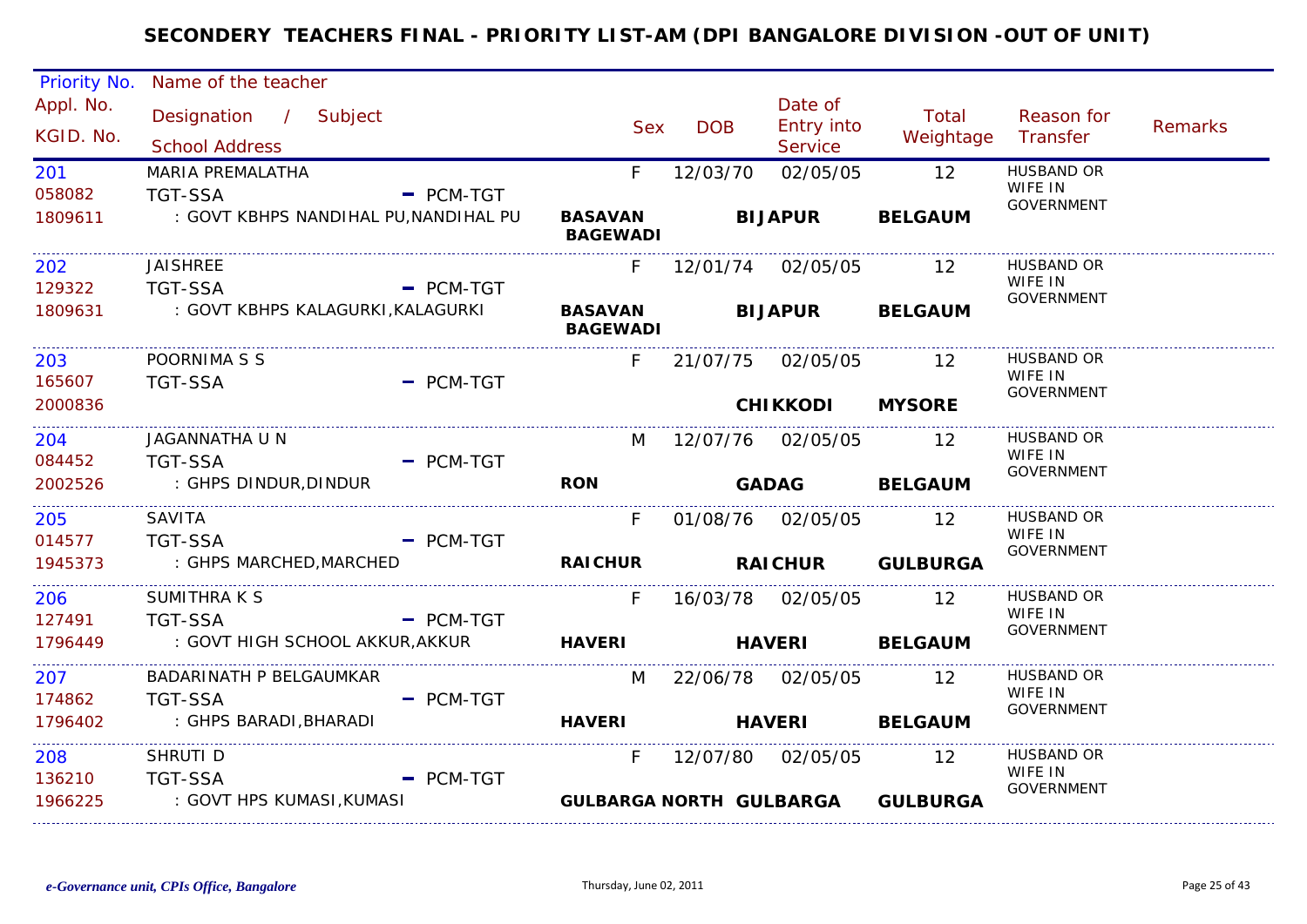# SECONDERY TEACHERS FINAL - PRIORITY LIST-AM (DPI BANGALORE DIVISION -OUT OF UNIT)

| Priority No. / Appl. No. / KGID. No. | Name of the teacher / Designation / Subject / School Address | Sex | DOB | Date of Entry into Service | Total Weightage | Reason for Transfer | Remarks |
|---|---|---|---|---|---|---|---|
| 201 / 058082 / 1809611 | MARIA PREMALATHA / TGT-SSA - PCM-TGT / : GOVT KBHPS NANDIHAL PU,NANDIHAL PU / BASAVAN BAGEWADI / BIJAPUR / BELGAUM | F | 12/03/70 | 02/05/05 | 12 | HUSBAND OR WIFE IN GOVERNMENT | |
| 202 / 129322 / 1809631 | JAISHREE / TGT-SSA - PCM-TGT / : GOVT KBHPS KALAGURKI,KALAGURKI / BASAVAN BAGEWADI / BIJAPUR / BELGAUM | F | 12/01/74 | 02/05/05 | 12 | HUSBAND OR WIFE IN GOVERNMENT | |
| 203 / 165607 / 2000836 | POORNIMA S S / TGT-SSA - PCM-TGT / CHIKKODI / MYSORE | F | 21/07/75 | 02/05/05 | 12 | HUSBAND OR WIFE IN GOVERNMENT | |
| 204 / 084452 / 2002526 | JAGANNATHA U N / TGT-SSA - PCM-TGT / : GHPS DINDUR,DINDUR / RON / GADAG / BELGAUM | M | 12/07/76 | 02/05/05 | 12 | HUSBAND OR WIFE IN GOVERNMENT | |
| 205 / 014577 / 1945373 | SAVITA / TGT-SSA - PCM-TGT / : GHPS MARCHED,MARCHED / RAICHUR / RAICHUR / GULBURGA | F | 01/08/76 | 02/05/05 | 12 | HUSBAND OR WIFE IN GOVERNMENT | |
| 206 / 127491 / 1796449 | SUMITHRA K S / TGT-SSA - PCM-TGT / : GOVT HIGH SCHOOL AKKUR,AKKUR / HAVERI / HAVERI / BELGAUM | F | 16/03/78 | 02/05/05 | 12 | HUSBAND OR WIFE IN GOVERNMENT | |
| 207 / 174862 / 1796402 | BADARINATH P BELGAUMKAR / TGT-SSA - PCM-TGT / : GHPS BARADI,BHARADI / HAVERI / HAVERI / BELGAUM | M | 22/06/78 | 02/05/05 | 12 | HUSBAND OR WIFE IN GOVERNMENT | |
| 208 / 136210 / 1966225 | SHRUTI D / TGT-SSA - PCM-TGT / : GOVT HPS KUMASI,KUMASI / GULBARGA NORTH / GULBARGA / GULBURGA | F | 12/07/80 | 02/05/05 | 12 | HUSBAND OR WIFE IN GOVERNMENT | |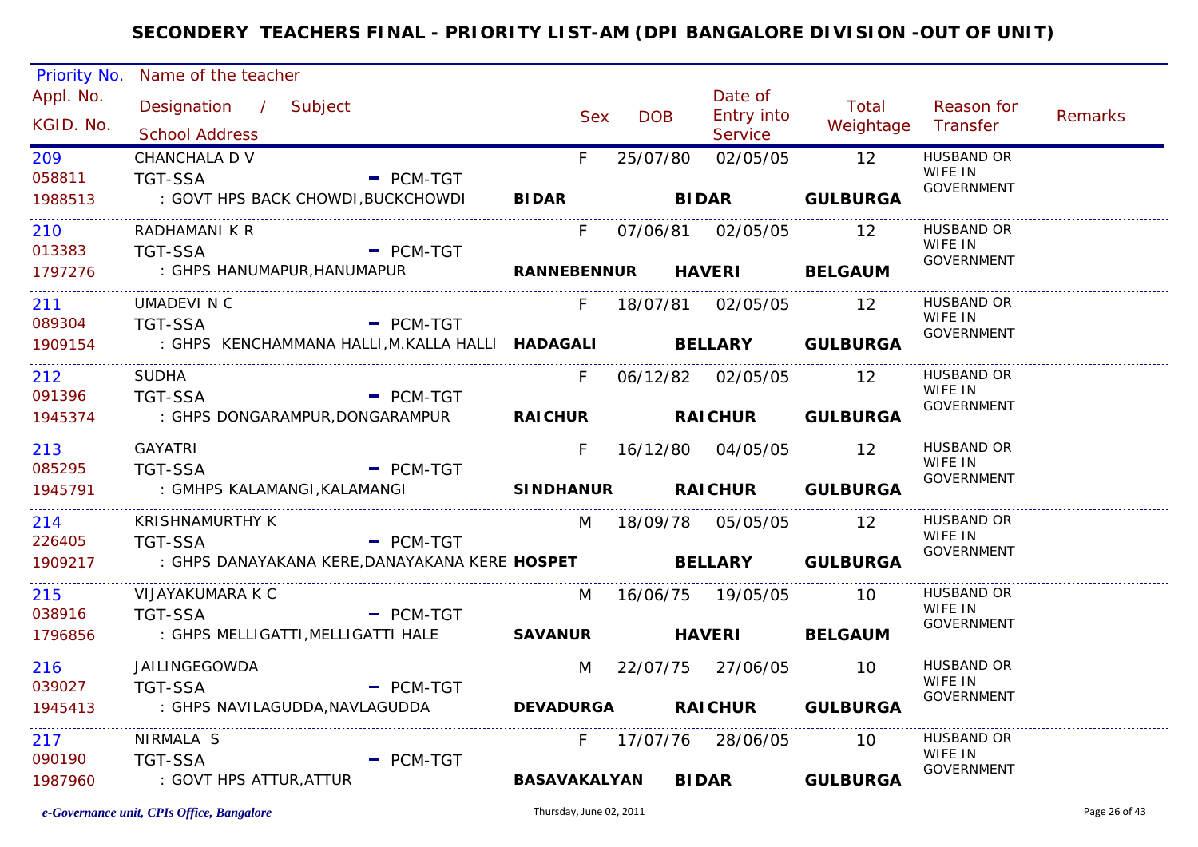# SECONDERY TEACHERS FINAL - PRIORITY LIST-AM (DPI BANGALORE DIVISION -OUT OF UNIT)

| Priority No. / Appl. No. / KGID. No. | Name of the teacher / Designation / Subject / School Address | | Sex | DOB | Date of Entry into Service | Total Weightage | Reason for Transfer | Remarks |
|---|---|---|---|---|---|---|---|---|
| 209 / 058811 / 1988513 | CHANCHALA D V / TGT-SSA - PCM-TGT / : GOVT HPS BACK CHOWDI,BUCKCHOWDI | **BIDAR** **BIDAR** **GULBURGA** | F | 25/07/80 | 02/05/05 | 12 | HUSBAND OR WIFE IN GOVERNMENT | |
| 210 / 013383 / 1797276 | RADHAMANI K R / TGT-SSA - PCM-TGT / : GHPS HANUMAPUR,HANUMAPUR | **RANNEBENNUR** **HAVERI** **BELGAUM** | F | 07/06/81 | 02/05/05 | 12 | HUSBAND OR WIFE IN GOVERNMENT | |
| 211 / 089304 / 1909154 | UMADEVI N C / TGT-SSA - PCM-TGT / : GHPS KENCHAMMANA HALLI,M.KALLA HALLI | **HADAGALI** **BELLARY** **GULBURGA** | F | 18/07/81 | 02/05/05 | 12 | HUSBAND OR WIFE IN GOVERNMENT | |
| 212 / 091396 / 1945374 | SUDHA / TGT-SSA - PCM-TGT / : GHPS DONGARAMPUR,DONGARAMPUR | **RAICHUR** **RAICHUR** **GULBURGA** | F | 06/12/82 | 02/05/05 | 12 | HUSBAND OR WIFE IN GOVERNMENT | |
| 213 / 085295 / 1945791 | GAYATRI / TGT-SSA - PCM-TGT / : GMHPS KALAMANGI,KALAMANGI | **SINDHANUR** **RAICHUR** **GULBURGA** | F | 16/12/80 | 04/05/05 | 12 | HUSBAND OR WIFE IN GOVERNMENT | |
| 214 / 226405 / 1909217 | KRISHNAMURTHY K / TGT-SSA - PCM-TGT / : GHPS DANAYAKANA KERE,DANAYAKANA KERE | **HOSPET** **BELLARY** **GULBURGA** | M | 18/09/78 | 05/05/05 | 12 | HUSBAND OR WIFE IN GOVERNMENT | |
| 215 / 038916 / 1796856 | VIJAYAKUMARA K C / TGT-SSA - PCM-TGT / : GHPS MELLIGATTI,MELLIGATTI HALE | **SAVANUR** **HAVERI** **BELGAUM** | M | 16/06/75 | 19/05/05 | 10 | HUSBAND OR WIFE IN GOVERNMENT | |
| 216 / 039027 / 1945413 | JAILINGEGOWDA / TGT-SSA - PCM-TGT / : GHPS NAVILAGUDDA,NAVLAGUDDA | **DEVADURGA** **RAICHUR** **GULBURGA** | M | 22/07/75 | 27/06/05 | 10 | HUSBAND OR WIFE IN GOVERNMENT | |
| 217 / 090190 / 1987960 | NIRMALA S / TGT-SSA - PCM-TGT / : GOVT HPS ATTUR,ATTUR | **BASAVAKALYAN** **BIDAR** **GULBURGA** | F | 17/07/76 | 28/06/05 | 10 | HUSBAND OR WIFE IN GOVERNMENT | |

*e-Governance unit, CPIs Office, Bangalore* — Thursday, June 02, 2011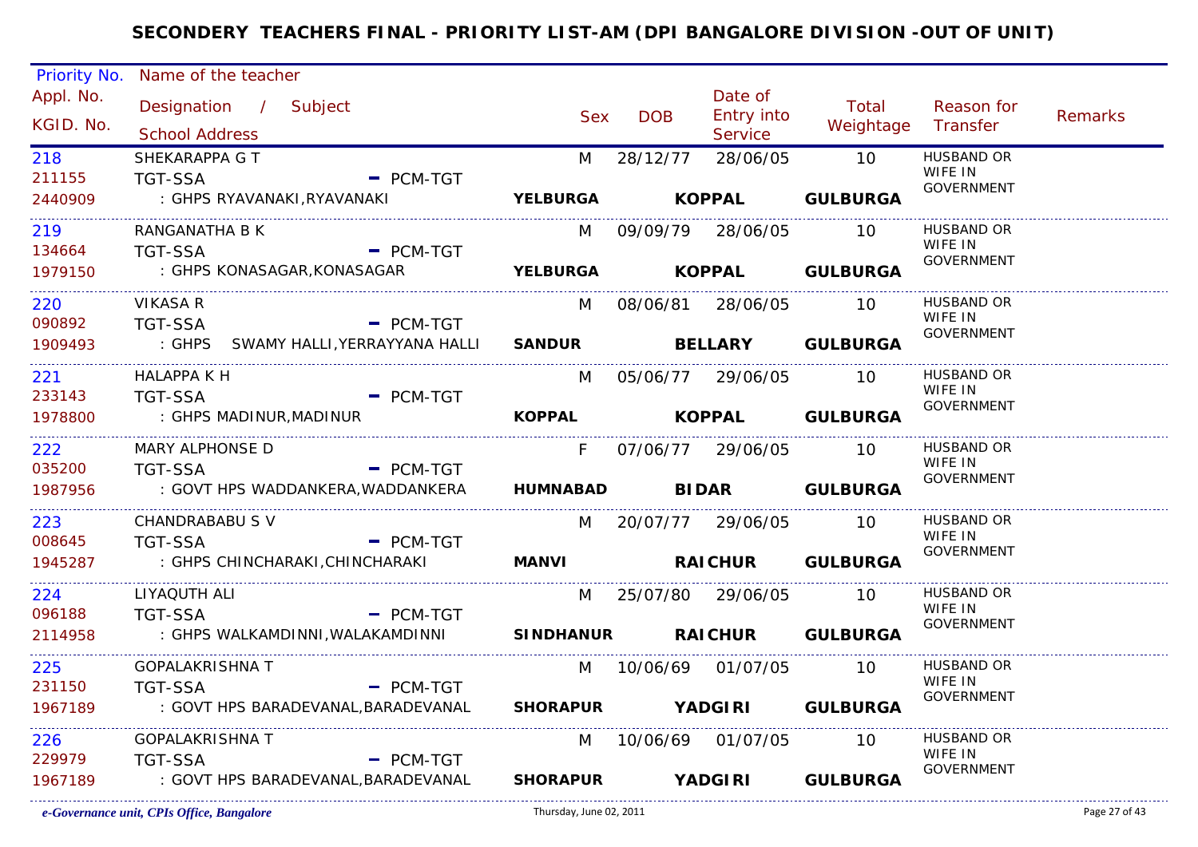# SECONDERY TEACHERS FINAL - PRIORITY LIST-AM (DPI BANGALORE DIVISION -OUT OF UNIT)

| Priority No. / Appl. No. / KGID. No. | Name of the teacher / Designation / Subject / School Address | Sex | DOB | Date of Entry into Service | Total Weightage | Reason for Transfer | Remarks |
|---|---|---|---|---|---|---|---|
| 218 / 211155 / 2440909 | SHEKARAPPA G T / TGT-SSA - PCM-TGT / : GHPS RYAVANAKI,RYAVANAKI **YELBURGA** **KOPPAL** **GULBURGA** | M | 28/12/77 | 28/06/05 | 10 | HUSBAND OR WIFE IN GOVERNMENT | |
| 219 / 134664 / 1979150 | RANGANATHA B K / TGT-SSA - PCM-TGT / : GHPS KONASAGAR,KONASAGAR **YELBURGA** **KOPPAL** **GULBURGA** | M | 09/09/79 | 28/06/05 | 10 | HUSBAND OR WIFE IN GOVERNMENT | |
| 220 / 090892 / 1909493 | VIKASA R / TGT-SSA - PCM-TGT / : GHPS SWAMY HALLI,YERRAYYANA HALLI **SANDUR** **BELLARY** **GULBURGA** | M | 08/06/81 | 28/06/05 | 10 | HUSBAND OR WIFE IN GOVERNMENT | |
| 221 / 233143 / 1978800 | HALAPPA K H / TGT-SSA - PCM-TGT / : GHPS MADINUR,MADINUR **KOPPAL** **KOPPAL** **GULBURGA** | M | 05/06/77 | 29/06/05 | 10 | HUSBAND OR WIFE IN GOVERNMENT | |
| 222 / 035200 / 1987956 | MARY ALPHONSE D / TGT-SSA - PCM-TGT / : GOVT HPS WADDANKERA,WADDANKERA **HUMNABAD** **BIDAR** **GULBURGA** | F | 07/06/77 | 29/06/05 | 10 | HUSBAND OR WIFE IN GOVERNMENT | |
| 223 / 008645 / 1945287 | CHANDRABABU S V / TGT-SSA - PCM-TGT / : GHPS CHINCHARAKI,CHINCHARAKI **MANVI** **RAICHUR** **GULBURGA** | M | 20/07/77 | 29/06/05 | 10 | HUSBAND OR WIFE IN GOVERNMENT | |
| 224 / 096188 / 2114958 | LIYAQUTH ALI / TGT-SSA - PCM-TGT / : GHPS WALKAMDINNI,WALAKAMDINNI **SINDHANUR** **RAICHUR** **GULBURGA** | M | 25/07/80 | 29/06/05 | 10 | HUSBAND OR WIFE IN GOVERNMENT | |
| 225 / 231150 / 1967189 | GOPALAKRISHNA T / TGT-SSA - PCM-TGT / : GOVT HPS BARADEVANAL,BARADEVANAL **SHORAPUR** **YADGIRI** **GULBURGA** | M | 10/06/69 | 01/07/05 | 10 | HUSBAND OR WIFE IN GOVERNMENT | |
| 226 / 229979 / 1967189 | GOPALAKRISHNA T / TGT-SSA - PCM-TGT / : GOVT HPS BARADEVANAL,BARADEVANAL **SHORAPUR** **YADGIRI** **GULBURGA** | M | 10/06/69 | 01/07/05 | 10 | HUSBAND OR WIFE IN GOVERNMENT | |

*e-Governance unit, CPIs Office, Bangalore*    Thursday, June 02, 2011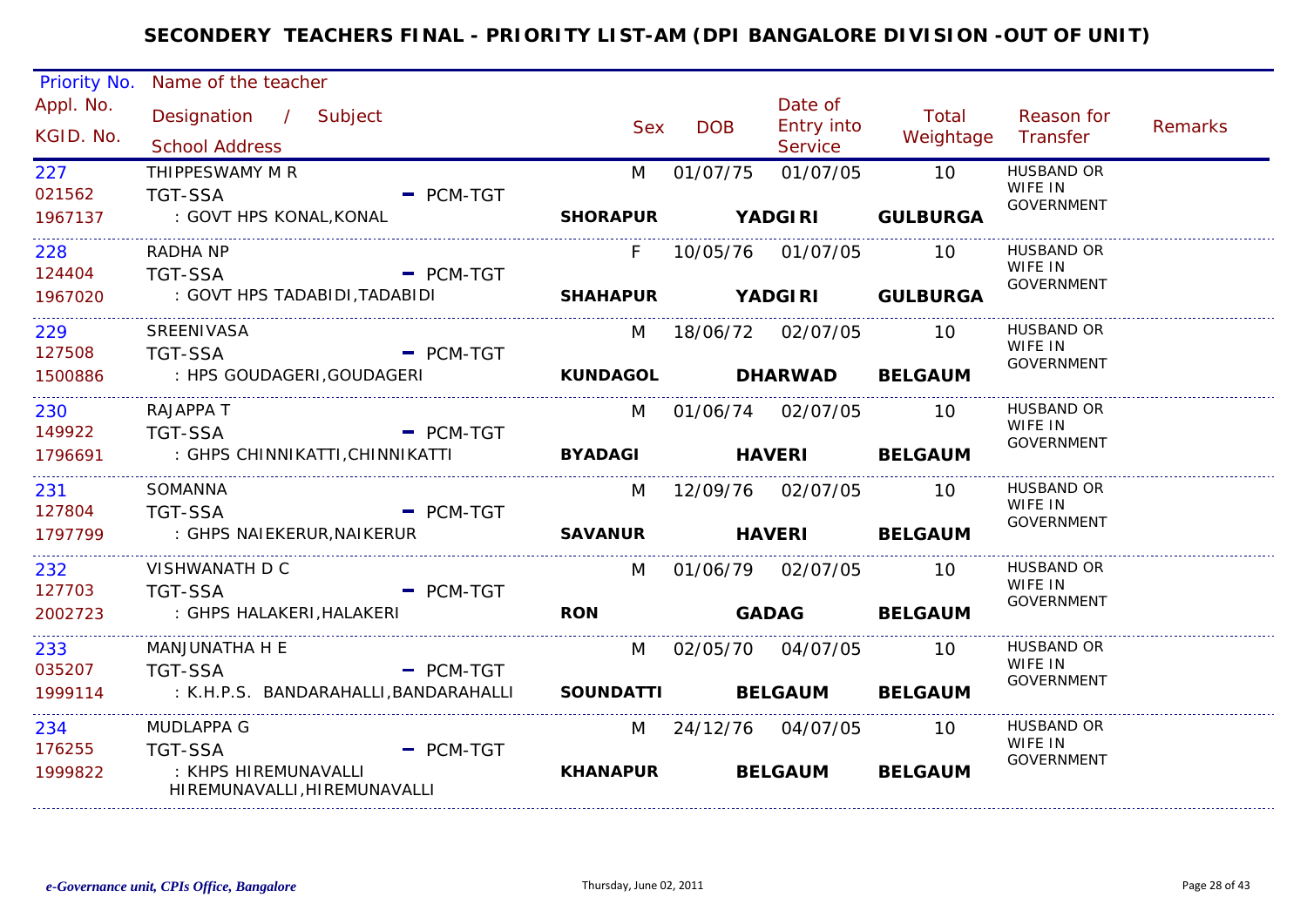# SECONDERY TEACHERS FINAL - PRIORITY LIST-AM (DPI BANGALORE DIVISION -OUT OF UNIT)

| Priority No. / Appl. No. / KGID. No. | Name of the teacher / Designation / Subject / School Address | Sex | DOB | Date of Entry into Service | Total Weightage | Reason for Transfer | Remarks |
|---|---|---|---|---|---|---|---|
| 227 / 021562 / 1967137 | THIPPESWAMY M R / TGT-SSA - PCM-TGT / : GOVT HPS KONAL,KONAL / **SHORAPUR** **YADGIRI** **GULBURGA** | M | 01/07/75 | 01/07/05 | 10 | HUSBAND OR WIFE IN GOVERNMENT | |
| 228 / 124404 / 1967020 | RADHA NP / TGT-SSA - PCM-TGT / : GOVT HPS TADABIDI,TADABIDI / **SHAHAPUR** **YADGIRI** **GULBURGA** | F | 10/05/76 | 01/07/05 | 10 | HUSBAND OR WIFE IN GOVERNMENT | |
| 229 / 127508 / 1500886 | SREENIVASA / TGT-SSA - PCM-TGT / : HPS GOUDAGERI,GOUDAGERI / **KUNDAGOL** **DHARWAD** **BELGAUM** | M | 18/06/72 | 02/07/05 | 10 | HUSBAND OR WIFE IN GOVERNMENT | |
| 230 / 149922 / 1796691 | RAJAPPA T / TGT-SSA - PCM-TGT / : GHPS CHINNIKATTI,CHINNIKATTI / **BYADAGI** **HAVERI** **BELGAUM** | M | 01/06/74 | 02/07/05 | 10 | HUSBAND OR WIFE IN GOVERNMENT | |
| 231 / 127804 / 1797799 | SOMANNA / TGT-SSA - PCM-TGT / : GHPS NAIEKERUR,NAIKERUR / **SAVANUR** **HAVERI** **BELGAUM** | M | 12/09/76 | 02/07/05 | 10 | HUSBAND OR WIFE IN GOVERNMENT | |
| 232 / 127703 / 2002723 | VISHWANATH D C / TGT-SSA - PCM-TGT / : GHPS HALAKERI,HALAKERI / **RON** **GADAG** **BELGAUM** | M | 01/06/79 | 02/07/05 | 10 | HUSBAND OR WIFE IN GOVERNMENT | |
| 233 / 035207 / 1999114 | MANJUNATHA H E / TGT-SSA - PCM-TGT / : K.H.P.S. BANDARAHALLI,BANDARAHALLI / **SOUNDATTI** **BELGAUM** **BELGAUM** | M | 02/05/70 | 04/07/05 | 10 | HUSBAND OR WIFE IN GOVERNMENT | |
| 234 / 176255 / 1999822 | MUDLAPPA G / TGT-SSA - PCM-TGT / : KHPS HIREMUNAVALLI HIREMUNAVALLI,HIREMUNAVALLI / **KHANAPUR** **BELGAUM** **BELGAUM** | M | 24/12/76 | 04/07/05 | 10 | HUSBAND OR WIFE IN GOVERNMENT | |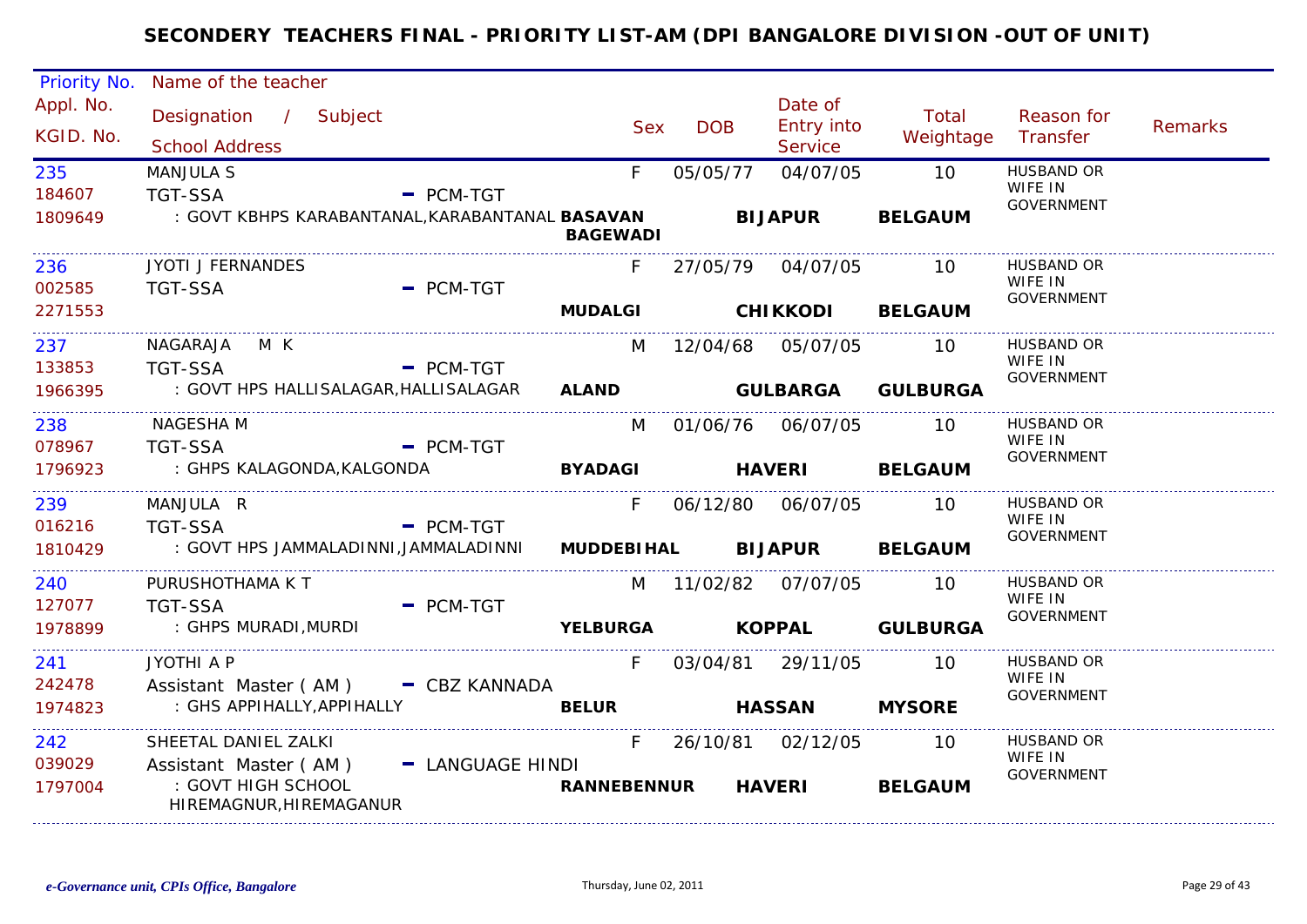# SECONDERY TEACHERS FINAL - PRIORITY LIST-AM (DPI BANGALORE DIVISION -OUT OF UNIT)

| Priority No. / Appl. No. / KGID. No. | Name of the teacher / Designation / Subject / School Address | | Sex | DOB | Date of Entry into Service | Total Weightage | Reason for Transfer | Remarks |
|---|---|---|---|---|---|---|---|---|
| 235 / 184607 / 1809649 | MANJULA S / TGT-SSA - PCM-TGT / : GOVT KBHPS KARABANTANAL,KARABANTANAL | BASAVAN BAGEWADI | F | 05/05/77 | 04/07/05 BIJAPUR | 10 BELGAUM | HUSBAND OR WIFE IN GOVERNMENT | |
| 236 / 002585 / 2271553 | JYOTI J FERNANDES / TGT-SSA - PCM-TGT | MUDALGI | F | 27/05/79 | 04/07/05 CHIKKODI | 10 BELGAUM | HUSBAND OR WIFE IN GOVERNMENT | |
| 237 / 133853 / 1966395 | NAGARAJA M K / TGT-SSA - PCM-TGT / : GOVT HPS HALLISALAGAR,HALLISALAGAR | ALAND | M | 12/04/68 | 05/07/05 GULBARGA | 10 GULBURGA | HUSBAND OR WIFE IN GOVERNMENT | |
| 238 / 078967 / 1796923 | NAGESHA M / TGT-SSA - PCM-TGT / : GHPS KALAGONDA,KALGONDA | BYADAGI | M | 01/06/76 | 06/07/05 HAVERI | 10 BELGAUM | HUSBAND OR WIFE IN GOVERNMENT | |
| 239 / 016216 / 1810429 | MANJULA R / TGT-SSA - PCM-TGT / : GOVT HPS JAMMALADINNI,JAMMALADINNI | MUDDEBIHAL | F | 06/12/80 | 06/07/05 BIJAPUR | 10 BELGAUM | HUSBAND OR WIFE IN GOVERNMENT | |
| 240 / 127077 / 1978899 | PURUSHOTHAMA K T / TGT-SSA - PCM-TGT / : GHPS MURADI,MURDI | YELBURGA | M | 11/02/82 | 07/07/05 KOPPAL | 10 GULBURGA | HUSBAND OR WIFE IN GOVERNMENT | |
| 241 / 242478 / 1974823 | JYOTHI A P / Assistant Master ( AM ) - CBZ KANNADA / : GHS APPIHALLY,APPIHALLY | BELUR | F | 03/04/81 | 29/11/05 HASSAN | 10 MYSORE | HUSBAND OR WIFE IN GOVERNMENT | |
| 242 / 039029 / 1797004 | SHEETAL DANIEL ZALKI / Assistant Master ( AM ) - LANGUAGE HINDI / : GOVT HIGH SCHOOL HIREMAGNUR,HIREMAGANUR | RANNEBENNUR | F | 26/10/81 | 02/12/05 HAVERI | 10 BELGAUM | HUSBAND OR WIFE IN GOVERNMENT | |

*e-Governance unit, CPIs Office, Bangalore* — Thursday, June 02, 2011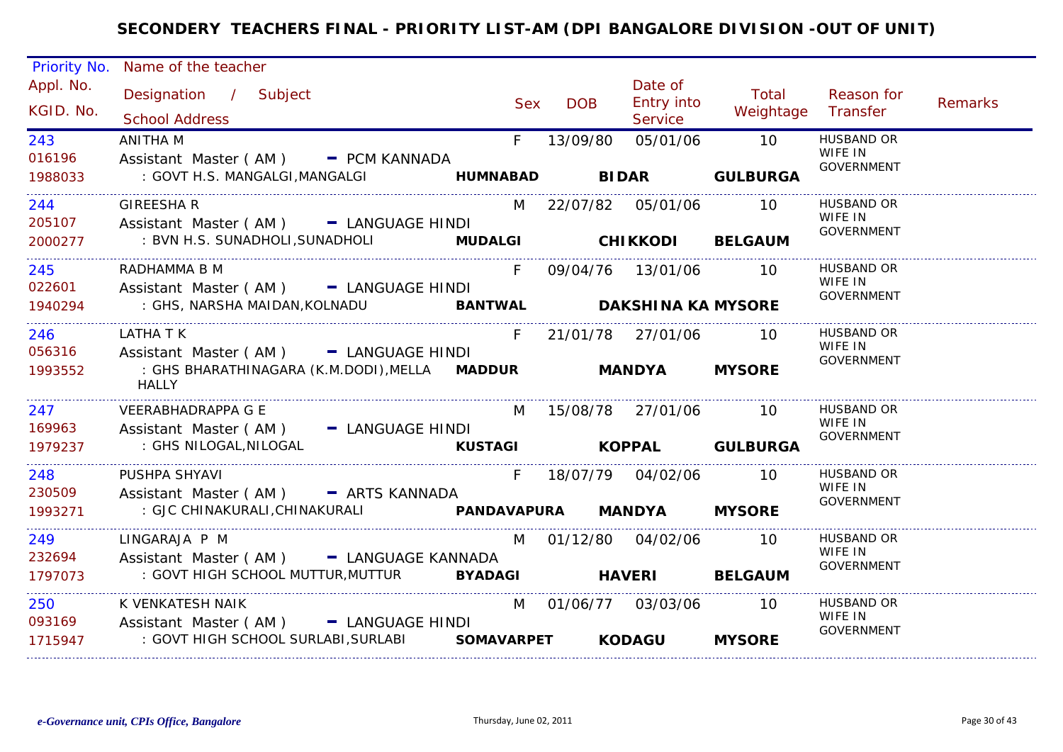# SECONDERY TEACHERS FINAL - PRIORITY LIST-AM (DPI BANGALORE DIVISION -OUT OF UNIT)

| Priority No. / Appl. No. / KGID. No. | Name of the teacher / Designation / Subject / School Address | Sex | DOB | Date of Entry into Service | Total Weightage | Reason for Transfer | Remarks |
|---|---|---|---|---|---|---|---|
| 243 / 016196 / 1988033 | ANITHA M / Assistant Master ( AM ) - PCM KANNADA / : GOVT H.S. MANGALGI,MANGALGI **HUMNABAD** **BIDAR** **GULBURGA** | F | 13/09/80 | 05/01/06 | 10 | HUSBAND OR WIFE IN GOVERNMENT | |
| 244 / 205107 / 2000277 | GIREESHA R / Assistant Master ( AM ) - LANGUAGE HINDI / : BVN H.S. SUNADHOLI,SUNADHOLI **MUDALGI** **CHIKKODI** **BELGAUM** | M | 22/07/82 | 05/01/06 | 10 | HUSBAND OR WIFE IN GOVERNMENT | |
| 245 / 022601 / 1940294 | RADHAMMA B M / Assistant Master ( AM ) - LANGUAGE HINDI / : GHS, NARSHA MAIDAN,KOLNADU **BANTWAL** **DAKSHINA KA** **MYSORE** | F | 09/04/76 | 13/01/06 | 10 | HUSBAND OR WIFE IN GOVERNMENT | |
| 246 / 056316 / 1993552 | LATHA T K / Assistant Master ( AM ) - LANGUAGE HINDI / : GHS BHARATHINAGARA (K.M.DODI),MELLA HALLY **MADDUR** **MANDYA** **MYSORE** | F | 21/01/78 | 27/01/06 | 10 | HUSBAND OR WIFE IN GOVERNMENT | |
| 247 / 169963 / 1979237 | VEERABHADRAPPA G E / Assistant Master ( AM ) - LANGUAGE HINDI / : GHS NILOGAL,NILOGAL **KUSTAGI** **KOPPAL** **GULBURGA** | M | 15/08/78 | 27/01/06 | 10 | HUSBAND OR WIFE IN GOVERNMENT | |
| 248 / 230509 / 1993271 | PUSHPA SHYAVI / Assistant Master ( AM ) - ARTS KANNADA / : GJC CHINAKURALI,CHINAKURALI **PANDAVAPURA** **MANDYA** **MYSORE** | F | 18/07/79 | 04/02/06 | 10 | HUSBAND OR WIFE IN GOVERNMENT | |
| 249 / 232694 / 1797073 | LINGARAJA P M / Assistant Master ( AM ) - LANGUAGE KANNADA / : GOVT HIGH SCHOOL MUTTUR,MUTTUR **BYADAGI** **HAVERI** **BELGAUM** | M | 01/12/80 | 04/02/06 | 10 | HUSBAND OR WIFE IN GOVERNMENT | |
| 250 / 093169 / 1715947 | K VENKATESH NAIK / Assistant Master ( AM ) - LANGUAGE HINDI / : GOVT HIGH SCHOOL SURLABI,SURLABI **SOMAVARPET** **KODAGU** **MYSORE** | M | 01/06/77 | 03/03/06 | 10 | HUSBAND OR WIFE IN GOVERNMENT | |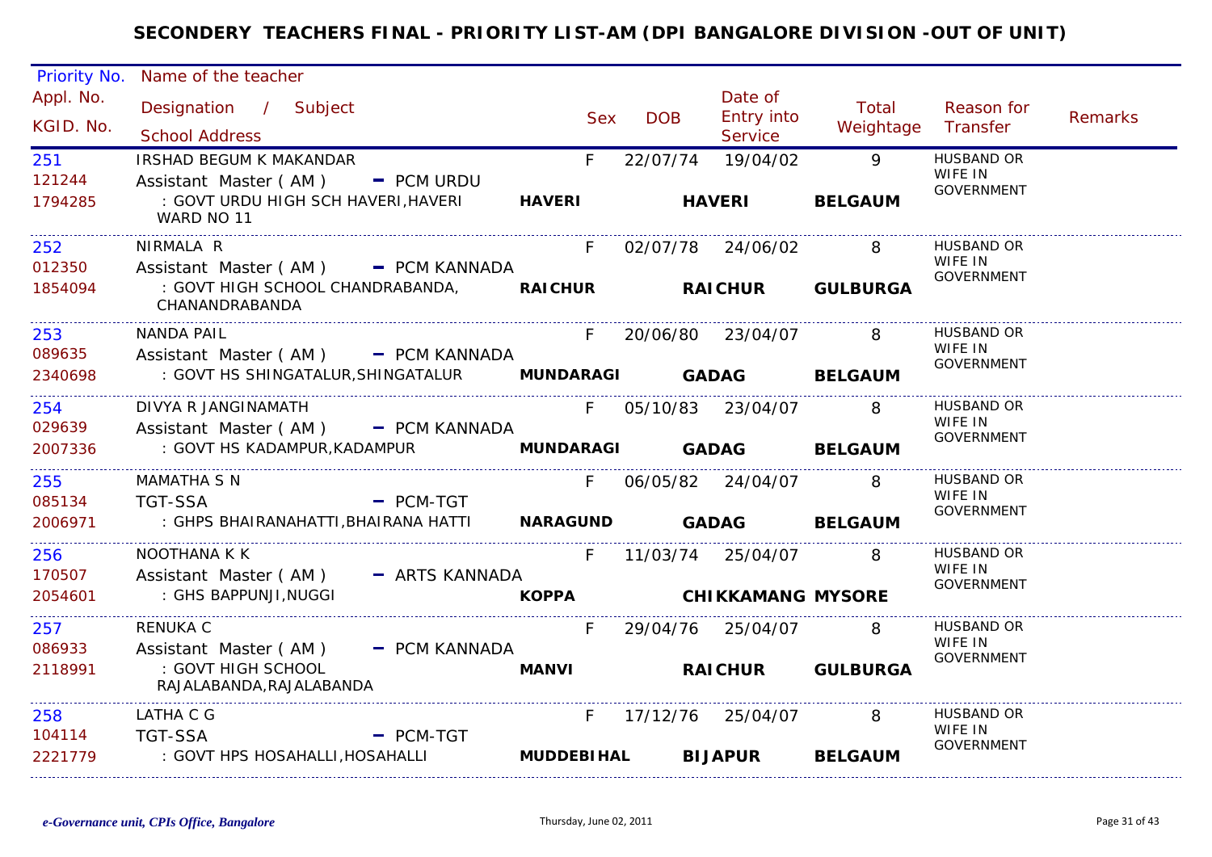# SECONDERY TEACHERS FINAL - PRIORITY LIST-AM (DPI BANGALORE DIVISION -OUT OF UNIT)

| Priority No. / Appl. No. / KGID. No. | Name of the teacher / Designation / Subject / School Address | | Sex | DOB | Date of Entry into Service | Total Weightage | Reason for Transfer | Remarks |
|---|---|---|---|---|---|---|---|---|
| 251<br>121244<br>1794285 | IRSHAD BEGUM K MAKANDAR<br>Assistant Master ( AM ) - PCM URDU<br>: GOVT URDU HIGH SCH HAVERI,HAVERI WARD NO 11 | **HAVERI** | F | 22/07/74 | 19/04/02<br>**HAVERI** | 9<br>**BELGAUM** | HUSBAND OR WIFE IN GOVERNMENT | |
| 252<br>012350<br>1854094 | NIRMALA R<br>Assistant Master ( AM ) - PCM KANNADA<br>: GOVT HIGH SCHOOL CHANDRABANDA, CHANANDRABANDA | **RAICHUR** | F | 02/07/78 | 24/06/02<br>**RAICHUR** | 8<br>**GULBURGA** | HUSBAND OR WIFE IN GOVERNMENT | |
| 253<br>089635<br>2340698 | NANDA PAIL<br>Assistant Master ( AM ) - PCM KANNADA<br>: GOVT HS SHINGATALUR,SHINGATALUR | **MUNDARAGI** | F | 20/06/80 | 23/04/07<br>**GADAG** | 8<br>**BELGAUM** | HUSBAND OR WIFE IN GOVERNMENT | |
| 254<br>029639<br>2007336 | DIVYA R JANGINAMATH<br>Assistant Master ( AM ) - PCM KANNADA<br>: GOVT HS KADAMPUR,KADAMPUR | **MUNDARAGI** | F | 05/10/83 | 23/04/07<br>**GADAG** | 8<br>**BELGAUM** | HUSBAND OR WIFE IN GOVERNMENT | |
| 255<br>085134<br>2006971 | MAMATHA S N<br>TGT-SSA - PCM-TGT<br>: GHPS BHAIRANAHATTI,BHAIRANA HATTI | **NARAGUND** | F | 06/05/82 | 24/04/07<br>**GADAG** | 8<br>**BELGAUM** | HUSBAND OR WIFE IN GOVERNMENT | |
| 256<br>170507<br>2054601 | NOOTHANA K K<br>Assistant Master ( AM ) - ARTS KANNADA<br>: GHS BAPPUNJI,NUGGI | **KOPPA** | F | 11/03/74 | 25/04/07<br>**CHIKKAMANG** | 8<br>**MYSORE** | HUSBAND OR WIFE IN GOVERNMENT | |
| 257<br>086933<br>2118991 | RENUKA C<br>Assistant Master ( AM ) - PCM KANNADA<br>: GOVT HIGH SCHOOL RAJALABANDA,RAJALABANDA | **MANVI** | F | 29/04/76 | 25/04/07<br>**RAICHUR** | 8<br>**GULBURGA** | HUSBAND OR WIFE IN GOVERNMENT | |
| 258<br>104114<br>2221779 | LATHA C G<br>TGT-SSA - PCM-TGT<br>: GOVT HPS HOSAHALLI,HOSAHALLI | **MUDDEBIHAL** | F | 17/12/76 | 25/04/07<br>**BIJAPUR** | 8<br>**BELGAUM** | HUSBAND OR WIFE IN GOVERNMENT | |

*e-Governance unit, CPIs Office, Bangalore*

Thursday, June 02, 2011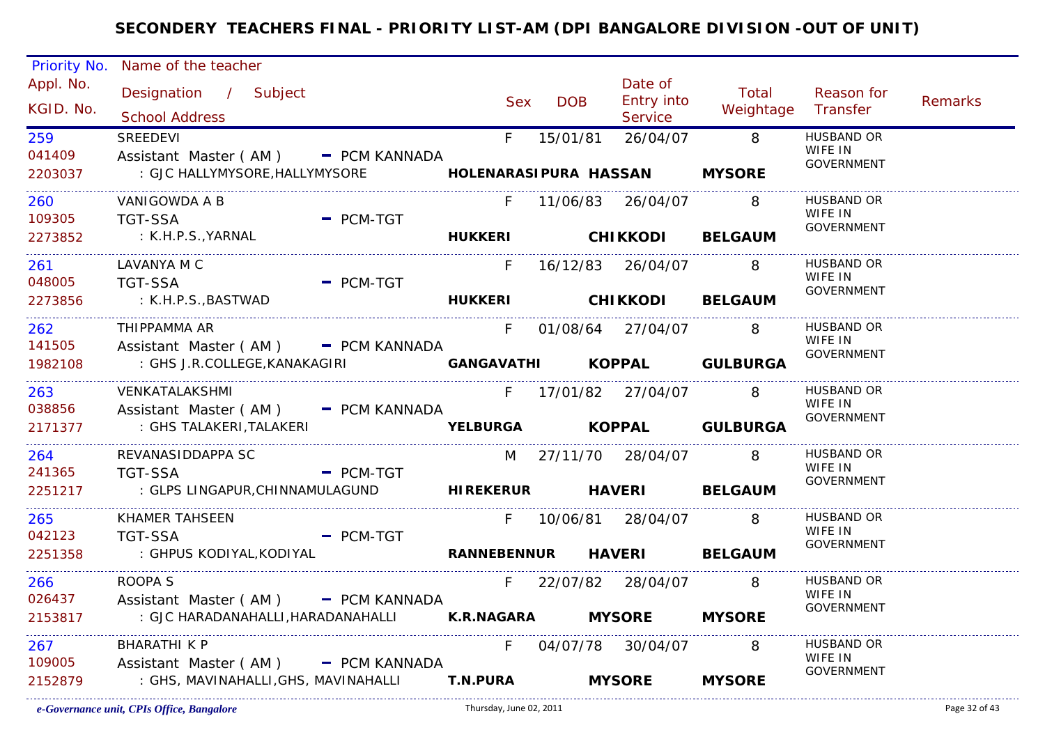# SECONDERY TEACHERS FINAL - PRIORITY LIST-AM (DPI BANGALORE DIVISION -OUT OF UNIT)

| Priority No. / Appl. No. / KGID. No. | Name of the teacher / Designation / Subject / School Address | Sex | DOB | Date of Entry into Service | Total Weightage | Reason for Transfer | Remarks |
|---|---|---|---|---|---|---|---|
| 259 / 041409 / 2203037 | SREEDEVI / Assistant Master ( AM ) - PCM KANNADA / : GJC HALLYMYSORE,HALLYMYSORE HOLENARASIPURA HASSAN MYSORE | F | 15/01/81 | 26/04/07 | 8 | HUSBAND OR WIFE IN GOVERNMENT | |
| 260 / 109305 / 2273852 | VANIGOWDA A B / TGT-SSA - PCM-TGT / : K.H.P.S.,YARNAL HUKKERI CHIKKODI BELGAUM | F | 11/06/83 | 26/04/07 | 8 | HUSBAND OR WIFE IN GOVERNMENT | |
| 261 / 048005 / 2273856 | LAVANYA M C / TGT-SSA - PCM-TGT / : K.H.P.S.,BASTWAD HUKKERI CHIKKODI BELGAUM | F | 16/12/83 | 26/04/07 | 8 | HUSBAND OR WIFE IN GOVERNMENT | |
| 262 / 141505 / 1982108 | THIPPAMMA AR / Assistant Master ( AM ) - PCM KANNADA / : GHS J.R.COLLEGE,KANAKAGIRI GANGAVATHI KOPPAL GULBURGA | F | 01/08/64 | 27/04/07 | 8 | HUSBAND OR WIFE IN GOVERNMENT | |
| 263 / 038856 / 2171377 | VENKATALAKSHMI / Assistant Master ( AM ) - PCM KANNADA / : GHS TALAKERI,TALAKERI YELBURGA KOPPAL GULBURGA | F | 17/01/82 | 27/04/07 | 8 | HUSBAND OR WIFE IN GOVERNMENT | |
| 264 / 241365 / 2251217 | REVANASIDDAPPA SC / TGT-SSA - PCM-TGT / : GLPS LINGAPUR,CHINNAMULAGUND HIREKERUR HAVERI BELGAUM | M | 27/11/70 | 28/04/07 | 8 | HUSBAND OR WIFE IN GOVERNMENT | |
| 265 / 042123 / 2251358 | KHAMER TAHSEEN / TGT-SSA - PCM-TGT / : GHPUS KODIYAL,KODIYAL RANNEBENNUR HAVERI BELGAUM | F | 10/06/81 | 28/04/07 | 8 | HUSBAND OR WIFE IN GOVERNMENT | |
| 266 / 026437 / 2153817 | ROOPA S / Assistant Master ( AM ) - PCM KANNADA / : GJC HARADANAHALLI,HARADANAHALLI K.R.NAGARA MYSORE MYSORE | F | 22/07/82 | 28/04/07 | 8 | HUSBAND OR WIFE IN GOVERNMENT | |
| 267 / 109005 / 2152879 | BHARATHI K P / Assistant Master ( AM ) - PCM KANNADA / : GHS, MAVINAHALLI,GHS, MAVINAHALLI T.N.PURA MYSORE MYSORE | F | 04/07/78 | 30/04/07 | 8 | HUSBAND OR WIFE IN GOVERNMENT | |

*e-Governance unit, CPIs Office, Bangalore* Thursday, June 02, 2011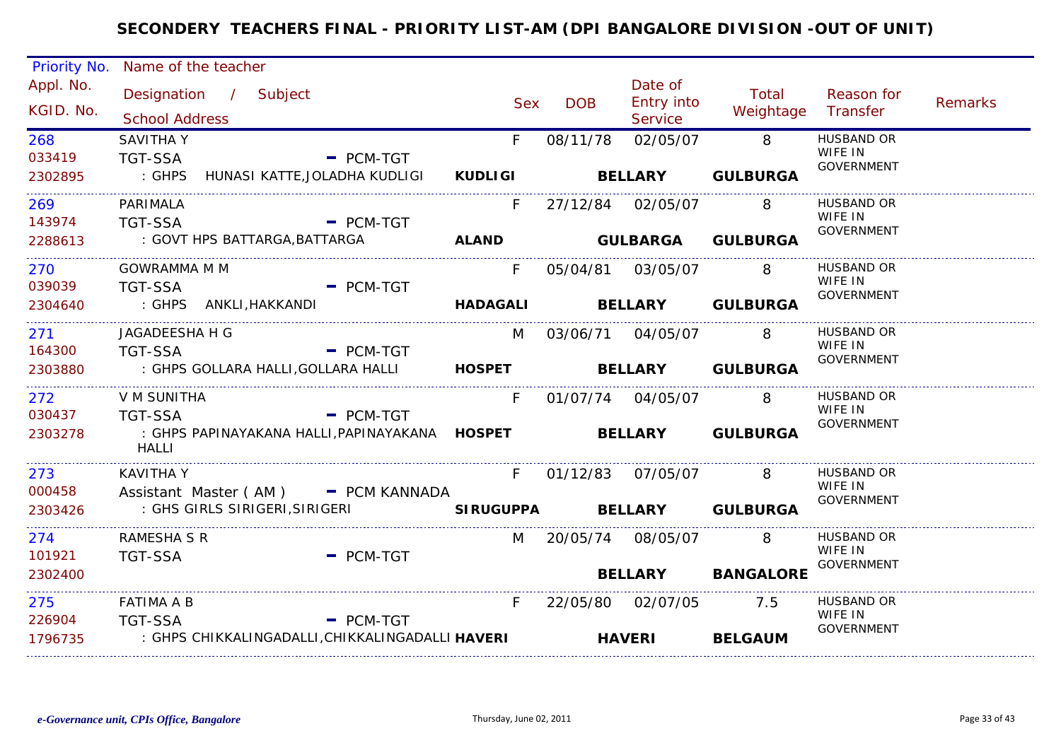# SECONDERY TEACHERS FINAL - PRIORITY LIST-AM (DPI BANGALORE DIVISION -OUT OF UNIT)

| Priority No. / Appl. No. / KGID. No. | Name of the teacher / Designation / Subject / School Address | | Sex | DOB | Date of Entry into Service | Total Weightage | Reason for Transfer | Remarks |
|---|---|---|---|---|---|---|---|---|
| 268 / 033419 / 2302895 | SAVITHA Y / TGT-SSA - PCM-TGT / : GHPS HUNASI KATTE,JOLADHA KUDLIGI | **KUDLIGI** | F | 08/11/78 | 02/05/07 **BELLARY** | 8 **GULBURGA** | HUSBAND OR WIFE IN GOVERNMENT | |
| 269 / 143974 / 2288613 | PARIMALA / TGT-SSA - PCM-TGT / : GOVT HPS BATTARGA,BATTARGA | **ALAND** | F | 27/12/84 | 02/05/07 **GULBARGA** | 8 **GULBURGA** | HUSBAND OR WIFE IN GOVERNMENT | |
| 270 / 039039 / 2304640 | GOWRAMMA M M / TGT-SSA - PCM-TGT / : GHPS ANKLI,HAKKANDI | **HADAGALI** | F | 05/04/81 | 03/05/07 **BELLARY** | 8 **GULBURGA** | HUSBAND OR WIFE IN GOVERNMENT | |
| 271 / 164300 / 2303880 | JAGADEESHA H G / TGT-SSA - PCM-TGT / : GHPS GOLLARA HALLI,GOLLARA HALLI | **HOSPET** | M | 03/06/71 | 04/05/07 **BELLARY** | 8 **GULBURGA** | HUSBAND OR WIFE IN GOVERNMENT | |
| 272 / 030437 / 2303278 | V M SUNITHA / TGT-SSA - PCM-TGT / : GHPS PAPINAYAKANA HALLI,PAPINAYAKANA HALLI | **HOSPET** | F | 01/07/74 | 04/05/07 **BELLARY** | 8 **GULBURGA** | HUSBAND OR WIFE IN GOVERNMENT | |
| 273 / 000458 / 2303426 | KAVITHA Y / Assistant Master ( AM ) - PCM KANNADA / : GHS GIRLS SIRIGERI,SIRIGERI | **SIRUGUPPA** | F | 01/12/83 | 07/05/07 **BELLARY** | 8 **GULBURGA** | HUSBAND OR WIFE IN GOVERNMENT | |
| 274 / 101921 / 2302400 | RAMESHA S R / TGT-SSA - PCM-TGT | | M | 20/05/74 | 08/05/07 **BELLARY** | 8 **BANGALORE** | HUSBAND OR WIFE IN GOVERNMENT | |
| 275 / 226904 / 1796735 | FATIMA A B / TGT-SSA - PCM-TGT / : GHPS CHIKKALINGADALLI,CHIKKALINGADALLI | **HAVERI** | F | 22/05/80 | 02/07/05 **HAVERI** | 7.5 **BELGAUM** | HUSBAND OR WIFE IN GOVERNMENT | |

*e-Governance unit, CPIs Office, Bangalore*

Thursday, June 02, 2011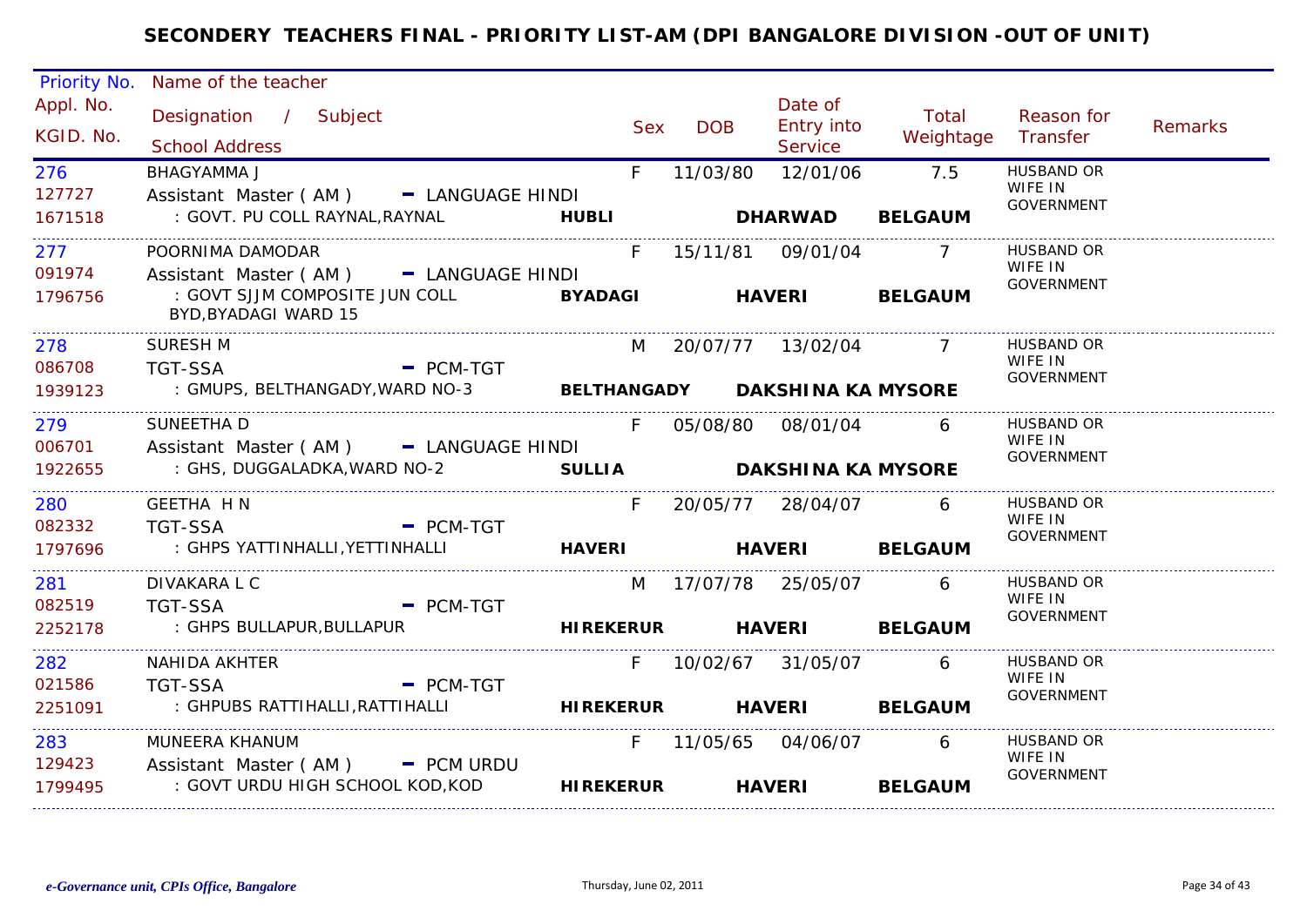# SECONDERY TEACHERS FINAL - PRIORITY LIST-AM (DPI BANGALORE DIVISION -OUT OF UNIT)

| Priority No. / Appl. No. / KGID. No. | Name of the teacher / Designation / Subject / School Address | Sex | DOB | Date of Entry into Service | Total Weightage | Reason for Transfer | Remarks |
|---|---|---|---|---|---|---|---|
| 276 / 127727 / 1671518 | BHAGYAMMA J / Assistant Master ( AM ) - LANGUAGE HINDI / : GOVT. PU COLL RAYNAL,RAYNAL **HUBLI DHARWAD BELGAUM** | F | 11/03/80 | 12/01/06 | 7.5 | HUSBAND OR WIFE IN GOVERNMENT | |
| 277 / 091974 / 1796756 | POORNIMA DAMODAR / Assistant Master ( AM ) - LANGUAGE HINDI / : GOVT SJJM COMPOSITE JUN COLL BYD,BYADAGI WARD 15 **BYADAGI HAVERI BELGAUM** | F | 15/11/81 | 09/01/04 | 7 | HUSBAND OR WIFE IN GOVERNMENT | |
| 278 / 086708 / 1939123 | SURESH M / TGT-SSA - PCM-TGT / : GMUPS, BELTHANGADY,WARD NO-3 **BELTHANGADY DAKSHINA KA MYSORE** | M | 20/07/77 | 13/02/04 | 7 | HUSBAND OR WIFE IN GOVERNMENT | |
| 279 / 006701 / 1922655 | SUNEETHA D / Assistant Master ( AM ) - LANGUAGE HINDI / : GHS, DUGGALADKA,WARD NO-2 **SULLIA DAKSHINA KA MYSORE** | F | 05/08/80 | 08/01/04 | 6 | HUSBAND OR WIFE IN GOVERNMENT | |
| 280 / 082332 / 1797696 | GEETHA H N / TGT-SSA - PCM-TGT / : GHPS YATTINHALLI,YETTINHALLI **HAVERI HAVERI BELGAUM** | F | 20/05/77 | 28/04/07 | 6 | HUSBAND OR WIFE IN GOVERNMENT | |
| 281 / 082519 / 2252178 | DIVAKARA L C / TGT-SSA - PCM-TGT / : GHPS BULLAPUR,BULLAPUR **HIREKERUR HAVERI BELGAUM** | M | 17/07/78 | 25/05/07 | 6 | HUSBAND OR WIFE IN GOVERNMENT | |
| 282 / 021586 / 2251091 | NAHIDA AKHTER / TGT-SSA - PCM-TGT / : GHPUBS RATTIHALLI,RATTIHALLI **HIREKERUR HAVERI BELGAUM** | F | 10/02/67 | 31/05/07 | 6 | HUSBAND OR WIFE IN GOVERNMENT | |
| 283 / 129423 / 1799495 | MUNEERA KHANUM / Assistant Master ( AM ) - PCM URDU / : GOVT URDU HIGH SCHOOL KOD,KOD **HIREKERUR HAVERI BELGAUM** | F | 11/05/65 | 04/06/07 | 6 | HUSBAND OR WIFE IN GOVERNMENT | |

*e-Governance unit, CPIs Office, Bangalore* Thursday, June 02, 2011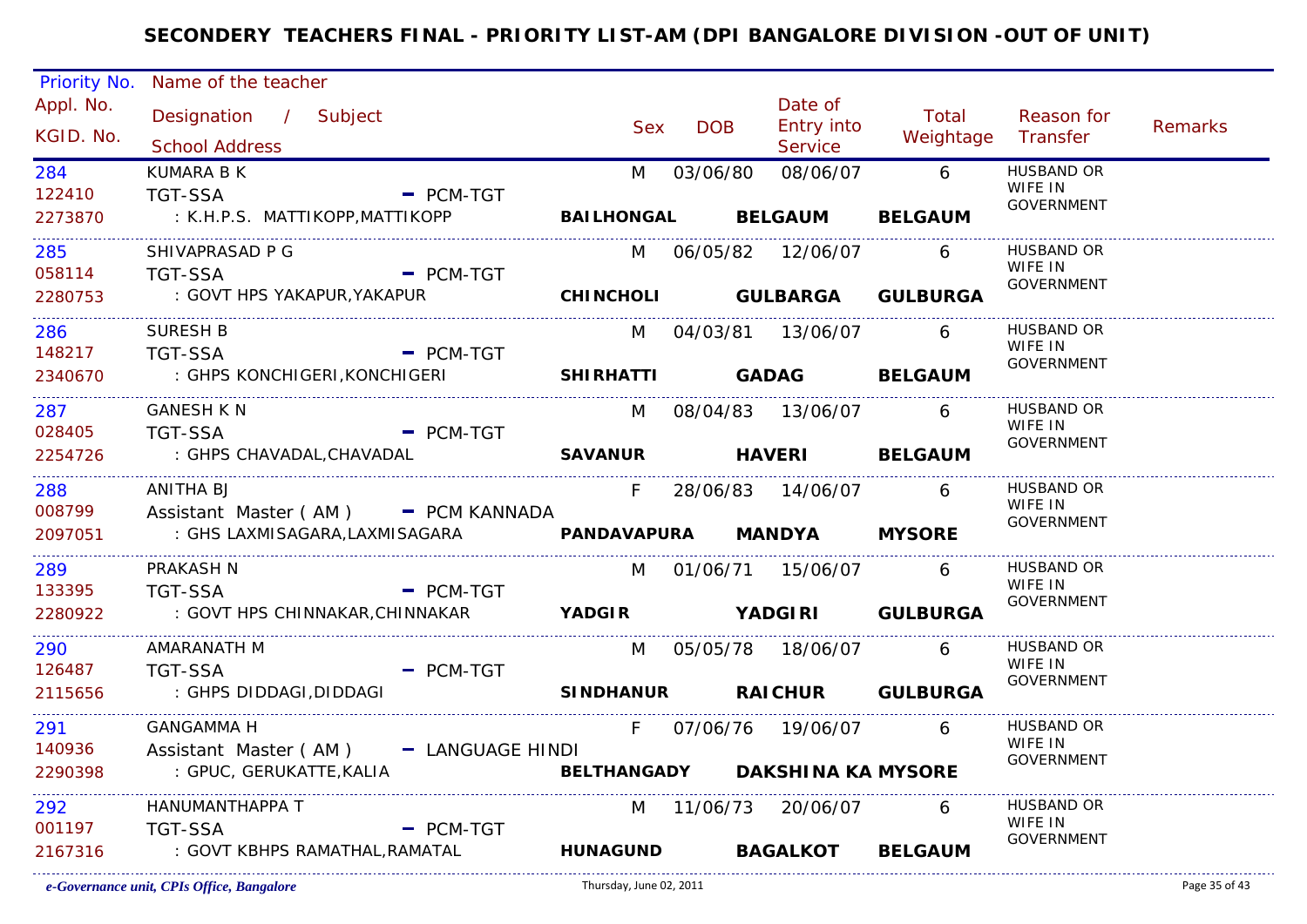# SECONDERY TEACHERS FINAL - PRIORITY LIST-AM (DPI BANGALORE DIVISION -OUT OF UNIT)

| Priority No. / Appl. No. / KGID. No. | Name of the teacher / Designation / Subject / School Address | Sex | DOB | Date of Entry into Service | Total Weightage | Reason for Transfer | Remarks |
|---|---|---|---|---|---|---|---|
| 284 / 122410 / 2273870 | KUMARA B K / TGT-SSA - PCM-TGT / : K.H.P.S. MATTIKOPP,MATTIKOPP / BAILHONGAL / BELGAUM / BELGAUM | M | 03/06/80 | 08/06/07 | 6 | HUSBAND OR WIFE IN GOVERNMENT | |
| 285 / 058114 / 2280753 | SHIVAPRASAD P G / TGT-SSA - PCM-TGT / : GOVT HPS YAKAPUR,YAKAPUR / CHINCHOLI / GULBARGA / GULBURGA | M | 06/05/82 | 12/06/07 | 6 | HUSBAND OR WIFE IN GOVERNMENT | |
| 286 / 148217 / 2340670 | SURESH B / TGT-SSA - PCM-TGT / : GHPS KONCHIGERI,KONCHIGERI / SHIRHATTI / GADAG / BELGAUM | M | 04/03/81 | 13/06/07 | 6 | HUSBAND OR WIFE IN GOVERNMENT | |
| 287 / 028405 / 2254726 | GANESH K N / TGT-SSA - PCM-TGT / : GHPS CHAVADAL,CHAVADAL / SAVANUR / HAVERI / BELGAUM | M | 08/04/83 | 13/06/07 | 6 | HUSBAND OR WIFE IN GOVERNMENT | |
| 288 / 008799 / 2097051 | ANITHA BJ / Assistant Master ( AM ) - PCM KANNADA / : GHS LAXMISAGARA,LAXMISAGARA / PANDAVAPURA / MANDYA / MYSORE | F | 28/06/83 | 14/06/07 | 6 | HUSBAND OR WIFE IN GOVERNMENT | |
| 289 / 133395 / 2280922 | PRAKASH N / TGT-SSA - PCM-TGT / : GOVT HPS CHINNAKAR,CHINNAKAR / YADGIR / YADGIRI / GULBURGA | M | 01/06/71 | 15/06/07 | 6 | HUSBAND OR WIFE IN GOVERNMENT | |
| 290 / 126487 / 2115656 | AMARANATH M / TGT-SSA - PCM-TGT / : GHPS DIDDAGI,DIDDAGI / SINDHANUR / RAICHUR / GULBURGA | M | 05/05/78 | 18/06/07 | 6 | HUSBAND OR WIFE IN GOVERNMENT | |
| 291 / 140936 / 2290398 | GANGAMMA H / Assistant Master ( AM ) - LANGUAGE HINDI / : GPUC, GERUKATTE,KALIA / BELTHANGADY / DAKSHINA KA / MYSORE | F | 07/06/76 | 19/06/07 | 6 | HUSBAND OR WIFE IN GOVERNMENT | |
| 292 / 001197 / 2167316 | HANUMANTHAPPA T / TGT-SSA - PCM-TGT / : GOVT KBHPS RAMATHAL,RAMATAL / HUNAGUND / BAGALKOT / BELGAUM | M | 11/06/73 | 20/06/07 | 6 | HUSBAND OR WIFE IN GOVERNMENT | |

*e-Governance unit, CPIs Office, Bangalore* — Thursday, June 02, 2011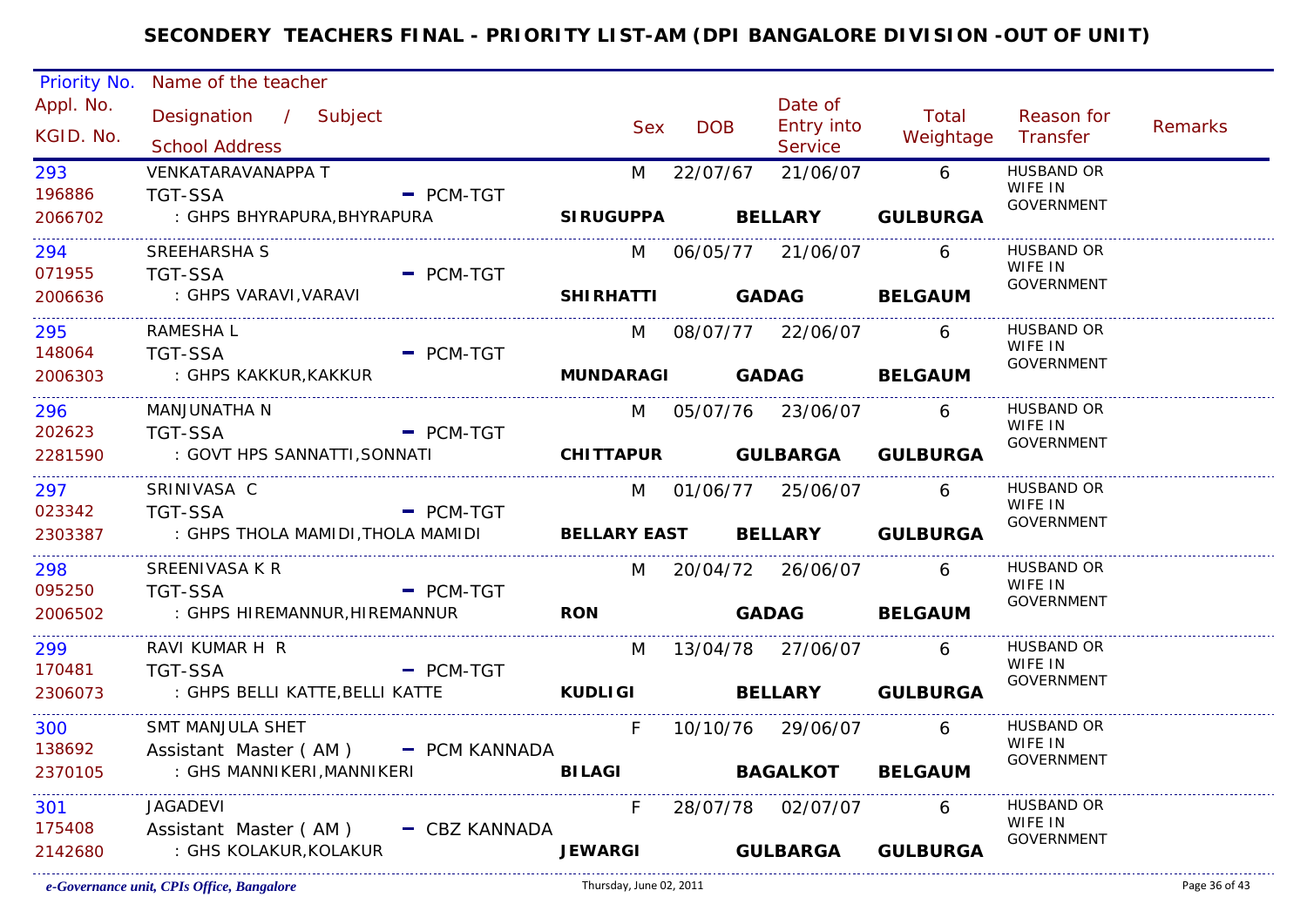# SECONDERY TEACHERS FINAL - PRIORITY LIST-AM (DPI BANGALORE DIVISION -OUT OF UNIT)

| Priority No. / Appl. No. / KGID. No. | Name of the teacher / Designation / Subject / School Address | Sex | DOB | Date of Entry into Service | Total Weightage | Reason for Transfer | Remarks |
|---|---|---|---|---|---|---|---|
| 293 / 196886 / 2066702 | VENKATARAVANAPPA T / TGT-SSA - PCM-TGT / : GHPS BHYRAPURA,BHYRAPURA **SIRUGUPPA BELLARY GULBURGA** | M | 22/07/67 | 21/06/07 | 6 | HUSBAND OR WIFE IN GOVERNMENT | |
| 294 / 071955 / 2006636 | SREEHARSHA S / TGT-SSA - PCM-TGT / : GHPS VARAVI,VARAVI **SHIRHATTI GADAG BELGAUM** | M | 06/05/77 | 21/06/07 | 6 | HUSBAND OR WIFE IN GOVERNMENT | |
| 295 / 148064 / 2006303 | RAMESHA L / TGT-SSA - PCM-TGT / : GHPS KAKKUR,KAKKUR **MUNDARAGI GADAG BELGAUM** | M | 08/07/77 | 22/06/07 | 6 | HUSBAND OR WIFE IN GOVERNMENT | |
| 296 / 202623 / 2281590 | MANJUNATHA N / TGT-SSA - PCM-TGT / : GOVT HPS SANNATTI,SONNATI **CHITTAPUR GULBARGA GULBURGA** | M | 05/07/76 | 23/06/07 | 6 | HUSBAND OR WIFE IN GOVERNMENT | |
| 297 / 023342 / 2303387 | SRINIVASA C / TGT-SSA - PCM-TGT / : GHPS THOLA MAMIDI,THOLA MAMIDI **BELLARY EAST BELLARY GULBURGA** | M | 01/06/77 | 25/06/07 | 6 | HUSBAND OR WIFE IN GOVERNMENT | |
| 298 / 095250 / 2006502 | SREENIVASA K R / TGT-SSA - PCM-TGT / : GHPS HIREMANNUR,HIREMANNUR **RON GADAG BELGAUM** | M | 20/04/72 | 26/06/07 | 6 | HUSBAND OR WIFE IN GOVERNMENT | |
| 299 / 170481 / 2306073 | RAVI KUMAR H R / TGT-SSA - PCM-TGT / : GHPS BELLI KATTE,BELLI KATTE **KUDLIGI BELLARY GULBURGA** | M | 13/04/78 | 27/06/07 | 6 | HUSBAND OR WIFE IN GOVERNMENT | |
| 300 / 138692 / 2370105 | SMT MANJULA SHET / Assistant Master ( AM ) - PCM KANNADA / : GHS MANNIKERI,MANNIKERI **BILAGI BAGALKOT BELGAUM** | F | 10/10/76 | 29/06/07 | 6 | HUSBAND OR WIFE IN GOVERNMENT | |
| 301 / 175408 / 2142680 | JAGADEVI / Assistant Master ( AM ) - CBZ KANNADA / : GHS KOLAKUR,KOLAKUR **JEWARGI GULBARGA GULBURGA** | F | 28/07/78 | 02/07/07 | 6 | HUSBAND OR WIFE IN GOVERNMENT | |

*e-Governance unit, CPIs Office, Bangalore* Thursday, June 02, 2011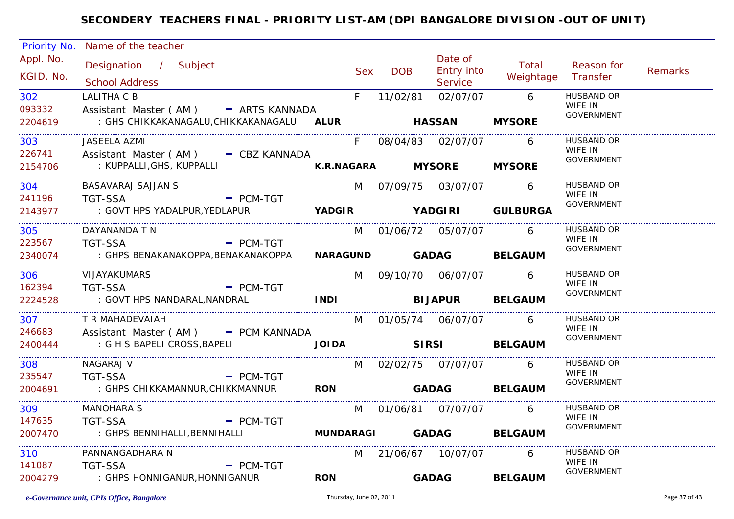# SECONDERY TEACHERS FINAL - PRIORITY LIST-AM (DPI BANGALORE DIVISION -OUT OF UNIT)

| Priority No. / Appl. No. / KGID. No. | Name of the teacher / Designation / Subject / School Address | Sex | DOB | Date of Entry into Service | Total Weightage | Reason for Transfer | Remarks |
|---|---|---|---|---|---|---|---|
| 302 / 093332 / 2204619 | LALITHA C B / Assistant Master ( AM ) - ARTS KANNADA / : GHS CHIKKAKANAGALU,CHIKKAKANAGALU **ALUR** **HASSAN** **MYSORE** | F | 11/02/81 | 02/07/07 | 6 | HUSBAND OR WIFE IN GOVERNMENT | |
| 303 / 226741 / 2154706 | JASEELA AZMI / Assistant Master ( AM ) - CBZ KANNADA / : KUPPALLI,GHS, KUPPALLI **K.R.NAGARA** **MYSORE** **MYSORE** | F | 08/04/83 | 02/07/07 | 6 | HUSBAND OR WIFE IN GOVERNMENT | |
| 304 / 241196 / 2143977 | BASAVARAJ SAJJAN S / TGT-SSA - PCM-TGT / : GOVT HPS YADALPUR,YEDLAPUR **YADGIR** **YADGIRI** **GULBURGA** | M | 07/09/75 | 03/07/07 | 6 | HUSBAND OR WIFE IN GOVERNMENT | |
| 305 / 223567 / 2340074 | DAYANANDA T N / TGT-SSA - PCM-TGT / : GHPS BENAKANAKOPPA,BENAKANAKOPPA **NARAGUND** **GADAG** **BELGAUM** | M | 01/06/72 | 05/07/07 | 6 | HUSBAND OR WIFE IN GOVERNMENT | |
| 306 / 162394 / 2224528 | VIJAYAKUMARS / TGT-SSA - PCM-TGT / : GOVT HPS NANDARAL,NANDRAL **INDI** **BIJAPUR** **BELGAUM** | M | 09/10/70 | 06/07/07 | 6 | HUSBAND OR WIFE IN GOVERNMENT | |
| 307 / 246683 / 2400444 | T R MAHADEVAIAH / Assistant Master ( AM ) - PCM KANNADA / : G H S BAPELI CROSS,BAPELI **JOIDA** **SIRSI** **BELGAUM** | M | 01/05/74 | 06/07/07 | 6 | HUSBAND OR WIFE IN GOVERNMENT | |
| 308 / 235547 / 2004691 | NAGARAJ V / TGT-SSA - PCM-TGT / : GHPS CHIKKAMANNUR,CHIKKMANNUR **RON** **GADAG** **BELGAUM** | M | 02/02/75 | 07/07/07 | 6 | HUSBAND OR WIFE IN GOVERNMENT | |
| 309 / 147635 / 2007470 | MANOHARA S / TGT-SSA - PCM-TGT / : GHPS BENNIHALLI,BENNIHALLI **MUNDARAGI** **GADAG** **BELGAUM** | M | 01/06/81 | 07/07/07 | 6 | HUSBAND OR WIFE IN GOVERNMENT | |
| 310 / 141087 / 2004279 | PANNANGADHARA N / TGT-SSA - PCM-TGT / : GHPS HONNIGANUR,HONNIGANUR **RON** **GADAG** **BELGAUM** | M | 21/06/67 | 10/07/07 | 6 | HUSBAND OR WIFE IN GOVERNMENT | |

*e-Governance unit, CPIs Office, Bangalore* Thursday, June 02, 2011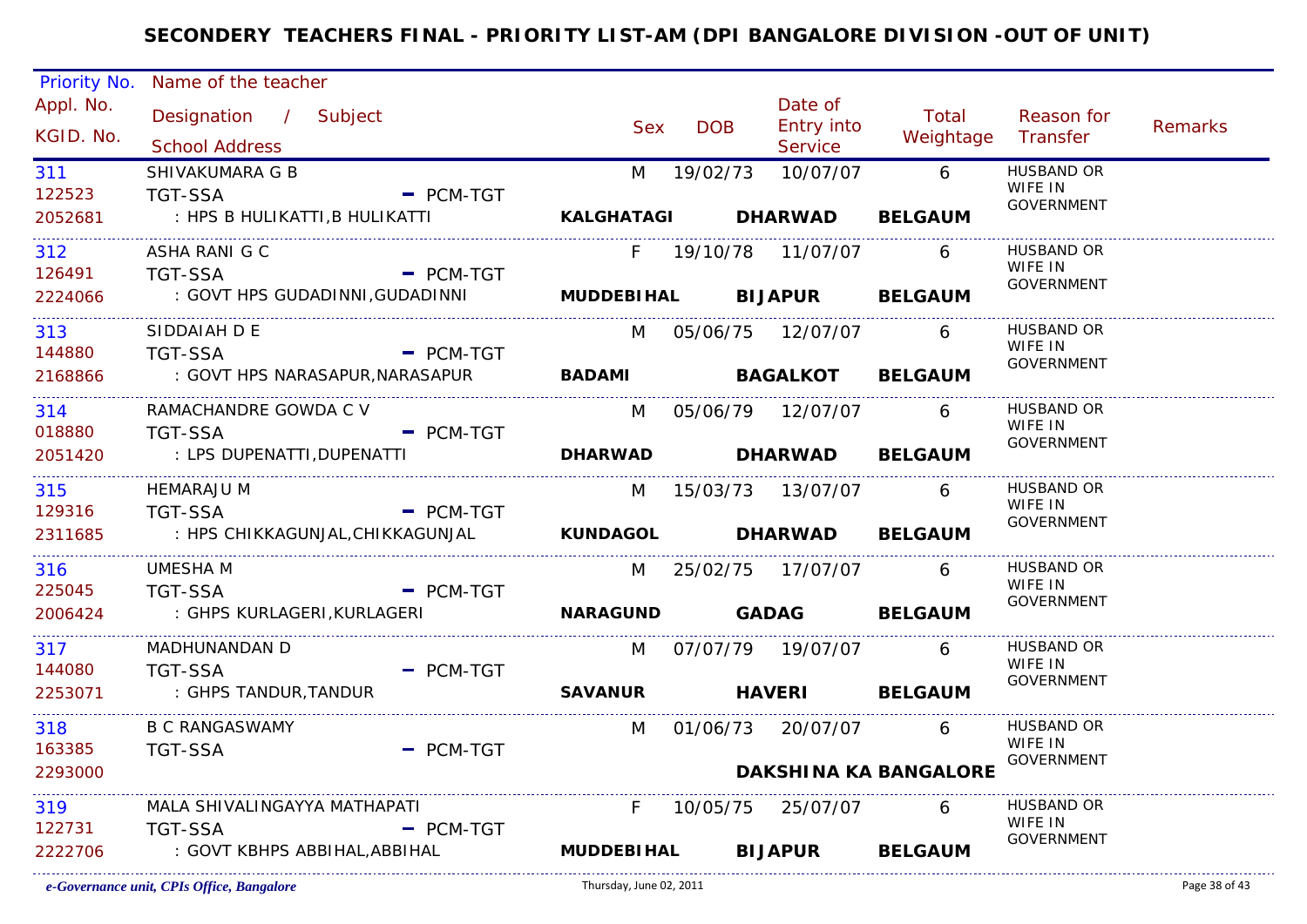# SECONDERY TEACHERS FINAL - PRIORITY LIST-AM (DPI BANGALORE DIVISION -OUT OF UNIT)

| Priority No. / Appl. No. / KGID. No. | Name of the teacher / Designation / Subject / School Address | Sex | DOB | Date of Entry into Service | Total Weightage | Reason for Transfer | Remarks |
|---|---|---|---|---|---|---|---|
| 311 / 122523 / 2052681 | SHIVAKUMARA G B / TGT-SSA - PCM-TGT / : HPS B HULIKATTI,B HULIKATTI / **KALGHATAGI** **DHARWAD** **BELGAUM** | M | 19/02/73 | 10/07/07 | 6 | HUSBAND OR WIFE IN GOVERNMENT | |
| 312 / 126491 / 2224066 | ASHA RANI G C / TGT-SSA - PCM-TGT / : GOVT HPS GUDADINNI,GUDADINNI / **MUDDEBIHAL** **BIJAPUR** **BELGAUM** | F | 19/10/78 | 11/07/07 | 6 | HUSBAND OR WIFE IN GOVERNMENT | |
| 313 / 144880 / 2168866 | SIDDAIAH D E / TGT-SSA - PCM-TGT / : GOVT HPS NARASAPUR,NARASAPUR / **BADAMI** **BAGALKOT** **BELGAUM** | M | 05/06/75 | 12/07/07 | 6 | HUSBAND OR WIFE IN GOVERNMENT | |
| 314 / 018880 / 2051420 | RAMACHANDRE GOWDA C V / TGT-SSA - PCM-TGT / : LPS DUPENATTI,DUPENATTI / **DHARWAD** **DHARWAD** **BELGAUM** | M | 05/06/79 | 12/07/07 | 6 | HUSBAND OR WIFE IN GOVERNMENT | |
| 315 / 129316 / 2311685 | HEMARAJU M / TGT-SSA - PCM-TGT / : HPS CHIKKAGUNJAL,CHIKKAGUNJAL / **KUNDAGOL** **DHARWAD** **BELGAUM** | M | 15/03/73 | 13/07/07 | 6 | HUSBAND OR WIFE IN GOVERNMENT | |
| 316 / 225045 / 2006424 | UMESHA M / TGT-SSA - PCM-TGT / : GHPS KURLAGERI,KURLAGERI / **NARAGUND** **GADAG** **BELGAUM** | M | 25/02/75 | 17/07/07 | 6 | HUSBAND OR WIFE IN GOVERNMENT | |
| 317 / 144080 / 2253071 | MADHUNANDAN D / TGT-SSA - PCM-TGT / : GHPS TANDUR,TANDUR / **SAVANUR** **HAVERI** **BELGAUM** | M | 07/07/79 | 19/07/07 | 6 | HUSBAND OR WIFE IN GOVERNMENT | |
| 318 / 163385 / 2293000 | B C RANGASWAMY / TGT-SSA - PCM-TGT / **DAKSHINA KA BANGALORE** | M | 01/06/73 | 20/07/07 | 6 | HUSBAND OR WIFE IN GOVERNMENT | |
| 319 / 122731 / 2222706 | MALA SHIVALINGAYYA MATHAPATI / TGT-SSA - PCM-TGT / : GOVT KBHPS ABBIHAL,ABBIHAL / **MUDDEBIHAL** **BIJAPUR** **BELGAUM** | F | 10/05/75 | 25/07/07 | 6 | HUSBAND OR WIFE IN GOVERNMENT | |

*e-Governance unit, CPIs Office, Bangalore*    Thursday, June 02, 2011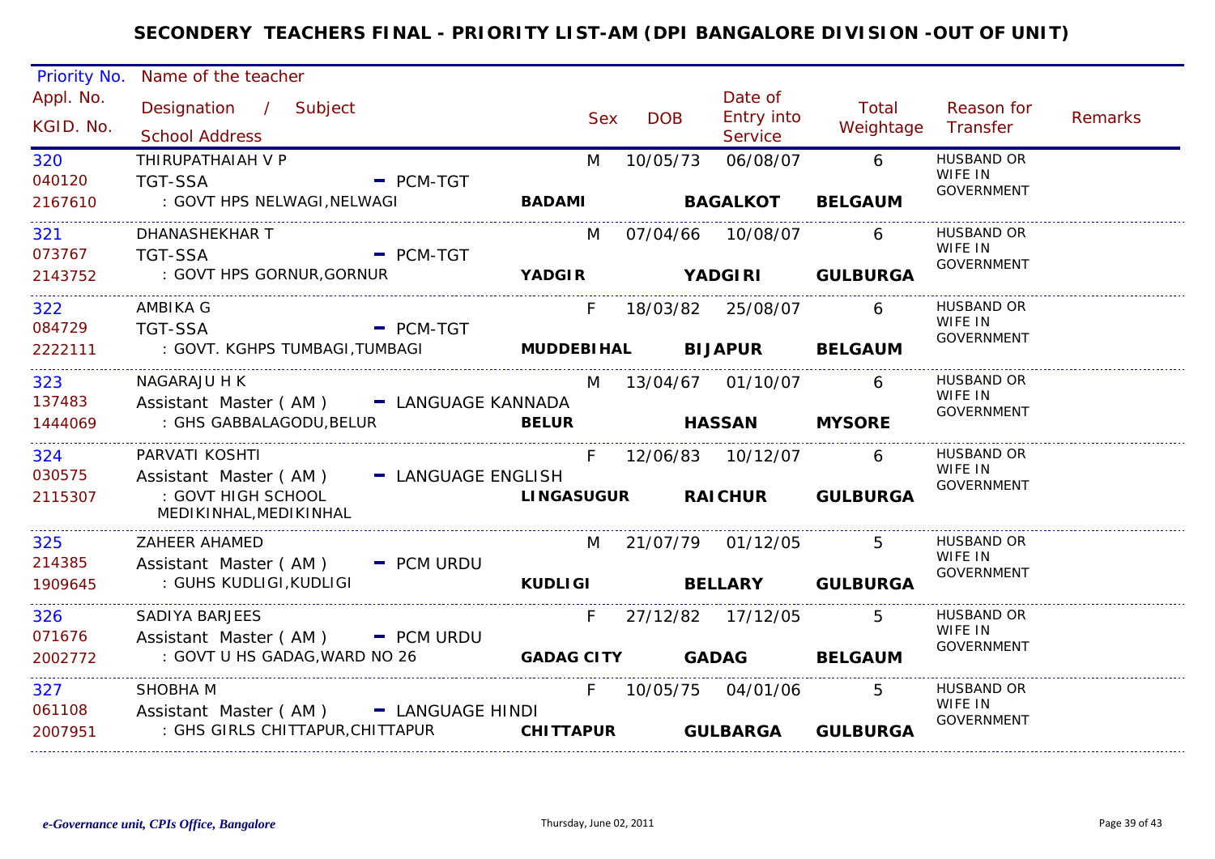# SECONDERY TEACHERS FINAL - PRIORITY LIST-AM (DPI BANGALORE DIVISION -OUT OF UNIT)

| Priority No. / Appl. No. / KGID. No. | Name of the teacher / Designation / Subject / School Address | | Sex | DOB | Date of Entry into Service | Total Weightage | Reason for Transfer | Remarks |
|---|---|---|---|---|---|---|---|---|
| 320 / 040120 / 2167610 | THIRUPATHAIAH V P / TGT-SSA - PCM-TGT / : GOVT HPS NELWAGI,NELWAGI | BADAMI | M | 10/05/73 | 06/08/07 BAGALKOT | 6 BELGAUM | HUSBAND OR WIFE IN GOVERNMENT | |
| 321 / 073767 / 2143752 | DHANASHEKHAR T / TGT-SSA - PCM-TGT / : GOVT HPS GORNUR,GORNUR | YADGIR | M | 07/04/66 | 10/08/07 YADGIRI | 6 GULBURGA | HUSBAND OR WIFE IN GOVERNMENT | |
| 322 / 084729 / 2222111 | AMBIKA G / TGT-SSA - PCM-TGT / : GOVT. KGHPS TUMBAGI,TUMBAGI | MUDDEBIHAL | F | 18/03/82 | 25/08/07 BIJAPUR | 6 BELGAUM | HUSBAND OR WIFE IN GOVERNMENT | |
| 323 / 137483 / 1444069 | NAGARAJU H K / Assistant Master ( AM ) - LANGUAGE KANNADA / : GHS GABBALAGODU,BELUR | BELUR | M | 13/04/67 | 01/10/07 HASSAN | 6 MYSORE | HUSBAND OR WIFE IN GOVERNMENT | |
| 324 / 030575 / 2115307 | PARVATI KOSHTI / Assistant Master ( AM ) - LANGUAGE ENGLISH / : GOVT HIGH SCHOOL MEDIKINHAL,MEDIKINHAL | LINGASUGUR | F | 12/06/83 | 10/12/07 RAICHUR | 6 GULBURGA | HUSBAND OR WIFE IN GOVERNMENT | |
| 325 / 214385 / 1909645 | ZAHEER AHAMED / Assistant Master ( AM ) - PCM URDU / : GUHS KUDLIGI,KUDLIGI | KUDLIGI | M | 21/07/79 | 01/12/05 BELLARY | 5 GULBURGA | HUSBAND OR WIFE IN GOVERNMENT | |
| 326 / 071676 / 2002772 | SADIYA BARJEES / Assistant Master ( AM ) - PCM URDU / : GOVT U HS GADAG,WARD NO 26 | GADAG CITY | F | 27/12/82 | 17/12/05 GADAG | 5 BELGAUM | HUSBAND OR WIFE IN GOVERNMENT | |
| 327 / 061108 / 2007951 | SHOBHA M / Assistant Master ( AM ) - LANGUAGE HINDI / : GHS GIRLS CHITTAPUR,CHITTAPUR | CHITTAPUR | F | 10/05/75 | 04/01/06 GULBARGA | 5 GULBURGA | HUSBAND OR WIFE IN GOVERNMENT | |

*e-Governance unit, CPIs Office, Bangalore* — Thursday, June 02, 2011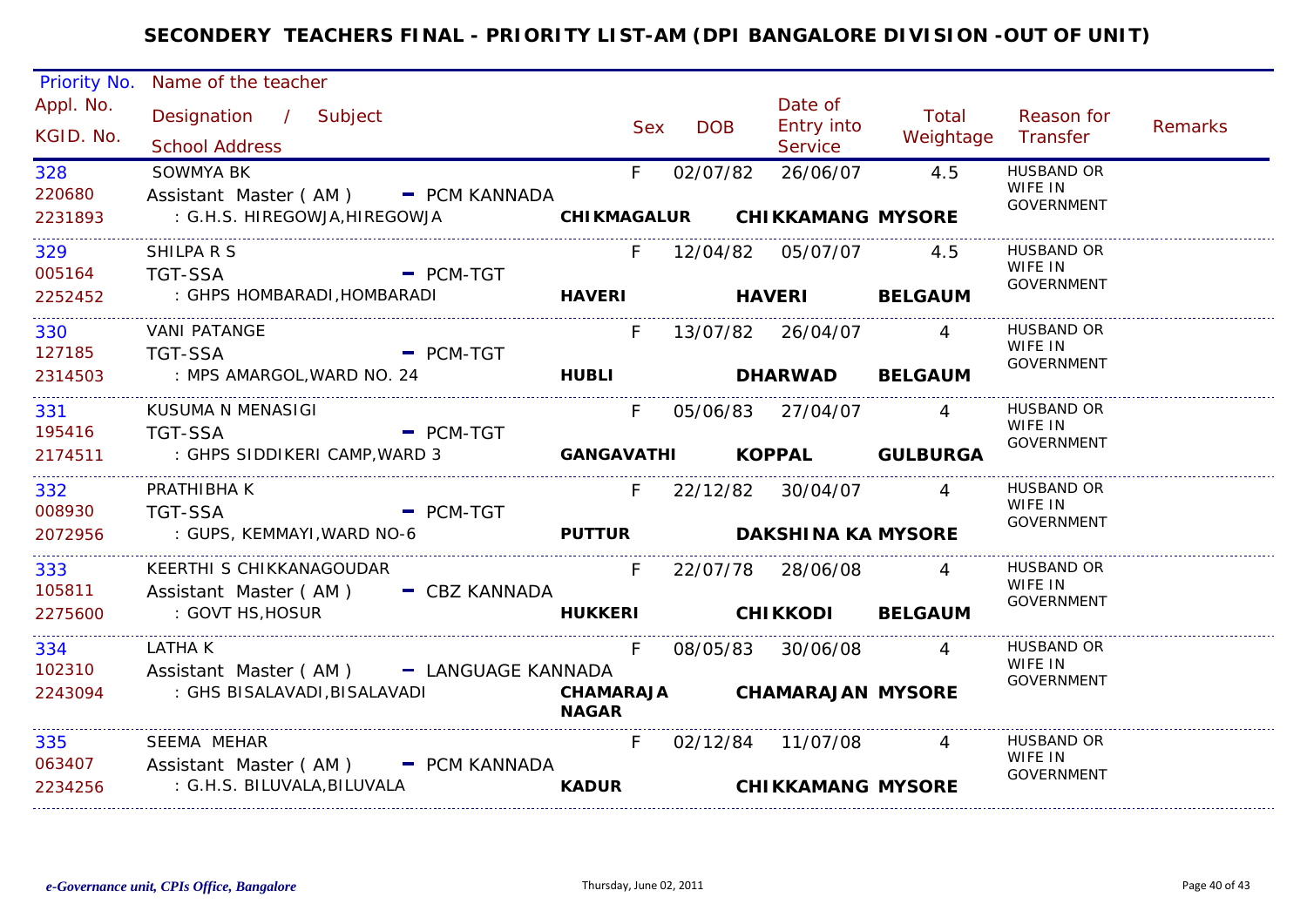# SECONDERY TEACHERS FINAL - PRIORITY LIST-AM (DPI BANGALORE DIVISION -OUT OF UNIT)

| Priority No. / Appl. No. / KGID. No. | Name of the teacher / Designation / Subject / School Address | Sex | DOB | Date of Entry into Service | Total Weightage | Reason for Transfer | Remarks |
|---|---|---|---|---|---|---|---|
| 328 / 220680 / 2231893 | SOWMYA BK / Assistant Master ( AM ) - PCM KANNADA / : G.H.S. HIREGOWJA,HIREGOWJA / **CHIKMAGALUR** **CHIKKAMANG** **MYSORE** | F | 02/07/82 | 26/06/07 | 4.5 | HUSBAND OR WIFE IN GOVERNMENT | |
| 329 / 005164 / 2252452 | SHILPA R S / TGT-SSA - PCM-TGT / : GHPS HOMBARADI,HOMBARADI / **HAVERI** **HAVERI** **BELGAUM** | F | 12/04/82 | 05/07/07 | 4.5 | HUSBAND OR WIFE IN GOVERNMENT | |
| 330 / 127185 / 2314503 | VANI PATANGE / TGT-SSA - PCM-TGT / : MPS AMARGOL,WARD NO. 24 / **HUBLI** **DHARWAD** **BELGAUM** | F | 13/07/82 | 26/04/07 | 4 | HUSBAND OR WIFE IN GOVERNMENT | |
| 331 / 195416 / 2174511 | KUSUMA N MENASIGI / TGT-SSA - PCM-TGT / : GHPS SIDDIKERI CAMP,WARD 3 / **GANGAVATHI** **KOPPAL** **GULBURGA** | F | 05/06/83 | 27/04/07 | 4 | HUSBAND OR WIFE IN GOVERNMENT | |
| 332 / 008930 / 2072956 | PRATHIBHA K / TGT-SSA - PCM-TGT / : GUPS, KEMMAYI,WARD NO-6 / **PUTTUR** **DAKSHINA KA** **MYSORE** | F | 22/12/82 | 30/04/07 | 4 | HUSBAND OR WIFE IN GOVERNMENT | |
| 333 / 105811 / 2275600 | KEERTHI S CHIKKANAGOUDAR / Assistant Master ( AM ) - CBZ KANNADA / : GOVT HS,HOSUR / **HUKKERI** **CHIKKODI** **BELGAUM** | F | 22/07/78 | 28/06/08 | 4 | HUSBAND OR WIFE IN GOVERNMENT | |
| 334 / 102310 / 2243094 | LATHA K / Assistant Master ( AM ) - LANGUAGE KANNADA / : GHS BISALAVADI,BISALAVADI / **CHAMARAJA NAGAR** **CHAMARAJAN** **MYSORE** | F | 08/05/83 | 30/06/08 | 4 | HUSBAND OR WIFE IN GOVERNMENT | |
| 335 / 063407 / 2234256 | SEEMA MEHAR / Assistant Master ( AM ) - PCM KANNADA / : G.H.S. BILUVALA,BILUVALA / **KADUR** **CHIKKAMANG** **MYSORE** | F | 02/12/84 | 11/07/08 | 4 | HUSBAND OR WIFE IN GOVERNMENT | |

*e-Governance unit, CPIs Office, Bangalore* — Thursday, June 02, 2011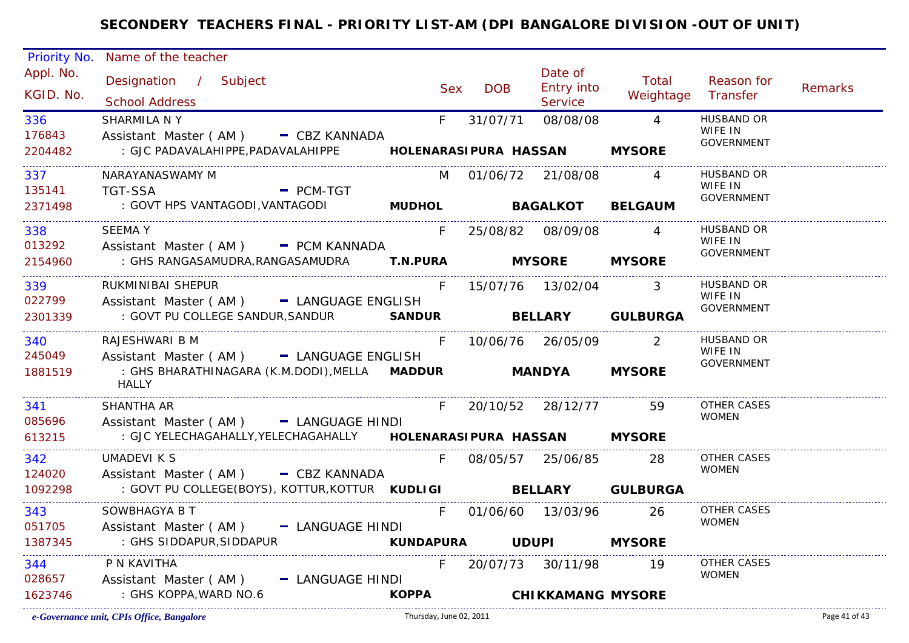# SECONDERY TEACHERS FINAL - PRIORITY LIST-AM (DPI BANGALORE DIVISION -OUT OF UNIT)

| Priority No. / Appl. No. / KGID. No. | Name of the teacher / Designation / Subject / School Address | Sex | DOB | Date of Entry into Service | Total Weightage | Reason for Transfer | Remarks |
|---|---|---|---|---|---|---|---|
| 336 / 176843 / 2204482 | SHARMILA N Y / Assistant Master ( AM ) - CBZ KANNADA / : GJC PADAVALAHIPPE,PADAVALAHIPPE HOLENARASIPURA HASSAN MYSORE | F | 31/07/71 | 08/08/08 | 4 | HUSBAND OR WIFE IN GOVERNMENT | |
| 337 / 135141 / 2371498 | NARAYANASWAMY M / TGT-SSA - PCM-TGT / : GOVT HPS VANTAGODI,VANTAGODI MUDHOL BAGALKOT BELGAUM | M | 01/06/72 | 21/08/08 | 4 | HUSBAND OR WIFE IN GOVERNMENT | |
| 338 / 013292 / 2154960 | SEEMA Y / Assistant Master ( AM ) - PCM KANNADA / : GHS RANGASAMUDRA,RANGASAMUDRA T.N.PURA MYSORE MYSORE | F | 25/08/82 | 08/09/08 | 4 | HUSBAND OR WIFE IN GOVERNMENT | |
| 339 / 022799 / 2301339 | RUKMINIBAI SHEPUR / Assistant Master ( AM ) - LANGUAGE ENGLISH / : GOVT PU COLLEGE SANDUR,SANDUR SANDUR BELLARY GULBURGA | F | 15/07/76 | 13/02/04 | 3 | HUSBAND OR WIFE IN GOVERNMENT | |
| 340 / 245049 / 1881519 | RAJESHWARI B M / Assistant Master ( AM ) - LANGUAGE ENGLISH / : GHS BHARATHINAGARA (K.M.DODI),MELLA HALLY MADDUR MANDYA MYSORE | F | 10/06/76 | 26/05/09 | 2 | HUSBAND OR WIFE IN GOVERNMENT | |
| 341 / 085696 / 613215 | SHANTHA AR / Assistant Master ( AM ) - LANGUAGE HINDI / : GJC YELECHAGAHALLY,YELECHAGAHALLY HOLENARASIPURA HASSAN MYSORE | F | 20/10/52 | 28/12/77 | 59 | OTHER CASES WOMEN | |
| 342 / 124020 / 1092298 | UMADEVI K S / Assistant Master ( AM ) - CBZ KANNADA / : GOVT PU COLLEGE(BOYS), KOTTUR,KOTTUR KUDLIGI BELLARY GULBURGA | F | 08/05/57 | 25/06/85 | 28 | OTHER CASES WOMEN | |
| 343 / 051705 / 1387345 | SOWBHAGYA B T / Assistant Master ( AM ) - LANGUAGE HINDI / : GHS SIDDAPUR,SIDDAPUR KUNDAPURA UDUPI MYSORE | F | 01/06/60 | 13/03/96 | 26 | OTHER CASES WOMEN | |
| 344 / 028657 / 1623746 | P N KAVITHA / Assistant Master ( AM ) - LANGUAGE HINDI / : GHS KOPPA,WARD NO.6 KOPPA CHIKKAMANG MYSORE | F | 20/07/73 | 30/11/98 | 19 | OTHER CASES WOMEN | |

*e-Governance unit, CPIs Office, Bangalore* Thursday, June 02, 2011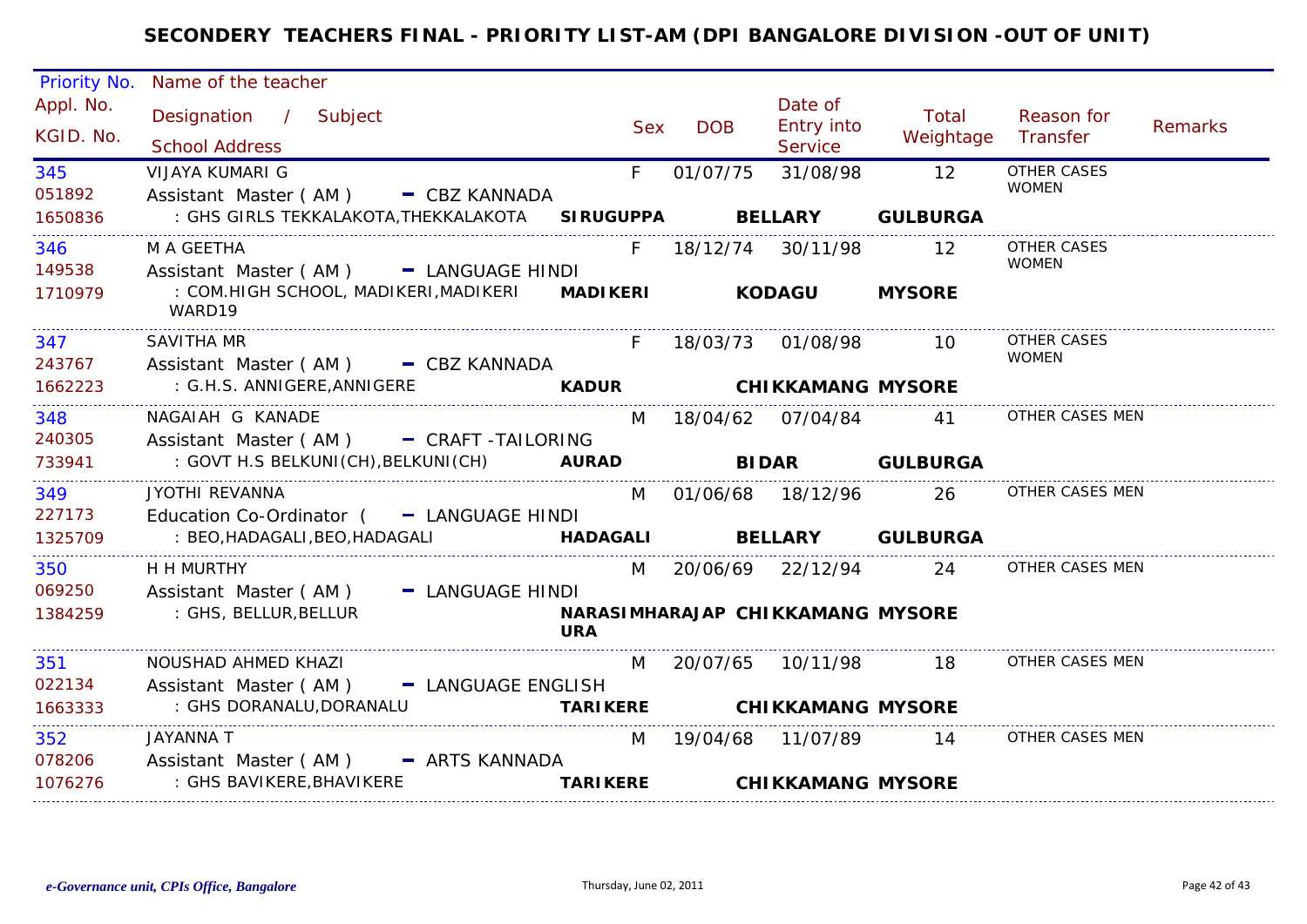# SECONDERY TEACHERS FINAL - PRIORITY LIST-AM (DPI BANGALORE DIVISION -OUT OF UNIT)

| Priority No. / Appl. No. / KGID. No. | Name of the teacher / Designation / Subject / School Address | Sex | DOB | Date of Entry into Service | Total Weightage | Reason for Transfer | Remarks |
|---|---|---|---|---|---|---|---|
| 345<br>051892<br>1650836 | VIJAYA KUMARI G<br>Assistant Master ( AM ) - CBZ KANNADA<br>: GHS GIRLS TEKKALAKOTA,THEKKALAKOTA **SIRUGUPPA BELLARY GULBURGA** | F | 01/07/75 | 31/08/98 | 12 | OTHER CASES WOMEN | |
| 346<br>149538<br>1710979 | M A GEETHA<br>Assistant Master ( AM ) - LANGUAGE HINDI<br>: COM.HIGH SCHOOL, MADIKERI,MADIKERI WARD19 **MADIKERI KODAGU MYSORE** | F | 18/12/74 | 30/11/98 | 12 | OTHER CASES WOMEN | |
| 347<br>243767<br>1662223 | SAVITHA MR<br>Assistant Master ( AM ) - CBZ KANNADA<br>: G.H.S. ANNIGERE,ANNIGERE **KADUR CHIKKAMANG MYSORE** | F | 18/03/73 | 01/08/98 | 10 | OTHER CASES WOMEN | |
| 348<br>240305<br>733941 | NAGAIAH G KANADE<br>Assistant Master ( AM ) - CRAFT -TAILORING<br>: GOVT H.S BELKUNI(CH),BELKUNI(CH) **AURAD BIDAR GULBURGA** | M | 18/04/62 | 07/04/84 | 41 | OTHER CASES MEN | |
| 349<br>227173<br>1325709 | JYOTHI REVANNA<br>Education Co-Ordinator ( - LANGUAGE HINDI<br>: BEO,HADAGALI,BEO,HADAGALI **HADAGALI BELLARY GULBURGA** | M | 01/06/68 | 18/12/96 | 26 | OTHER CASES MEN | |
| 350<br>069250<br>1384259 | H H MURTHY<br>Assistant Master ( AM ) - LANGUAGE HINDI<br>: GHS, BELLUR,BELLUR **NARASIMHARAJAPURA CHIKKAMANG MYSORE** | M | 20/06/69 | 22/12/94 | 24 | OTHER CASES MEN | |
| 351<br>022134<br>1663333 | NOUSHAD AHMED KHAZI<br>Assistant Master ( AM ) - LANGUAGE ENGLISH<br>: GHS DORANALU,DORANALU **TARIKERE CHIKKAMANG MYSORE** | M | 20/07/65 | 10/11/98 | 18 | OTHER CASES MEN | |
| 352<br>078206<br>1076276 | JAYANNA T<br>Assistant Master ( AM ) - ARTS KANNADA<br>: GHS BAVIKERE,BHAVIKERE **TARIKERE CHIKKAMANG MYSORE** | M | 19/04/68 | 11/07/89 | 14 | OTHER CASES MEN | |

*e-Governance unit, CPIs Office, Bangalore* Thursday, June 02, 2011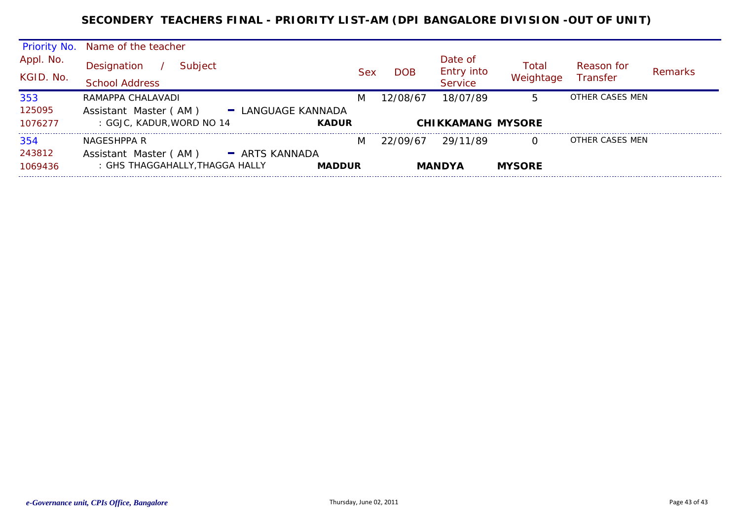# SECONDERY TEACHERS FINAL - PRIORITY LIST-AM (DPI BANGALORE DIVISION -OUT OF UNIT)

| Priority No. / Appl. No. / KGID. No. | Name of the teacher / Designation / Subject / School Address | | Sex | DOB | Date of Entry into Service | Total Weightage | Reason for Transfer | Remarks |
|---|---|---|---|---|---|---|---|---|
| 353 | RAMAPPA CHALAVADI | | M | 12/08/67 | 18/07/89 | 5 | OTHER CASES MEN | |
| 125095 | Assistant Master ( AM ) - LANGUAGE KANNADA | | | | | | | |
| 1076277 | : GGJC, KADUR,WORD NO 14 | **KADUR** | | | **CHIKKAMANG** | **MYSORE** | | |
| 354 | NAGESHPPA R | | M | 22/09/67 | 29/11/89 | 0 | OTHER CASES MEN | |
| 243812 | Assistant Master ( AM ) - ARTS KANNADA | | | | | | | |
| 1069436 | : GHS THAGGAHALLY,THAGGA HALLY | **MADDUR** | | | **MANDYA** | **MYSORE** | | |

*e-Governance unit, CPIs Office, Bangalore*

Thursday, June 02, 2011